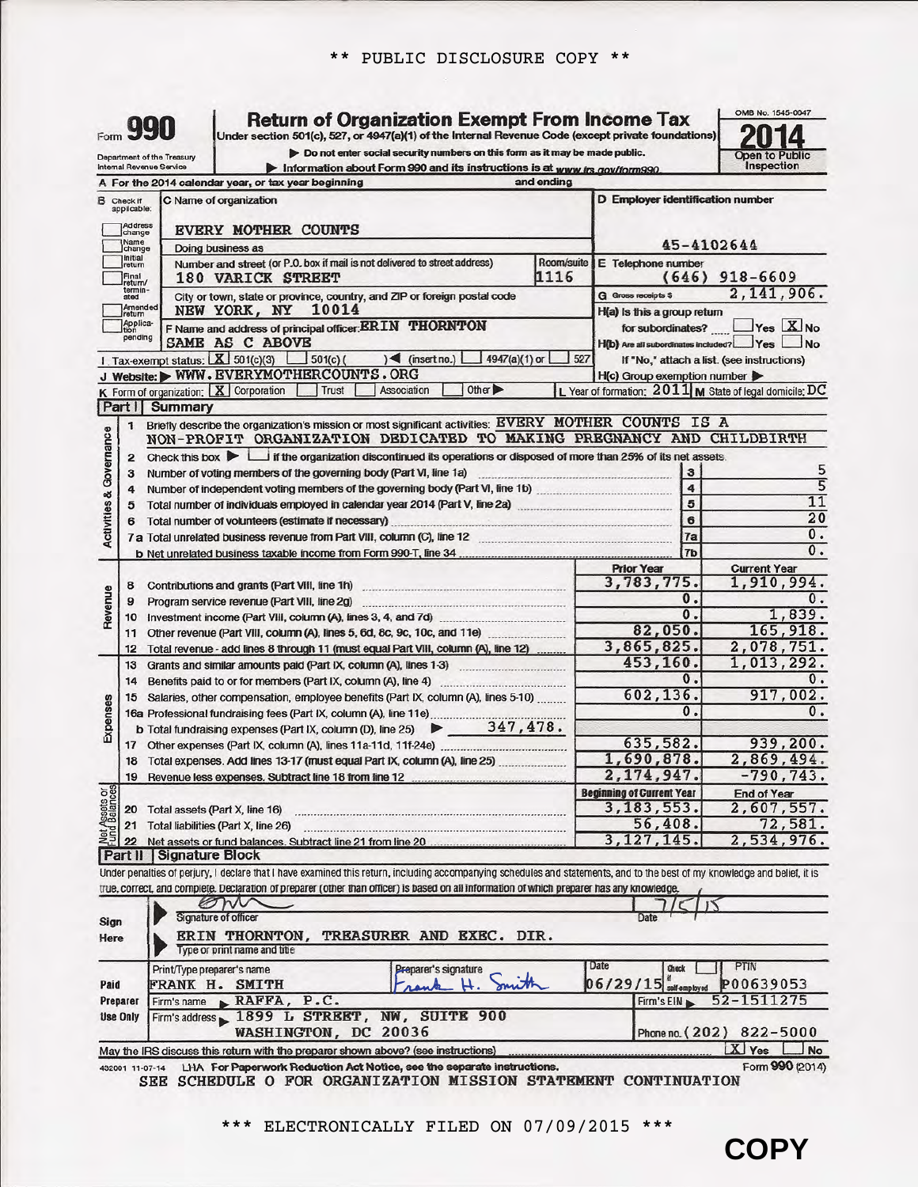\*\* PUBLIC DISCLOSURE COPY \*\*

# Form 990 — Return of Organization Exempt From Income Tax

Under section 501(c), 527, or 4947(a)(1) of the Internal Revenue Code (except private foundations)

Do not enter social security numbers on this form as it may be made public.

Information about Form 990 and its instructions is at www.irs.gov/form990

Department of the Treasury, Internal Revenue Service

OMB No. 1545-0047 — **2014** — Open to Public Inspection

A For the 2014 calendar year, or tax year beginning and ending

B Check if applicable: Address change, Name change, Initial return, Final return/terminated, Amended return, Application pending

C Name of organization: **EVERY MOTHER COUNTS**

Doing business as

Number and street (or P.O. box if mail is not delivered to street address): 180 VARICK STREET — Room/suite: 1116

City or town, state or province, country, and ZIP or foreign postal code: NEW YORK, NY 10014

F Name and address of principal officer: ERIN THORNTON, SAME AS C ABOVE

D Employer identification number: 45-4102644

E Telephone number: (646) 918-6609

G Gross receipts $ 2,141,906.

H(a) Is this a group return for subordinates? ☐ Yes ☒ No

H(b) Are all subordinates included? ☐ Yes ☐ No — If "No," attach a list. (see instructions)

H(c) Group exemption number

I Tax-exempt status: ☒ 501(c)(3) ☐ 501(c) ( ) (insert no.) ☐ 4947(a)(1) or ☐ 527

J Website: WWW.EVERYMOTHERCOUNTS.ORG

K Form of organization: ☒ Corporation ☐ Trust ☐ Association ☐ Other

L Year of formation: 2011 — M State of legal domicile: DC

## Part I Summary

1 Briefly describe the organization's mission or most significant activities: EVERY MOTHER COUNTS IS A NON-PROFIT ORGANIZATION DEDICATED TO MAKING PREGNANCY AND CHILDBIRTH

2 Check this box ☐ if the organization discontinued its operations or disposed of more than 25% of its net assets.

| Activities & Governance | | | |
|---|---|---|---|
| 3 | Number of voting members of the governing body (Part VI, line 1a) | 3 | 5 |
| 4 | Number of independent voting members of the governing body (Part VI, line 1b) | 4 | 5 |
| 5 | Total number of individuals employed in calendar year 2014 (Part V, line 2a) | 5 | 11 |
| 6 | Total number of volunteers (estimate if necessary) | 6 | 20 |
| 7a | Total unrelated business revenue from Part VIII, column (C), line 12 | 7a | 0. |
| b | Net unrelated business taxable income from Form 990-T, line 34 | 7b | 0. |

| | | | Prior Year | Current Year |
|---|---|---|---|---|
| Revenue | 8 | Contributions and grants (Part VIII, line 1h) | 3,783,775. | 1,910,994. |
| | 9 | Program service revenue (Part VIII, line 2g) | 0. | 0. |
| | 10 | Investment income (Part VIII, column (A), lines 3, 4, and 7d) | 0. | 1,839. |
| | 11 | Other revenue (Part VIII, column (A), lines 5, 6d, 8c, 9c, 10c, and 11e) | 82,050. | 165,918. |
| | 12 | Total revenue - add lines 8 through 11 (must equal Part VIII, column (A), line 12) | 3,865,825. | 2,078,751. |
| Expenses | 13 | Grants and similar amounts paid (Part IX, column (A), lines 1-3) | 453,160. | 1,013,292. |
| | 14 | Benefits paid to or for members (Part IX, column (A), line 4) | 0. | 0. |
| | 15 | Salaries, other compensation, employee benefits (Part IX, column (A), lines 5-10) | 602,136. | 917,002. |
| | 16a | Professional fundraising fees (Part IX, column (A), line 11e) | 0. | 0. |
| | b | Total fundraising expenses (Part IX, column (D), line 25) 347,478. | | |
| | 17 | Other expenses (Part IX, column (A), lines 11a-11d, 11f-24e) | 635,582. | 939,200. |
| | 18 | Total expenses. Add lines 13-17 (must equal Part IX, column (A), line 25) | 1,690,878. | 2,869,494. |
| | 19 | Revenue less expenses. Subtract line 18 from line 12 | 2,174,947. | -790,743. |
| | | | **Beginning of Current Year** | **End of Year** |
| Net Assets or Fund Balances | 20 | Total assets (Part X, line 16) | 3,183,553. | 2,607,557. |
| | 21 | Total liabilities (Part X, line 26) | 56,408. | 72,581. |
| | 22 | Net assets or fund balances. Subtract line 21 from line 20 | 3,127,145. | 2,534,976. |

## Part II Signature Block

Under penalties of perjury, I declare that I have examined this return, including accompanying schedules and statements, and to the best of my knowledge and belief, it is true, correct, and complete. Declaration of preparer (other than officer) is based on all information of which preparer has any knowledge.

**Sign Here**

Signature of officer — Date: 7/5/15

ERIN THORNTON, TREASURER AND EXEC. DIR.

Type or print name and title

**Paid Preparer Use Only**

| Print/Type preparer's name | Preparer's signature | Date | Check if self-employed | PTIN |
|---|---|---|---|---|
| FRANK H. SMITH | Frank H. Smith | 06/29/15 | ☐ | P00639053 |

Firm's name: RAFFA, P.C. — Firm's EIN: 52-1511275

Firm's address: 1899 L STREET, NW, SUITE 900, WASHINGTON, DC 20036 — Phone no. (202) 822-5000

May the IRS discuss this return with the preparer shown above? (see instructions) ☒ Yes ☐ No

432001 11-07-14 LHA For Paperwork Reduction Act Notice, see the separate instructions. Form **990** (2014)

SEE SCHEDULE O FOR ORGANIZATION MISSION STATEMENT CONTINUATION

\*\*\* ELECTRONICALLY FILED ON 07/09/2015 \*\*\*

**COPY**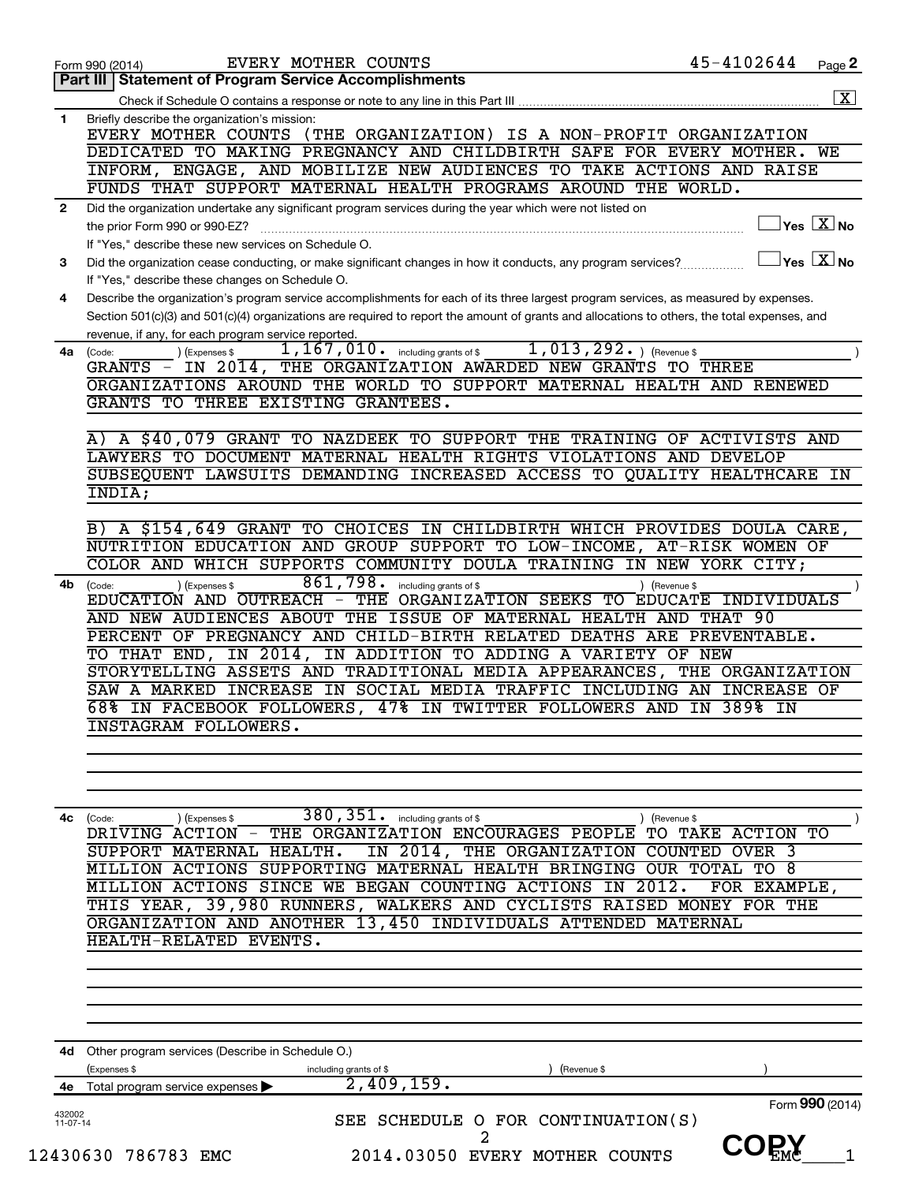Form 990 (2014) EVERY MOTHER COUNTS 45-4102644

## Part III | Statement of Program Service Accomplishments

Check if Schedule O contains a response or note to any line in this Part III .......... [X]

**1** Briefly describe the organization's mission:

EVERY MOTHER COUNTS (THE ORGANIZATION) IS A NON-PROFIT ORGANIZATION DEDICATED TO MAKING PREGNANCY AND CHILDBIRTH SAFE FOR EVERY MOTHER. WE INFORM, ENGAGE, AND MOBILIZE NEW AUDIENCES TO TAKE ACTIONS AND RAISE FUNDS THAT SUPPORT MATERNAL HEALTH PROGRAMS AROUND THE WORLD.

**2** Did the organization undertake any significant program services during the year which were not listed on the prior Form 990 or 990-EZ? .......... [ ] Yes [X] No

If "Yes," describe these new services on Schedule O.

**3** Did the organization cease conducting, or make significant changes in how it conducts, any program services? .......... [ ] Yes [X] No

If "Yes," describe these changes on Schedule O.

**4** Describe the organization's program service accomplishments for each of its three largest program services, as measured by expenses. Section 501(c)(3) and 501(c)(4) organizations are required to report the amount of grants and allocations to others, the total expenses, and revenue, if any, for each program service reported.

**4a** (Code: ) (Expenses $ 1,167,010. including grants of $ 1,013,292.) (Revenue $ )

GRANTS - IN 2014, THE ORGANIZATION AWARDED NEW GRANTS TO THREE ORGANIZATIONS AROUND THE WORLD TO SUPPORT MATERNAL HEALTH AND RENEWED GRANTS TO THREE EXISTING GRANTEES.

A) A $40,079 GRANT TO NAZDEEK TO SUPPORT THE TRAINING OF ACTIVISTS AND LAWYERS TO DOCUMENT MATERNAL HEALTH RIGHTS VIOLATIONS AND DEVELOP SUBSEQUENT LAWSUITS DEMANDING INCREASED ACCESS TO QUALITY HEALTHCARE IN INDIA;

B) A $154,649 GRANT TO CHOICES IN CHILDBIRTH WHICH PROVIDES DOULA CARE, NUTRITION EDUCATION AND GROUP SUPPORT TO LOW-INCOME, AT-RISK WOMEN OF COLOR AND WHICH SUPPORTS COMMUNITY DOULA TRAINING IN NEW YORK CITY;

**4b** (Code: ) (Expenses $ 861,798. including grants of $ ) (Revenue $ )

EDUCATION AND OUTREACH - THE ORGANIZATION SEEKS TO EDUCATE INDIVIDUALS AND NEW AUDIENCES ABOUT THE ISSUE OF MATERNAL HEALTH AND THAT 90 PERCENT OF PREGNANCY AND CHILD-BIRTH RELATED DEATHS ARE PREVENTABLE. TO THAT END, IN 2014, IN ADDITION TO ADDING A VARIETY OF NEW STORYTELLING ASSETS AND TRADITIONAL MEDIA APPEARANCES, THE ORGANIZATION SAW A MARKED INCREASE IN SOCIAL MEDIA TRAFFIC INCLUDING AN INCREASE OF 68% IN FACEBOOK FOLLOWERS, 47% IN TWITTER FOLLOWERS AND IN 389% IN INSTAGRAM FOLLOWERS.

**4c** (Code: ) (Expenses $ 380,351. including grants of $ ) (Revenue $ )

DRIVING ACTION - THE ORGANIZATION ENCOURAGES PEOPLE TO TAKE ACTION TO SUPPORT MATERNAL HEALTH. IN 2014, THE ORGANIZATION COUNTED OVER 3 MILLION ACTIONS SUPPORTING MATERNAL HEALTH BRINGING OUR TOTAL TO 8 MILLION ACTIONS SINCE WE BEGAN COUNTING ACTIONS IN 2012. FOR EXAMPLE, THIS YEAR, 39,980 RUNNERS, WALKERS AND CYCLISTS RAISED MONEY FOR THE ORGANIZATION AND ANOTHER 13,450 INDIVIDUALS ATTENDED MATERNAL HEALTH-RELATED EVENTS.

**4d** Other program services (Describe in Schedule O.)

(Expenses $ including grants of $ ) (Revenue $ )

**4e** Total program service expenses ▶ 2,409,159.

SEE SCHEDULE O FOR CONTINUATION(S)

Form **990** (2014)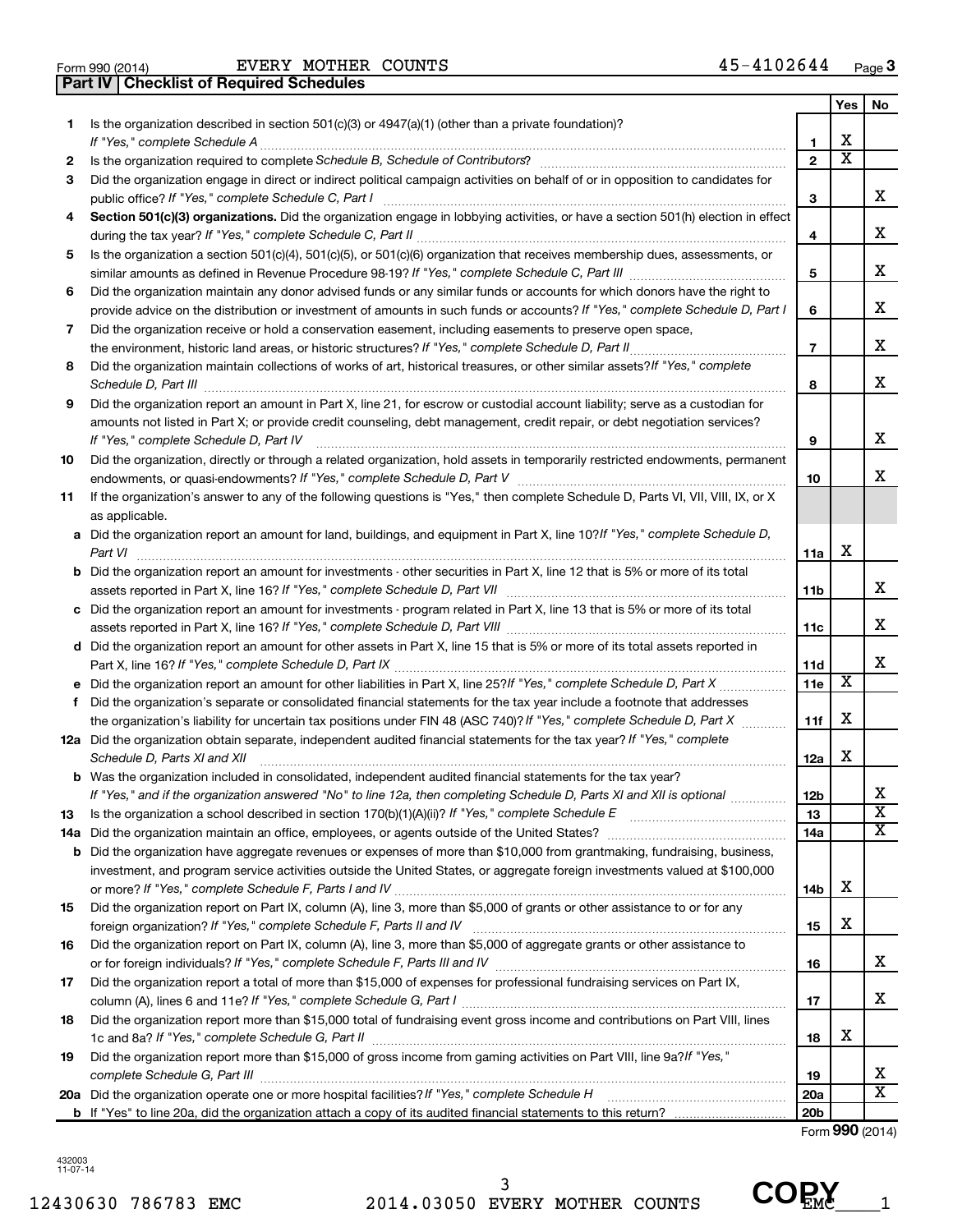Form 990 (2014) EVERY MOTHER COUNTS 45-4102644

## Part IV | Checklist of Required Schedules

| | | | Yes | No |
|---|---|---|---|---|
| 1 | Is the organization described in section 501(c)(3) or 4947(a)(1) (other than a private foundation)? *If "Yes," complete Schedule A* | 1 | X | |
| 2 | Is the organization required to complete *Schedule B, Schedule of Contributors*? | 2 | X | |
| 3 | Did the organization engage in direct or indirect political campaign activities on behalf of or in opposition to candidates for public office? *If "Yes," complete Schedule C, Part I* | 3 | | X |
| 4 | **Section 501(c)(3) organizations.** Did the organization engage in lobbying activities, or have a section 501(h) election in effect during the tax year? *If "Yes," complete Schedule C, Part II* | 4 | | X |
| 5 | Is the organization a section 501(c)(4), 501(c)(5), or 501(c)(6) organization that receives membership dues, assessments, or similar amounts as defined in Revenue Procedure 98-19? *If "Yes," complete Schedule C, Part III* | 5 | | X |
| 6 | Did the organization maintain any donor advised funds or any similar funds or accounts for which donors have the right to provide advice on the distribution or investment of amounts in such funds or accounts? *If "Yes," complete Schedule D, Part I* | 6 | | X |
| 7 | Did the organization receive or hold a conservation easement, including easements to preserve open space, the environment, historic land areas, or historic structures? *If "Yes," complete Schedule D, Part II* | 7 | | X |
| 8 | Did the organization maintain collections of works of art, historical treasures, or other similar assets? *If "Yes," complete Schedule D, Part III* | 8 | | X |
| 9 | Did the organization report an amount in Part X, line 21, for escrow or custodial account liability; serve as a custodian for amounts not listed in Part X; or provide credit counseling, debt management, credit repair, or debt negotiation services? *If "Yes," complete Schedule D, Part IV* | 9 | | X |
| 10 | Did the organization, directly or through a related organization, hold assets in temporarily restricted endowments, permanent endowments, or quasi-endowments? *If "Yes," complete Schedule D, Part V* | 10 | | X |
| 11 | If the organization's answer to any of the following questions is "Yes," then complete Schedule D, Parts VI, VII, VIII, IX, or X as applicable. | | | |
| a | Did the organization report an amount for land, buildings, and equipment in Part X, line 10? *If "Yes," complete Schedule D, Part VI* | 11a | X | |
| b | Did the organization report an amount for investments - other securities in Part X, line 12 that is 5% or more of its total assets reported in Part X, line 16? *If "Yes," complete Schedule D, Part VII* | 11b | | X |
| c | Did the organization report an amount for investments - program related in Part X, line 13 that is 5% or more of its total assets reported in Part X, line 16? *If "Yes," complete Schedule D, Part VIII* | 11c | | X |
| d | Did the organization report an amount for other assets in Part X, line 15 that is 5% or more of its total assets reported in Part X, line 16? *If "Yes," complete Schedule D, Part IX* | 11d | | X |
| e | Did the organization report an amount for other liabilities in Part X, line 25? *If "Yes," complete Schedule D, Part X* | 11e | X | |
| f | Did the organization's separate or consolidated financial statements for the tax year include a footnote that addresses the organization's liability for uncertain tax positions under FIN 48 (ASC 740)? *If "Yes," complete Schedule D, Part X* | 11f | X | |
| 12a | Did the organization obtain separate, independent audited financial statements for the tax year? *If "Yes," complete Schedule D, Parts XI and XII* | 12a | X | |
| b | Was the organization included in consolidated, independent audited financial statements for the tax year? *If "Yes," and if the organization answered "No" to line 12a, then completing Schedule D, Parts XI and XII is optional* | 12b | | X |
| 13 | Is the organization a school described in section 170(b)(1)(A)(ii)? *If "Yes," complete Schedule E* | 13 | | X |
| 14a | Did the organization maintain an office, employees, or agents outside of the United States? | 14a | | X |
| b | Did the organization have aggregate revenues or expenses of more than $10,000 from grantmaking, fundraising, business, investment, and program service activities outside the United States, or aggregate foreign investments valued at $100,000 or more? *If "Yes," complete Schedule F, Parts I and IV* | 14b | X | |
| 15 | Did the organization report on Part IX, column (A), line 3, more than $5,000 of grants or other assistance to or for any foreign organization? *If "Yes," complete Schedule F, Parts II and IV* | 15 | X | |
| 16 | Did the organization report on Part IX, column (A), line 3, more than $5,000 of aggregate grants or other assistance to or for foreign individuals? *If "Yes," complete Schedule F, Parts III and IV* | 16 | | X |
| 17 | Did the organization report a total of more than $15,000 of expenses for professional fundraising services on Part IX, column (A), lines 6 and 11e? *If "Yes," complete Schedule G, Part I* | 17 | | X |
| 18 | Did the organization report more than $15,000 total of fundraising event gross income and contributions on Part VIII, lines 1c and 8a? *If "Yes," complete Schedule G, Part II* | 18 | X | |
| 19 | Did the organization report more than $15,000 of gross income from gaming activities on Part VIII, line 9a? *If "Yes," complete Schedule G, Part III* | 19 | | X |
| 20a | Did the organization operate one or more hospital facilities? *If "Yes," complete Schedule H* | 20a | | X |
| b | If "Yes" to line 20a, did the organization attach a copy of its audited financial statements to this return? | 20b | | |

Form **990** (2014)

432003 11-07-14

12430630 786783 EMC 2014.03050 EVERY MOTHER COUNTS EMC___1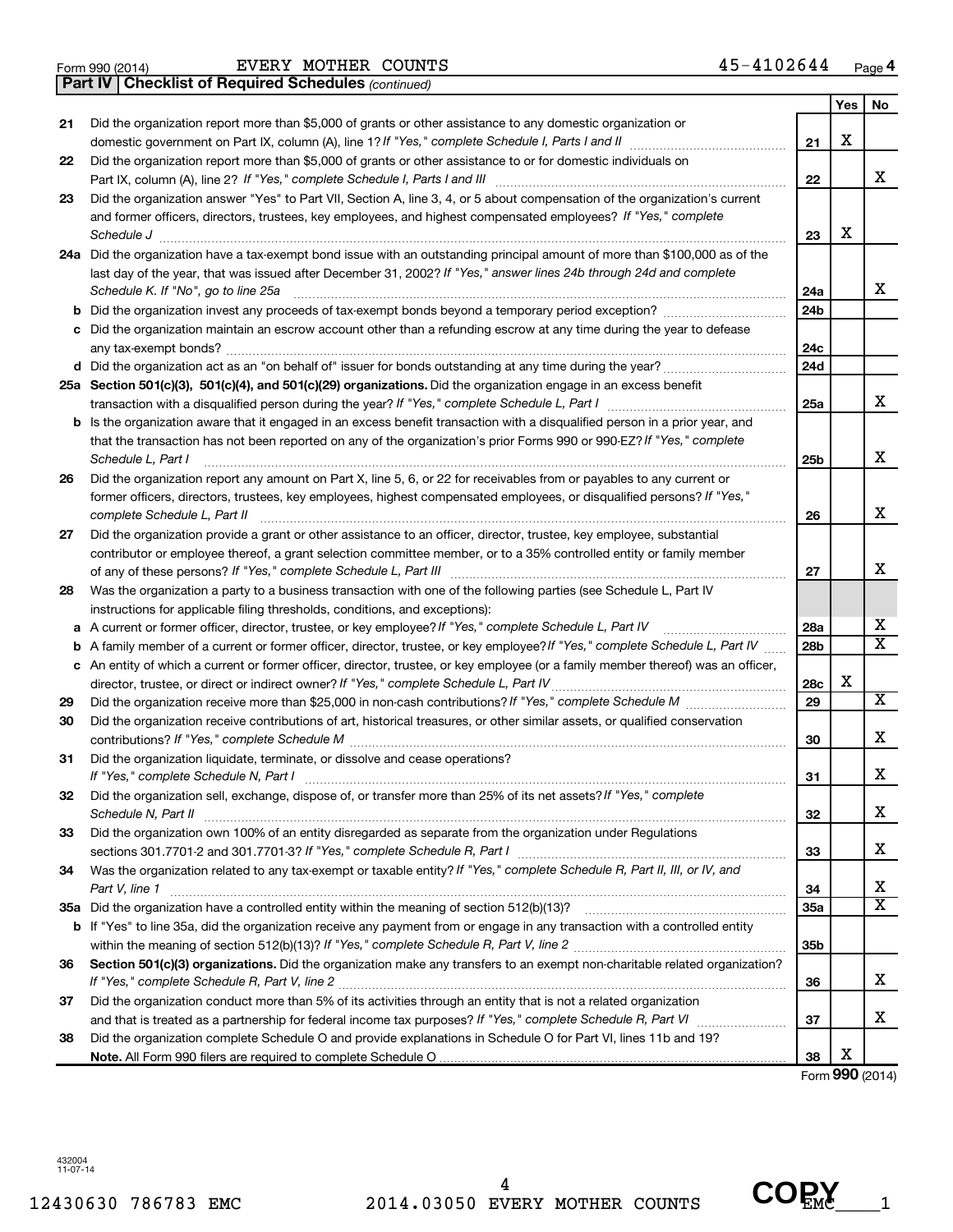Form 990 (2014) EVERY MOTHER COUNTS 45-4102644 Page 4

**Part IV | Checklist of Required Schedules** *(continued)*

| | | | Yes | No |
|---|---|---|---|---|
| 21 | Did the organization report more than $5,000 of grants or other assistance to any domestic organization or domestic government on Part IX, column (A), line 1? *If "Yes," complete Schedule I, Parts I and II* | 21 | X | |
| 22 | Did the organization report more than $5,000 of grants or other assistance to or for domestic individuals on Part IX, column (A), line 2? *If "Yes," complete Schedule I, Parts I and III* | 22 | | X |
| 23 | Did the organization answer "Yes" to Part VII, Section A, line 3, 4, or 5 about compensation of the organization's current and former officers, directors, trustees, key employees, and highest compensated employees? *If "Yes," complete Schedule J* | 23 | X | |
| 24a | Did the organization have a tax-exempt bond issue with an outstanding principal amount of more than $100,000 as of the last day of the year, that was issued after December 31, 2002? *If "Yes," answer lines 24b through 24d and complete Schedule K. If "No", go to line 25a* | 24a | | X |
| b | Did the organization invest any proceeds of tax-exempt bonds beyond a temporary period exception? | 24b | | |
| c | Did the organization maintain an escrow account other than a refunding escrow at any time during the year to defease any tax-exempt bonds? | 24c | | |
| d | Did the organization act as an "on behalf of" issuer for bonds outstanding at any time during the year? | 24d | | |
| 25a | **Section 501(c)(3), 501(c)(4), and 501(c)(29) organizations.** Did the organization engage in an excess benefit transaction with a disqualified person during the year? *If "Yes," complete Schedule L, Part I* | 25a | | X |
| b | Is the organization aware that it engaged in an excess benefit transaction with a disqualified person in a prior year, and that the transaction has not been reported on any of the organization's prior Forms 990 or 990-EZ? *If "Yes," complete Schedule L, Part I* | 25b | | X |
| 26 | Did the organization report any amount on Part X, line 5, 6, or 22 for receivables from or payables to any current or former officers, directors, trustees, key employees, highest compensated employees, or disqualified persons? *If "Yes," complete Schedule L, Part II* | 26 | | X |
| 27 | Did the organization provide a grant or other assistance to an officer, director, trustee, key employee, substantial contributor or employee thereof, a grant selection committee member, or to a 35% controlled entity or family member of any of these persons? *If "Yes," complete Schedule L, Part III* | 27 | | X |
| 28 | Was the organization a party to a business transaction with one of the following parties (see Schedule L, Part IV instructions for applicable filing thresholds, conditions, and exceptions): | | | |
| a | A current or former officer, director, trustee, or key employee? *If "Yes," complete Schedule L, Part IV* | 28a | | X |
| b | A family member of a current or former officer, director, trustee, or key employee? *If "Yes," complete Schedule L, Part IV* | 28b | | X |
| c | An entity of which a current or former officer, director, trustee, or key employee (or a family member thereof) was an officer, director, trustee, or direct or indirect owner? *If "Yes," complete Schedule L, Part IV* | 28c | X | |
| 29 | Did the organization receive more than $25,000 in non-cash contributions? *If "Yes," complete Schedule M* | 29 | | X |
| 30 | Did the organization receive contributions of art, historical treasures, or other similar assets, or qualified conservation contributions? *If "Yes," complete Schedule M* | 30 | | X |
| 31 | Did the organization liquidate, terminate, or dissolve and cease operations? *If "Yes," complete Schedule N, Part I* | 31 | | X |
| 32 | Did the organization sell, exchange, dispose of, or transfer more than 25% of its net assets? *If "Yes," complete Schedule N, Part II* | 32 | | X |
| 33 | Did the organization own 100% of an entity disregarded as separate from the organization under Regulations sections 301.7701-2 and 301.7701-3? *If "Yes," complete Schedule R, Part I* | 33 | | X |
| 34 | Was the organization related to any tax-exempt or taxable entity? *If "Yes," complete Schedule R, Part II, III, or IV, and Part V, line 1* | 34 | | X |
| 35a | Did the organization have a controlled entity within the meaning of section 512(b)(13)? | 35a | | X |
| b | If "Yes" to line 35a, did the organization receive any payment from or engage in any transaction with a controlled entity within the meaning of section 512(b)(13)? *If "Yes," complete Schedule R, Part V, line 2* | 35b | | |
| 36 | **Section 501(c)(3) organizations.** Did the organization make any transfers to an exempt non-charitable related organization? *If "Yes," complete Schedule R, Part V, line 2* | 36 | | X |
| 37 | Did the organization conduct more than 5% of its activities through an entity that is not a related organization and that is treated as a partnership for federal income tax purposes? *If "Yes," complete Schedule R, Part VI* | 37 | | X |
| 38 | Did the organization complete Schedule O and provide explanations in Schedule O for Part VI, lines 11b and 19? **Note.** All Form 990 filers are required to complete Schedule O | 38 | X | |

Form **990** (2014)

432004 11-07-14

12430630 786783 EMC 2014.03050 EVERY MOTHER COUNTS EMC___1

COPY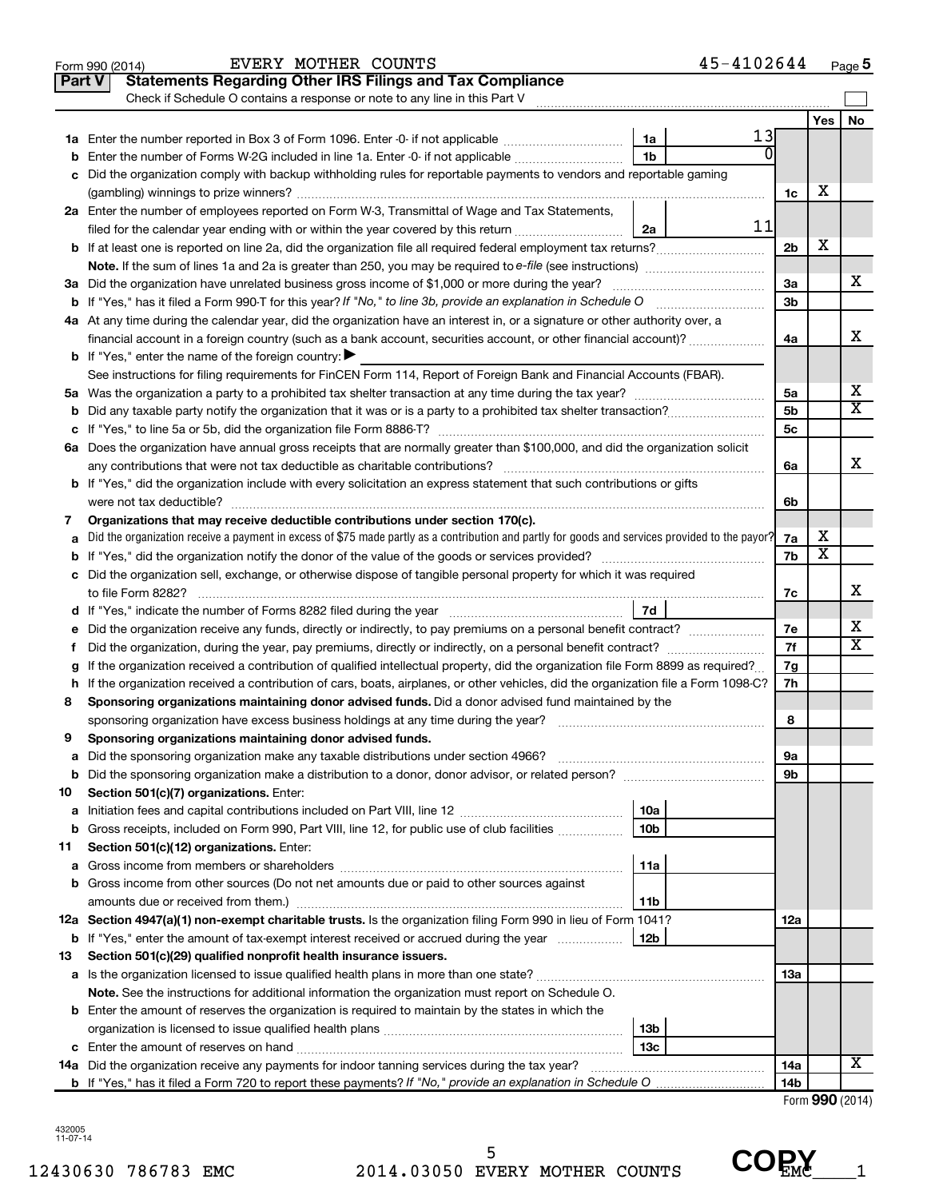Form 990 (2014) EVERY MOTHER COUNTS 45-4102644

## Part V Statements Regarding Other IRS Filings and Tax Compliance

Check if Schedule O contains a response or note to any line in this Part V

| | | | | | Yes | No |
|---|---|---|---|---|---|---|
| **1a** | Enter the number reported in Box 3 of Form 1096. Enter -0- if not applicable | 1a | 13 | | | |
| **b** | Enter the number of Forms W-2G included in line 1a. Enter -0- if not applicable | 1b | 0 | | | |
| **c** | Did the organization comply with backup withholding rules for reportable payments to vendors and reportable gaming (gambling) winnings to prize winners? | | | 1c | X | |
| **2a** | Enter the number of employees reported on Form W-3, Transmittal of Wage and Tax Statements, filed for the calendar year ending with or within the year covered by this return | 2a | 11 | | | |
| **b** | If at least one is reported on line 2a, did the organization file all required federal employment tax returns? | | | 2b | X | |
| | **Note.** If the sum of lines 1a and 2a is greater than 250, you may be required to *e-file* (see instructions) | | | | | |
| **3a** | Did the organization have unrelated business gross income of $1,000 or more during the year? | | | 3a | | X |
| **b** | If "Yes," has it filed a Form 990-T for this year? *If "No," to line 3b, provide an explanation in Schedule O* | | | 3b | | |
| **4a** | At any time during the calendar year, did the organization have an interest in, or a signature or other authority over, a financial account in a foreign country (such as a bank account, securities account, or other financial account)? | | | 4a | | X |
| **b** | If "Yes," enter the name of the foreign country: ▶ | | | | | |
| | See instructions for filing requirements for FinCEN Form 114, Report of Foreign Bank and Financial Accounts (FBAR). | | | | | |
| **5a** | Was the organization a party to a prohibited tax shelter transaction at any time during the tax year? | | | 5a | | X |
| **b** | Did any taxable party notify the organization that it was or is a party to a prohibited tax shelter transaction? | | | 5b | | X |
| **c** | If "Yes," to line 5a or 5b, did the organization file Form 8886-T? | | | 5c | | |
| **6a** | Does the organization have annual gross receipts that are normally greater than $100,000, and did the organization solicit any contributions that were not tax deductible as charitable contributions? | | | 6a | | X |
| **b** | If "Yes," did the organization include with every solicitation an express statement that such contributions or gifts were not tax deductible? | | | 6b | | |
| **7** | **Organizations that may receive deductible contributions under section 170(c).** | | | | | |
| **a** | Did the organization receive a payment in excess of $75 made partly as a contribution and partly for goods and services provided to the payor? | | | 7a | X | |
| **b** | If "Yes," did the organization notify the donor of the value of the goods or services provided? | | | 7b | X | |
| **c** | Did the organization sell, exchange, or otherwise dispose of tangible personal property for which it was required to file Form 8282? | | | 7c | | X |
| **d** | If "Yes," indicate the number of Forms 8282 filed during the year | 7d | | | | |
| **e** | Did the organization receive any funds, directly or indirectly, to pay premiums on a personal benefit contract? | | | 7e | | X |
| **f** | Did the organization, during the year, pay premiums, directly or indirectly, on a personal benefit contract? | | | 7f | | X |
| **g** | If the organization received a contribution of qualified intellectual property, did the organization file Form 8899 as required? | | | 7g | | |
| **h** | If the organization received a contribution of cars, boats, airplanes, or other vehicles, did the organization file a Form 1098-C? | | | 7h | | |
| **8** | **Sponsoring organizations maintaining donor advised funds.** Did a donor advised fund maintained by the sponsoring organization have excess business holdings at any time during the year? | | | 8 | | |
| **9** | **Sponsoring organizations maintaining donor advised funds.** | | | | | |
| **a** | Did the sponsoring organization make any taxable distributions under section 4966? | | | 9a | | |
| **b** | Did the sponsoring organization make a distribution to a donor, donor advisor, or related person? | | | 9b | | |
| **10** | **Section 501(c)(7) organizations.** Enter: | | | | | |
| **a** | Initiation fees and capital contributions included on Part VIII, line 12 | 10a | | | | |
| **b** | Gross receipts, included on Form 990, Part VIII, line 12, for public use of club facilities | 10b | | | | |
| **11** | **Section 501(c)(12) organizations.** Enter: | | | | | |
| **a** | Gross income from members or shareholders | 11a | | | | |
| **b** | Gross income from other sources (Do not net amounts due or paid to other sources against amounts due or received from them.) | 11b | | | | |
| **12a** | **Section 4947(a)(1) non-exempt charitable trusts.** Is the organization filing Form 990 in lieu of Form 1041? | | | 12a | | |
| **b** | If "Yes," enter the amount of tax-exempt interest received or accrued during the year | 12b | | | | |
| **13** | **Section 501(c)(29) qualified nonprofit health insurance issuers.** | | | | | |
| **a** | Is the organization licensed to issue qualified health plans in more than one state? | | | 13a | | |
| | **Note.** See the instructions for additional information the organization must report on Schedule O. | | | | | |
| **b** | Enter the amount of reserves the organization is required to maintain by the states in which the organization is licensed to issue qualified health plans | 13b | | | | |
| **c** | Enter the amount of reserves on hand | 13c | | | | |
| **14a** | Did the organization receive any payments for indoor tanning services during the tax year? | | | 14a | | X |
| **b** | If "Yes," has it filed a Form 720 to report these payments? *If "No," provide an explanation in Schedule O* | | | 14b | | |

Form **990** (2014)

432005 11-07-14

12430630 786783 EMC 2014.03050 EVERY MOTHER COUNTS EMC_1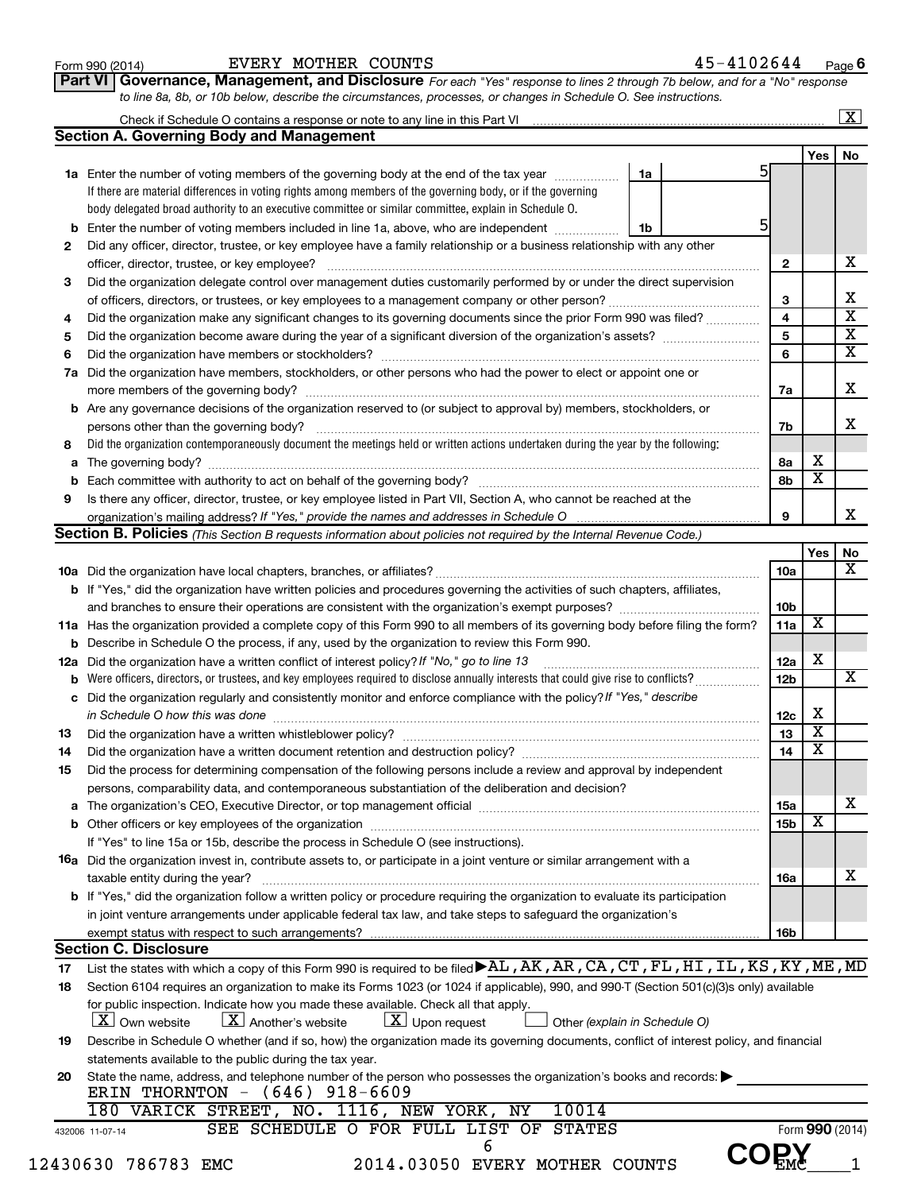Form 990 (2014) EVERY MOTHER COUNTS 45-4102644 Page **6**

**Part VI Governance, Management, and Disclosure** *For each "Yes" response to lines 2 through 7b below, and for a "No" response to line 8a, 8b, or 10b below, describe the circumstances, processes, or changes in Schedule O. See instructions.*

Check if Schedule O contains a response or note to any line in this Part VI ..... [X]

### Section A. Governing Body and Management

| | | | | Yes | No |
|---|---|---|---|---|---|
| **1a** | Enter the number of voting members of the governing body at the end of the tax year ..... **1a** 5. If there are material differences in voting rights among members of the governing body, or if the governing body delegated broad authority to an executive committee or similar committee, explain in Schedule O. | | | | |
| **b** | Enter the number of voting members included in line 1a, above, who are independent ..... **1b** 5 | | | | |
| **2** | Did any officer, director, trustee, or key employee have a family relationship or a business relationship with any other officer, director, trustee, or key employee? | **2** | | | X |
| **3** | Did the organization delegate control over management duties customarily performed by or under the direct supervision of officers, directors, or trustees, or key employees to a management company or other person? | **3** | | | X |
| **4** | Did the organization make any significant changes to its governing documents since the prior Form 990 was filed? | **4** | | | X |
| **5** | Did the organization become aware during the year of a significant diversion of the organization's assets? | **5** | | | X |
| **6** | Did the organization have members or stockholders? | **6** | | | X |
| **7a** | Did the organization have members, stockholders, or other persons who had the power to elect or appoint one or more members of the governing body? | **7a** | | | X |
| **b** | Are any governance decisions of the organization reserved to (or subject to approval by) members, stockholders, or persons other than the governing body? | **7b** | | | X |
| **8** | Did the organization contemporaneously document the meetings held or written actions undertaken during the year by the following: | | | | |
| **a** | The governing body? | **8a** | | X | |
| **b** | Each committee with authority to act on behalf of the governing body? | **8b** | | X | |
| **9** | Is there any officer, director, trustee, or key employee listed in Part VII, Section A, who cannot be reached at the organization's mailing address? *If "Yes," provide the names and addresses in Schedule O* | **9** | | | X |

### Section B. Policies *(This Section B requests information about policies not required by the Internal Revenue Code.)*

| | | | Yes | No |
|---|---|---|---|---|
| **10a** | Did the organization have local chapters, branches, or affiliates? | **10a** | | X |
| **b** | If "Yes," did the organization have written policies and procedures governing the activities of such chapters, affiliates, and branches to ensure their operations are consistent with the organization's exempt purposes? | **10b** | | |
| **11a** | Has the organization provided a complete copy of this Form 990 to all members of its governing body before filing the form? | **11a** | X | |
| **b** | Describe in Schedule O the process, if any, used by the organization to review this Form 990. | | | |
| **12a** | Did the organization have a written conflict of interest policy? *If "No," go to line 13* | **12a** | X | |
| **b** | Were officers, directors, or trustees, and key employees required to disclose annually interests that could give rise to conflicts? | **12b** | | X |
| **c** | Did the organization regularly and consistently monitor and enforce compliance with the policy? *If "Yes," describe in Schedule O how this was done* | **12c** | X | |
| **13** | Did the organization have a written whistleblower policy? | **13** | X | |
| **14** | Did the organization have a written document retention and destruction policy? | **14** | X | |
| **15** | Did the process for determining compensation of the following persons include a review and approval by independent persons, comparability data, and contemporaneous substantiation of the deliberation and decision? | | | |
| **a** | The organization's CEO, Executive Director, or top management official | **15a** | | X |
| **b** | Other officers or key employees of the organization | **15b** | X | |
| | If "Yes" to line 15a or 15b, describe the process in Schedule O (see instructions). | | | |
| **16a** | Did the organization invest in, contribute assets to, or participate in a joint venture or similar arrangement with a taxable entity during the year? | **16a** | | X |
| **b** | If "Yes," did the organization follow a written policy or procedure requiring the organization to evaluate its participation in joint venture arrangements under applicable federal tax law, and take steps to safeguard the organization's exempt status with respect to such arrangements? | **16b** | | |

### Section C. Disclosure

**17** List the states with which a copy of this Form 990 is required to be filed ▶ AL,AK,AR,CA,CT,FL,HI,IL,KS,KY,ME,MD

**18** Section 6104 requires an organization to make its Forms 1023 (or 1024 if applicable), 990, and 990-T (Section 501(c)(3)s only) available for public inspection. Indicate how you made these available. Check all that apply.

[X] Own website [X] Another's website [X] Upon request [ ] Other *(explain in Schedule O)*

**19** Describe in Schedule O whether (and if so, how) the organization made its governing documents, conflict of interest policy, and financial statements available to the public during the tax year.

**20** State the name, address, and telephone number of the person who possesses the organization's books and records: ▶
ERIN THORNTON - (646) 918-6609
180 VARICK STREET, NO. 1116, NEW YORK, NY 10014

432006 11-07-14 SEE SCHEDULE O FOR FULL LIST OF STATES Form **990** (2014)

12430630 786783 EMC 2014.03050 EVERY MOTHER COUNTS COPY EMC 1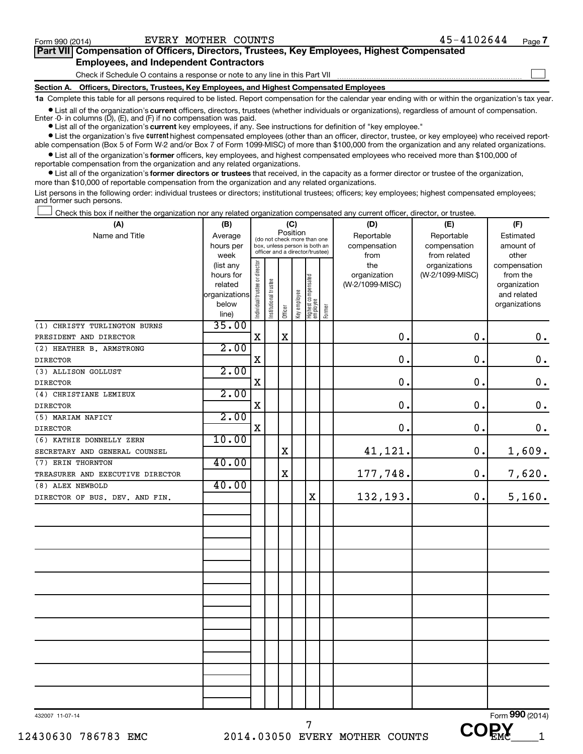Form 990 (2014) EVERY MOTHER COUNTS 45-4102644 Page 7

## Part VII Compensation of Officers, Directors, Trustees, Key Employees, Highest Compensated Employees, and Independent Contractors

Check if Schedule O contains a response or note to any line in this Part VII ☐

### Section A. Officers, Directors, Trustees, Key Employees, and Highest Compensated Employees

**1a** Complete this table for all persons required to be listed. Report compensation for the calendar year ending with or within the organization's tax year.

- List all of the organization's **current** officers, directors, trustees (whether individuals or organizations), regardless of amount of compensation. Enter -0- in columns (D), (E), and (F) if no compensation was paid.
- List all of the organization's **current** key employees, if any. See instructions for definition of "key employee."
- List the organization's five **current** highest compensated employees (other than an officer, director, trustee, or key employee) who received reportable compensation (Box 5 of Form W-2 and/or Box 7 of Form 1099-MISC) of more than $100,000 from the organization and any related organizations.
- List all of the organization's **former** officers, key employees, and highest compensated employees who received more than $100,000 of reportable compensation from the organization and any related organizations.
- List all of the organization's **former directors or trustees** that received, in the capacity as a former director or trustee of the organization, more than $10,000 of reportable compensation from the organization and any related organizations.

List persons in the following order: individual trustees or directors; institutional trustees; officers; key employees; highest compensated employees; and former such persons.

☐ Check this box if neither the organization nor any related organization compensated any current officer, director, or trustee.

| (A) Name and Title | (B) Average hours per week (list any hours for related organizations below line) | (C) Position (do not check more than one box, unless person is both an officer and a director/trustee): Individual trustee or director | Institutional trustee | Officer | Key employee | Highest compensated employee | Former | (D) Reportable compensation from the organization (W-2/1099-MISC) | (E) Reportable compensation from related organizations (W-2/1099-MISC) | (F) Estimated amount of other compensation from the organization and related organizations |
|---|---|---|---|---|---|---|---|---|---|---|
| (1) CHRISTY TURLINGTON BURNS<br>PRESIDENT AND DIRECTOR | 35.00 | X | | X | | | | 0. | 0. | 0. |
| (2) HEATHER B. ARMSTRONG<br>DIRECTOR | 2.00 | X | | | | | | 0. | 0. | 0. |
| (3) ALLISON GOLLUST<br>DIRECTOR | 2.00 | X | | | | | | 0. | 0. | 0. |
| (4) CHRISTIANE LEMIEUX<br>DIRECTOR | 2.00 | X | | | | | | 0. | 0. | 0. |
| (5) MARIAM NAFICY<br>DIRECTOR | 2.00 | X | | | | | | 0. | 0. | 0. |
| (6) KATHIE DONNELLY ZERN<br>SECRETARY AND GENERAL COUNSEL | 10.00 | | | X | | | | 41,121. | 0. | 1,609. |
| (7) ERIN THORNTON<br>TREASURER AND EXECUTIVE DIRECTOR | 40.00 | | | X | | | | 177,748. | 0. | 7,620. |
| (8) ALEX NEWBOLD<br>DIRECTOR OF BUS. DEV. AND FIN. | 40.00 | | | | | X | | 132,193. | 0. | 5,160. |

432007 11-07-14 Form 990 (2014)

12430630 786783 EMC 2014.03050 EVERY MOTHER COUNTS EMC____1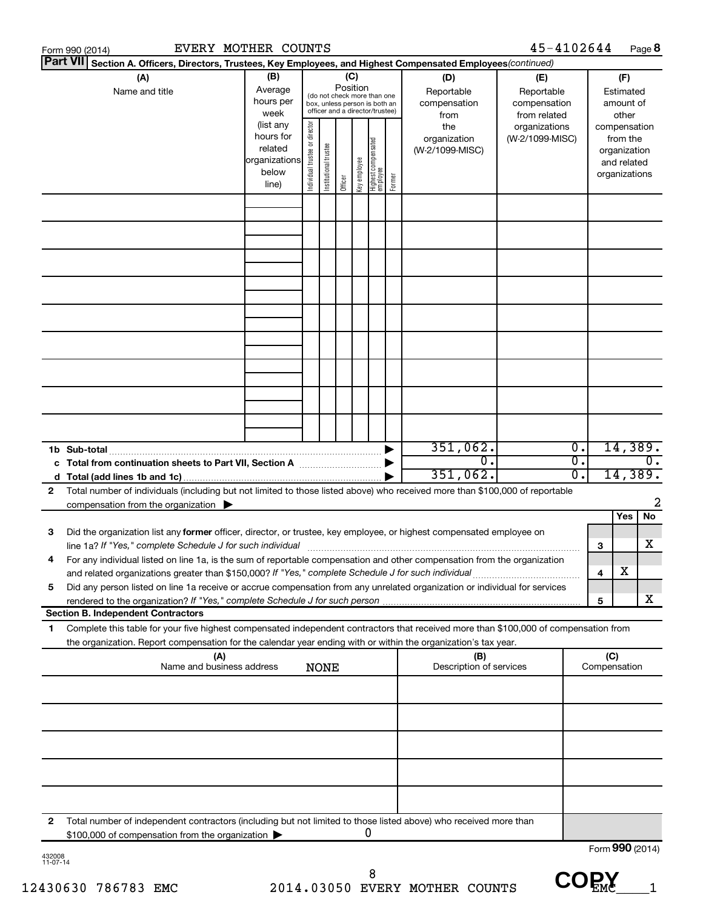Form 990 (2014) EVERY MOTHER COUNTS 45-4102644 Page 8

**Part VII Section A. Officers, Directors, Trustees, Key Employees, and Highest Compensated Employees** *(continued)*

| (A) Name and title | (B) Average hours per week (list any hours for related organizations below line) | (C) Position: Individual trustee or director | Institutional trustee | Officer | Key employee | Highest compensated employee | Former | (D) Reportable compensation from the organization (W-2/1099-MISC) | (E) Reportable compensation from related organizations (W-2/1099-MISC) | (F) Estimated amount of other compensation from the organization and related organizations |
|---|---|---|---|---|---|---|---|---|---|---|
| | | | | | | | | | | |
| | | | | | | | | | | |
| | | | | | | | | | | |
| | | | | | | | | | | |
| | | | | | | | | | | |
| | | | | | | | | | | |
| | | | | | | | | | | |
| | | | | | | | | | | |
| | | | | | | | | | | |
| **1b Sub-total** | | | | | | | | 351,062. | 0. | 14,389. |
| **c Total from continuation sheets to Part VII, Section A** | | | | | | | | 0. | 0. | 0. |
| **d Total (add lines 1b and 1c)** | | | | | | | | 351,062. | 0. | 14,389. |

2 Total number of individuals (including but not limited to those listed above) who received more than $100,000 of reportable compensation from the organization ▶ 2

| | | | Yes | No |
|---|---|---|---|---|
| 3 | Did the organization list any **former** officer, director, or trustee, key employee, or highest compensated employee on line 1a? *If "Yes," complete Schedule J for such individual* | 3 | | X |
| 4 | For any individual listed on line 1a, is the sum of reportable compensation and other compensation from the organization and related organizations greater than $150,000? *If "Yes," complete Schedule J for such individual* | 4 | X | |
| 5 | Did any person listed on line 1a receive or accrue compensation from any unrelated organization or individual for services rendered to the organization? *If "Yes," complete Schedule J for such person* | 5 | | X |

**Section B. Independent Contractors**

1 Complete this table for your five highest compensated independent contractors that received more than $100,000 of compensation from the organization. Report compensation for the calendar year ending with or within the organization's tax year.

| (A) Name and business address | (B) Description of services | (C) Compensation |
|---|---|---|
| NONE | | |
| | | |
| | | |
| | | |
| | | |

2 Total number of independent contractors (including but not limited to those listed above) who received more than $100,000 of compensation from the organization ▶ 0

Form **990** (2014)

432008 11-07-14

12430630 786783 EMC 2014.03050 EVERY MOTHER COUNTS EMC____1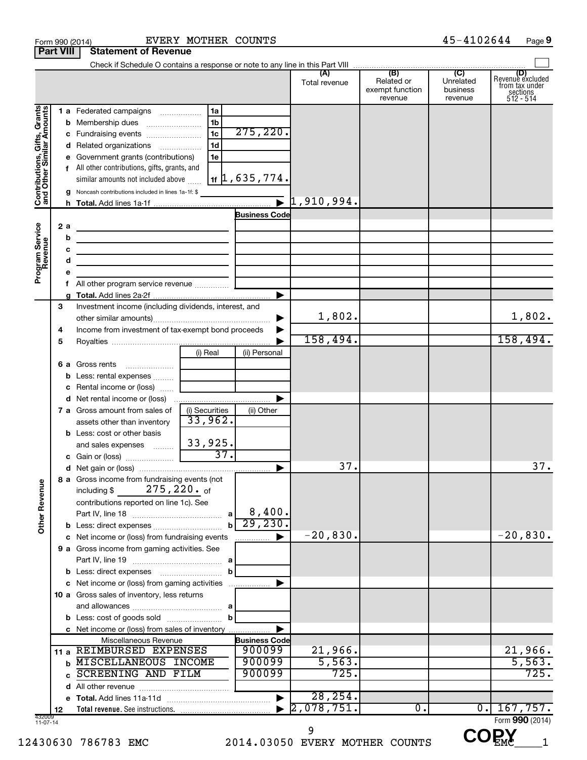Form 990 (2014) EVERY MOTHER COUNTS 45-4102644 Page 9

**Part VIII Statement of Revenue**

Check if Schedule O contains a response or note to any line in this Part VIII

| | | | (A) Total revenue | (B) Related or exempt function revenue | (C) Unrelated business revenue | (D) Revenue excluded from tax under sections 512 - 514 |
|---|---|---|---|---|---|---|
| **Contributions, Gifts, Grants and Other Similar Amounts** | 1a Federated campaigns | 1a | | | | |
| | b Membership dues | 1b | | | | |
| | c Fundraising events | 1c 275,220. | | | | |
| | d Related organizations | 1d | | | | |
| | e Government grants (contributions) | 1e | | | | |
| | f All other contributions, gifts, grants, and similar amounts not included above | 1f 1,635,774. | | | | |
| | g Noncash contributions included in lines 1a-1f: $ | | | | | |
| | h Total. Add lines 1a-1f | | 1,910,994. | | | |
| **Program Service Revenue** | | Business Code | | | | |
| | 2a | | | | | |
| | b | | | | | |
| | c | | | | | |
| | d | | | | | |
| | e | | | | | |
| | f All other program service revenue | | | | | |
| | g Total. Add lines 2a-2f | | | | | |
| **Other Revenue** | 3 Investment income (including dividends, interest, and other similar amounts) | | 1,802. | | | 1,802. |
| | 4 Income from investment of tax-exempt bond proceeds | | | | | |
| | 5 Royalties | | 158,494. | | | 158,494. |
| | | (i) Real / (ii) Personal | | | | |
| | 6a Gross rents | | | | | |
| | b Less: rental expenses | | | | | |
| | c Rental income or (loss) | | | | | |
| | d Net rental income or (loss) | | | | | |
| | | (i) Securities / (ii) Other | | | | |
| | 7a Gross amount from sales of assets other than inventory | 33,962. | | | | |
| | b Less: cost or other basis and sales expenses | 33,925. | | | | |
| | c Gain or (loss) | 37. | | | | |
| | d Net gain or (loss) | | 37. | | | 37. |
| | 8a Gross income from fundraising events (not including $ 275,220. of contributions reported on line 1c). See Part IV, line 18 | a 8,400. | | | | |
| | b Less: direct expenses | b 29,230. | | | | |
| | c Net income or (loss) from fundraising events | | -20,830. | | | -20,830. |
| | 9a Gross income from gaming activities. See Part IV, line 19 | a | | | | |
| | b Less: direct expenses | b | | | | |
| | c Net income or (loss) from gaming activities | | | | | |
| | 10a Gross sales of inventory, less returns and allowances | a | | | | |
| | b Less: cost of goods sold | b | | | | |
| | c Net income or (loss) from sales of inventory | | | | | |
| | Miscellaneous Revenue | Business Code | | | | |
| | 11a REIMBURSED EXPENSES | 900099 | 21,966. | | | 21,966. |
| | b MISCELLANEOUS INCOME | 900099 | 5,563. | | | 5,563. |
| | c SCREENING AND FILM | 900099 | 725. | | | 725. |
| | d All other revenue | | | | | |
| | e Total. Add lines 11a-11d | | 28,254. | | | |
| | 12 Total revenue. See instructions. | | 2,078,751. | 0. | 0. | 167,757. |

432009 11-07-14

Form **990** (2014)

12430630 786783 EMC 2014.03050 EVERY MOTHER COUNTS EMC___1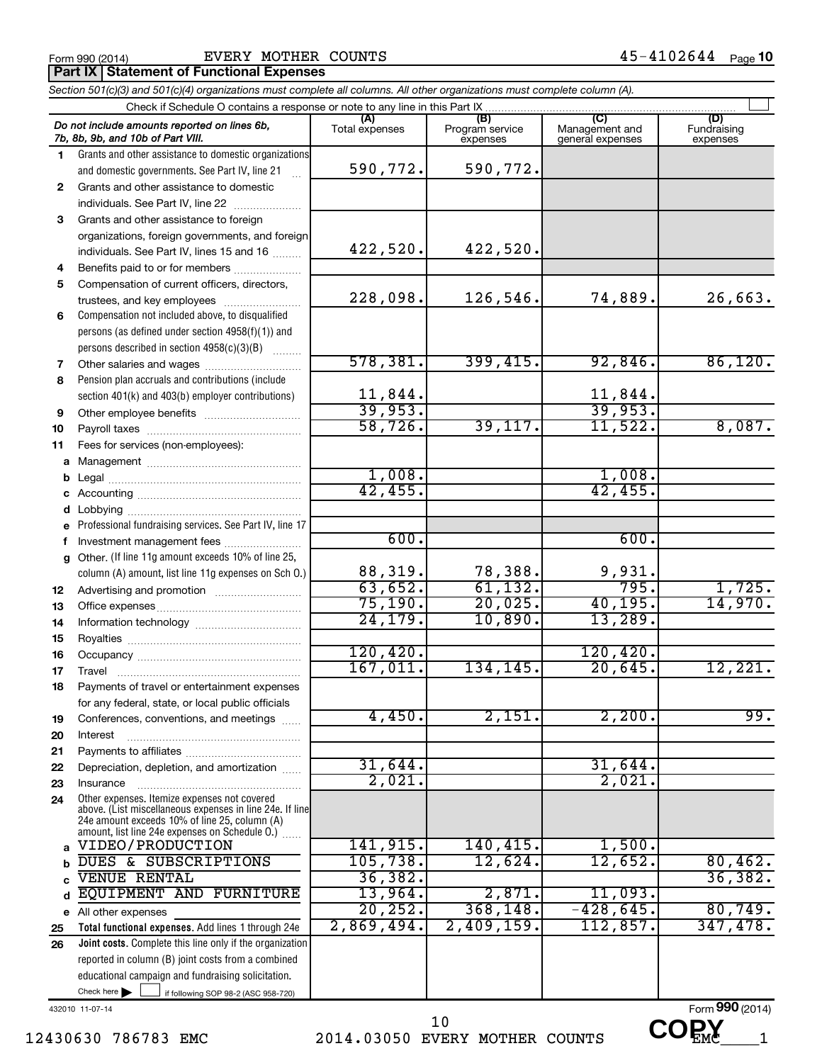Form 990 (2014) EVERY MOTHER COUNTS 45-4102644 Page 10

**Part IX Statement of Functional Expenses**

*Section 501(c)(3) and 501(c)(4) organizations must complete all columns. All other organizations must complete column (A).*

Check if Schedule O contains a response or note to any line in this Part IX ☐

| *Do not include amounts reported on lines 6b, 7b, 8b, 9b, and 10b of Part VIII.* | (A) Total expenses | (B) Program service expenses | (C) Management and general expenses | (D) Fundraising expenses |
|---|---|---|---|---|
| 1 Grants and other assistance to domestic organizations and domestic governments. See Part IV, line 21 | 590,772. | 590,772. | | |
| 2 Grants and other assistance to domestic individuals. See Part IV, line 22 | | | | |
| 3 Grants and other assistance to foreign organizations, foreign governments, and foreign individuals. See Part IV, lines 15 and 16 | 422,520. | 422,520. | | |
| 4 Benefits paid to or for members | | | | |
| 5 Compensation of current officers, directors, trustees, and key employees | 228,098. | 126,546. | 74,889. | 26,663. |
| 6 Compensation not included above, to disqualified persons (as defined under section 4958(f)(1)) and persons described in section 4958(c)(3)(B) | | | | |
| 7 Other salaries and wages | 578,381. | 399,415. | 92,846. | 86,120. |
| 8 Pension plan accruals and contributions (include section 401(k) and 403(b) employer contributions) | 11,844. | | 11,844. | |
| 9 Other employee benefits | 39,953. | | 39,953. | |
| 10 Payroll taxes | 58,726. | 39,117. | 11,522. | 8,087. |
| 11 Fees for services (non-employees): | | | | |
| a Management | | | | |
| b Legal | 1,008. | | 1,008. | |
| c Accounting | 42,455. | | 42,455. | |
| d Lobbying | | | | |
| e Professional fundraising services. See Part IV, line 17 | | | | |
| f Investment management fees | 600. | | 600. | |
| g Other. (If line 11g amount exceeds 10% of line 25, column (A) amount, list line 11g expenses on Sch O.) | 88,319. | 78,388. | 9,931. | |
| 12 Advertising and promotion | 63,652. | 61,132. | 795. | 1,725. |
| 13 Office expenses | 75,190. | 20,025. | 40,195. | 14,970. |
| 14 Information technology | 24,179. | 10,890. | 13,289. | |
| 15 Royalties | | | | |
| 16 Occupancy | 120,420. | | 120,420. | |
| 17 Travel | 167,011. | 134,145. | 20,645. | 12,221. |
| 18 Payments of travel or entertainment expenses for any federal, state, or local public officials | | | | |
| 19 Conferences, conventions, and meetings | 4,450. | 2,151. | 2,200. | 99. |
| 20 Interest | | | | |
| 21 Payments to affiliates | | | | |
| 22 Depreciation, depletion, and amortization | 31,644. | | 31,644. | |
| 23 Insurance | 2,021. | | 2,021. | |
| 24 Other expenses. Itemize expenses not covered above. (List miscellaneous expenses in line 24e. If line 24e amount exceeds 10% of line 25, column (A) amount, list line 24e expenses on Schedule O.) | | | | |
| a VIDEO/PRODUCTION | 141,915. | 140,415. | 1,500. | |
| b DUES & SUBSCRIPTIONS | 105,738. | 12,624. | 12,652. | 80,462. |
| c VENUE RENTAL | 36,382. | | | 36,382. |
| d EQUIPMENT AND FURNITURE | 13,964. | 2,871. | 11,093. | |
| e All other expenses | 20,252. | 368,148. | -428,645. | 80,749. |
| 25 **Total functional expenses.** Add lines 1 through 24e | 2,869,494. | 2,409,159. | 112,857. | 347,478. |
| 26 **Joint costs.** Complete this line only if the organization reported in column (B) joint costs from a combined educational campaign and fundraising solicitation. Check here ☐ if following SOP 98-2 (ASC 958-720) | | | | |

432010 11-07-14 Form **990** (2014)

12430630 786783 EMC 2014.03050 EVERY MOTHER COUNTS EMC____1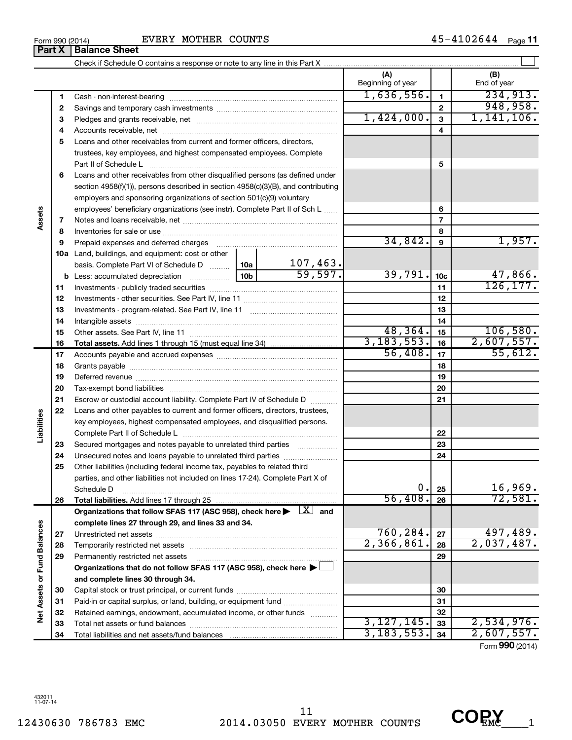Form 990 (2014) EVERY MOTHER COUNTS 45-4102644 Page 11

## Part X | Balance Sheet

Check if Schedule O contains a response or note to any line in this Part X ☐

| Section | Line | Description | | | (A) Beginning of year | | (B) End of year |
|---|---|---|---|---|---|---|---|
| Assets | 1 | Cash - non-interest-bearing | | | 1,636,556. | 1 | 234,913. |
| | 2 | Savings and temporary cash investments | | | | 2 | 948,958. |
| | 3 | Pledges and grants receivable, net | | | 1,424,000. | 3 | 1,141,106. |
| | 4 | Accounts receivable, net | | | | 4 | |
| | 5 | Loans and other receivables from current and former officers, directors, trustees, key employees, and highest compensated employees. Complete Part II of Schedule L | | | | 5 | |
| | 6 | Loans and other receivables from other disqualified persons (as defined under section 4958(f)(1)), persons described in section 4958(c)(3)(B), and contributing employers and sponsoring organizations of section 501(c)(9) voluntary employees' beneficiary organizations (see instr). Complete Part II of Sch L | | | | 6 | |
| | 7 | Notes and loans receivable, net | | | | 7 | |
| | 8 | Inventories for sale or use | | | | 8 | |
| | 9 | Prepaid expenses and deferred charges | | | 34,842. | 9 | 1,957. |
| | 10a | Land, buildings, and equipment: cost or other basis. Complete Part VI of Schedule D | 10a | 107,463. | | | |
| | b | Less: accumulated depreciation | 10b | 59,597. | 39,791. | 10c | 47,866. |
| | 11 | Investments - publicly traded securities | | | | 11 | 126,177. |
| | 12 | Investments - other securities. See Part IV, line 11 | | | | 12 | |
| | 13 | Investments - program-related. See Part IV, line 11 | | | | 13 | |
| | 14 | Intangible assets | | | | 14 | |
| | 15 | Other assets. See Part IV, line 11 | | | 48,364. | 15 | 106,580. |
| | 16 | **Total assets.** Add lines 1 through 15 (must equal line 34) | | | 3,183,553. | 16 | 2,607,557. |
| Liabilities | 17 | Accounts payable and accrued expenses | | | 56,408. | 17 | 55,612. |
| | 18 | Grants payable | | | | 18 | |
| | 19 | Deferred revenue | | | | 19 | |
| | 20 | Tax-exempt bond liabilities | | | | 20 | |
| | 21 | Escrow or custodial account liability. Complete Part IV of Schedule D | | | | 21 | |
| | 22 | Loans and other payables to current and former officers, directors, trustees, key employees, highest compensated employees, and disqualified persons. Complete Part II of Schedule L | | | | 22 | |
| | 23 | Secured mortgages and notes payable to unrelated third parties | | | | 23 | |
| | 24 | Unsecured notes and loans payable to unrelated third parties | | | | 24 | |
| | 25 | Other liabilities (including federal income tax, payables to related third parties, and other liabilities not included on lines 17-24). Complete Part X of Schedule D | | | 0. | 25 | 16,969. |
| | 26 | **Total liabilities.** Add lines 17 through 25 | | | 56,408. | 26 | 72,581. |
| Net Assets or Fund Balances | | **Organizations that follow SFAS 117 (ASC 958), check here ▶ ☒ and complete lines 27 through 29, and lines 33 and 34.** | | | | | |
| | 27 | Unrestricted net assets | | | 760,284. | 27 | 497,489. |
| | 28 | Temporarily restricted net assets | | | 2,366,861. | 28 | 2,037,487. |
| | 29 | Permanently restricted net assets | | | | 29 | |
| | | **Organizations that do not follow SFAS 117 (ASC 958), check here ▶ ☐ and complete lines 30 through 34.** | | | | | |
| | 30 | Capital stock or trust principal, or current funds | | | | 30 | |
| | 31 | Paid-in or capital surplus, or land, building, or equipment fund | | | | 31 | |
| | 32 | Retained earnings, endowment, accumulated income, or other funds | | | | 32 | |
| | 33 | Total net assets or fund balances | | | 3,127,145. | 33 | 2,534,976. |
| | 34 | Total liabilities and net assets/fund balances | | | 3,183,553. | 34 | 2,607,557. |

Form **990** (2014)

432011 11-07-14

12430630 786783 EMC 2014.03050 EVERY MOTHER COUNTS EMC____1

COPY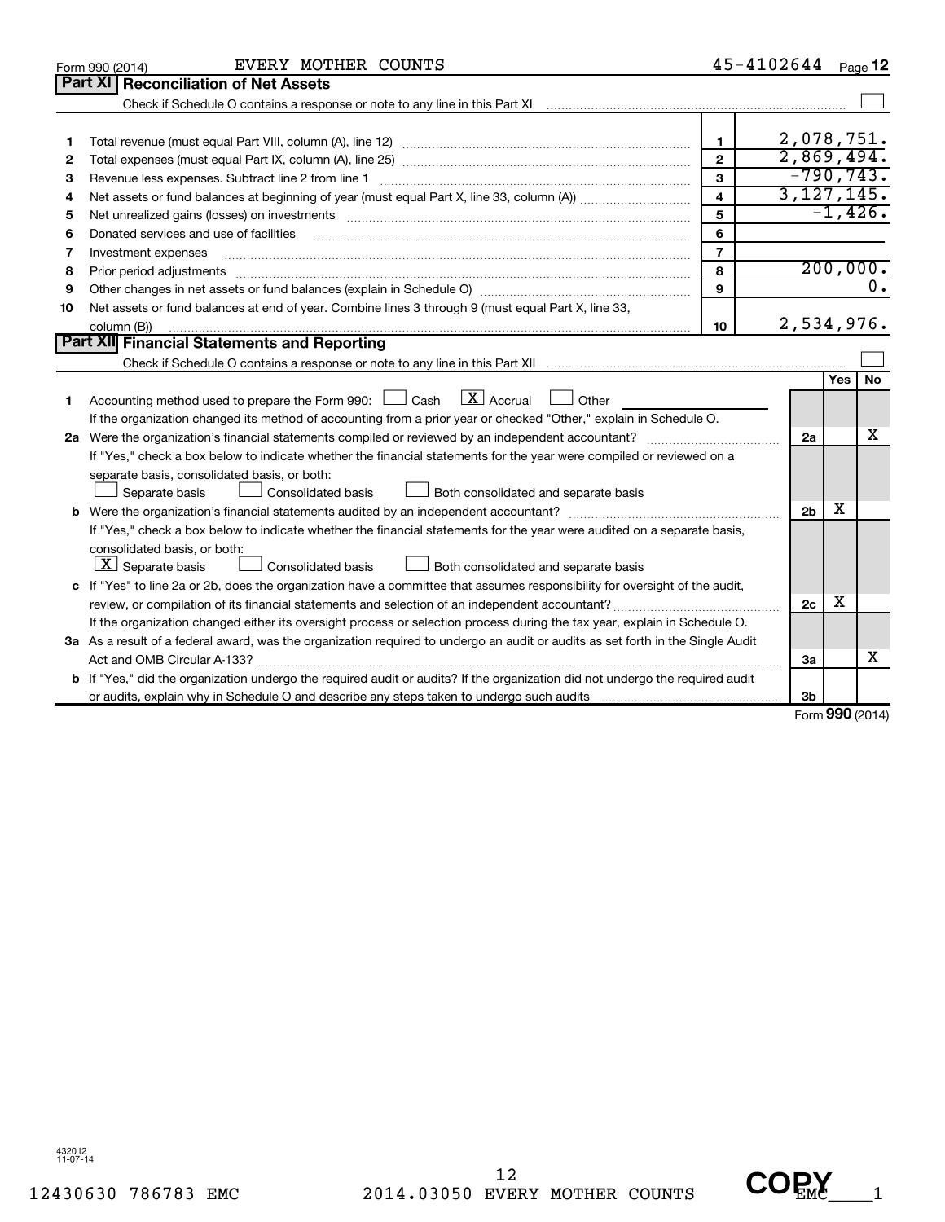Form 990 (2014) EVERY MOTHER COUNTS 45-4102644 Page 12

## Part XI Reconciliation of Net Assets

Check if Schedule O contains a response or note to any line in this Part XI ☐

| | | | |
|---|---|---|---|
| 1 | Total revenue (must equal Part VIII, column (A), line 12) | 1 | 2,078,751. |
| 2 | Total expenses (must equal Part IX, column (A), line 25) | 2 | 2,869,494. |
| 3 | Revenue less expenses. Subtract line 2 from line 1 | 3 | -790,743. |
| 4 | Net assets or fund balances at beginning of year (must equal Part X, line 33, column (A)) | 4 | 3,127,145. |
| 5 | Net unrealized gains (losses) on investments | 5 | -1,426. |
| 6 | Donated services and use of facilities | 6 | |
| 7 | Investment expenses | 7 | |
| 8 | Prior period adjustments | 8 | 200,000. |
| 9 | Other changes in net assets or fund balances (explain in Schedule O) | 9 | 0. |
| 10 | Net assets or fund balances at end of year. Combine lines 3 through 9 (must equal Part X, line 33, column (B)) | 10 | 2,534,976. |

## Part XII Financial Statements and Reporting

Check if Schedule O contains a response or note to any line in this Part XII ☐

| | | | Yes | No |
|---|---|---|---|---|
| 1 | Accounting method used to prepare the Form 990: ☐ Cash ☒ Accrual ☐ Other<br>If the organization changed its method of accounting from a prior year or checked "Other," explain in Schedule O. | | | |
| 2a | Were the organization's financial statements compiled or reviewed by an independent accountant?<br>If "Yes," check a box below to indicate whether the financial statements for the year were compiled or reviewed on a separate basis, consolidated basis, or both:<br>☐ Separate basis ☐ Consolidated basis ☐ Both consolidated and separate basis | 2a | | X |
| b | Were the organization's financial statements audited by an independent accountant?<br>If "Yes," check a box below to indicate whether the financial statements for the year were audited on a separate basis, consolidated basis, or both:<br>☒ Separate basis ☐ Consolidated basis ☐ Both consolidated and separate basis | 2b | X | |
| c | If "Yes" to line 2a or 2b, does the organization have a committee that assumes responsibility for oversight of the audit, review, or compilation of its financial statements and selection of an independent accountant?<br>If the organization changed either its oversight process or selection process during the tax year, explain in Schedule O. | 2c | X | |
| 3a | As a result of a federal award, was the organization required to undergo an audit or audits as set forth in the Single Audit Act and OMB Circular A-133? | 3a | | X |
| b | If "Yes," did the organization undergo the required audit or audits? If the organization did not undergo the required audit or audits, explain why in Schedule O and describe any steps taken to undergo such audits | 3b | | |

Form 990 (2014)

432012 11-07-14

12430630 786783 EMC 2014.03050 EVERY MOTHER COUNTS EMC____1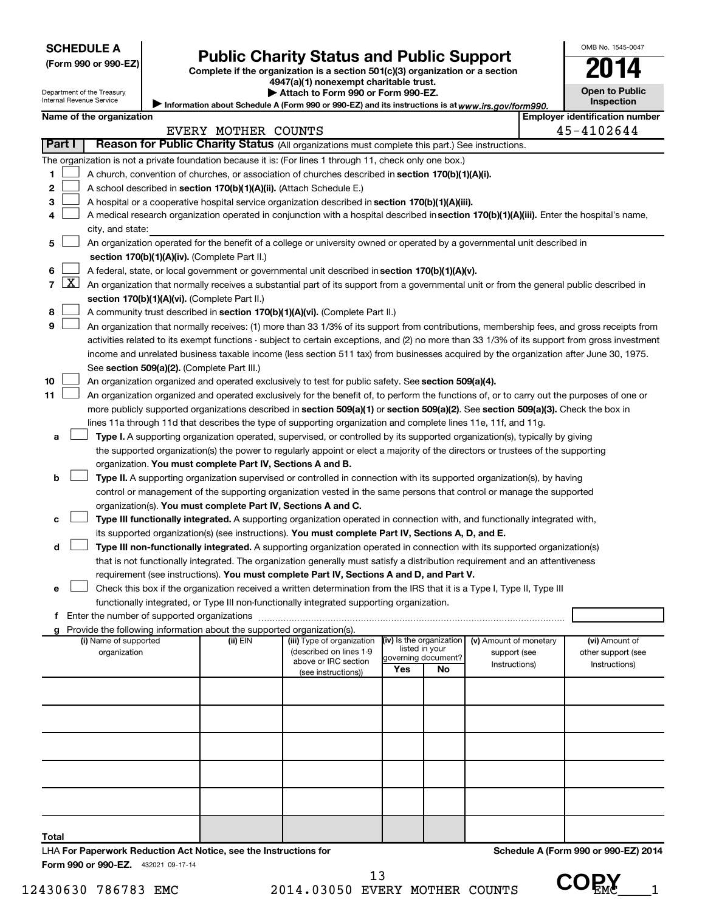**SCHEDULE A**
**(Form 990 or 990-EZ)**

Department of the Treasury
Internal Revenue Service

# Public Charity Status and Public Support

**Complete if the organization is a section 501(c)(3) organization or a section 4947(a)(1) nonexempt charitable trust.**
**▶ Attach to Form 990 or Form 990-EZ.**
▶ Information about Schedule A (Form 990 or 990-EZ) and its instructions is at *www.irs.gov/form990.*

OMB No. 1545-0047
**2014**
**Open to Public Inspection**

**Name of the organization:** EVERY MOTHER COUNTS
**Employer identification number:** 45-4102644

## Part I — Reason for Public Charity Status (All organizations must complete this part.) See instructions.

The organization is not a private foundation because it is: (For lines 1 through 11, check only one box.)

1. [ ] A church, convention of churches, or association of churches described in **section 170(b)(1)(A)(i).**
2. [ ] A school described in **section 170(b)(1)(A)(ii).** (Attach Schedule E.)
3. [ ] A hospital or a cooperative hospital service organization described in **section 170(b)(1)(A)(iii).**
4. [ ] A medical research organization operated in conjunction with a hospital described in **section 170(b)(1)(A)(iii).** Enter the hospital's name, city, and state:
5. [ ] An organization operated for the benefit of a college or university owned or operated by a governmental unit described in **section 170(b)(1)(A)(iv).** (Complete Part II.)
6. [ ] A federal, state, or local government or governmental unit described in **section 170(b)(1)(A)(v).**
7. [X] An organization that normally receives a substantial part of its support from a governmental unit or from the general public described in **section 170(b)(1)(A)(vi).** (Complete Part II.)
8. [ ] A community trust described in **section 170(b)(1)(A)(vi).** (Complete Part II.)
9. [ ] An organization that normally receives: (1) more than 33 1/3% of its support from contributions, membership fees, and gross receipts from activities related to its exempt functions - subject to certain exceptions, and (2) no more than 33 1/3% of its support from gross investment income and unrelated business taxable income (less section 511 tax) from businesses acquired by the organization after June 30, 1975. See **section 509(a)(2).** (Complete Part III.)
10. [ ] An organization organized and operated exclusively to test for public safety. See **section 509(a)(4).**
11. [ ] An organization organized and operated exclusively for the benefit of, to perform the functions of, or to carry out the purposes of one or more publicly supported organizations described in **section 509(a)(1)** or **section 509(a)(2).** See **section 509(a)(3).** Check the box in lines 11a through 11d that describes the type of supporting organization and complete lines 11e, 11f, and 11g.
   - **a** [ ] **Type I.** A supporting organization operated, supervised, or controlled by its supported organization(s), typically by giving the supported organization(s) the power to regularly appoint or elect a majority of the directors or trustees of the supporting organization. **You must complete Part IV, Sections A and B.**
   - **b** [ ] **Type II.** A supporting organization supervised or controlled in connection with its supported organization(s), by having control or management of the supporting organization vested in the same persons that control or manage the supported organization(s). **You must complete Part IV, Sections A and C.**
   - **c** [ ] **Type III functionally integrated.** A supporting organization operated in connection with, and functionally integrated with, its supported organization(s) (see instructions). **You must complete Part IV, Sections A, D, and E.**
   - **d** [ ] **Type III non-functionally integrated.** A supporting organization operated in connection with its supported organization(s) that is not functionally integrated. The organization generally must satisfy a distribution requirement and an attentiveness requirement (see instructions). **You must complete Part IV, Sections A and D, and Part V.**
   - **e** [ ] Check this box if the organization received a written determination from the IRS that it is a Type I, Type II, Type III functionally integrated, or Type III non-functionally integrated supporting organization.
   - **f** Enter the number of supported organizations
   - **g** Provide the following information about the supported organization(s).

| (i) Name of supported organization | (ii) EIN | (iii) Type of organization (described on lines 1-9 above or IRC section (see instructions)) | (iv) Is the organization listed in your governing document? Yes | No | (v) Amount of monetary support (see Instructions) | (vi) Amount of other support (see Instructions) |
|---|---|---|---|---|---|---|
| | | | | | | |
| | | | | | | |
| | | | | | | |
| | | | | | | |
| | | | | | | |
| **Total** | | | | | | |

LHA **For Paperwork Reduction Act Notice, see the Instructions for Form 990 or 990-EZ.** 432021 09-17-14

**Schedule A (Form 990 or 990-EZ) 2014**

12430630 786783 EMC 2014.03050 EVERY MOTHER COUNTS EMC____1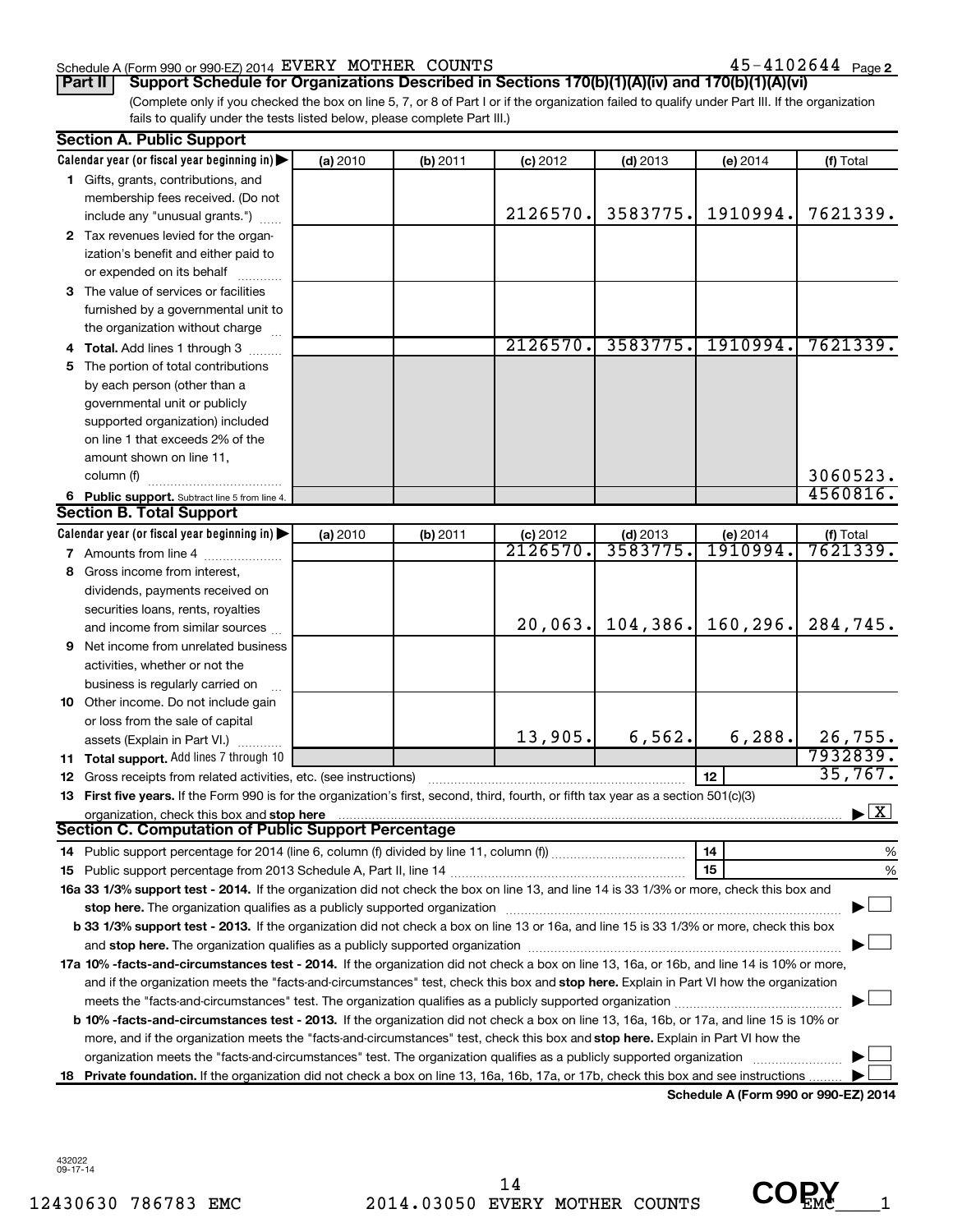Schedule A (Form 990 or 990-EZ) 2014 EVERY MOTHER COUNTS 45-4102644 Page 2

**Part II** **Support Schedule for Organizations Described in Sections 170(b)(1)(A)(iv) and 170(b)(1)(A)(vi)**

(Complete only if you checked the box on line 5, 7, or 8 of Part I or if the organization failed to qualify under Part III. If the organization fails to qualify under the tests listed below, please complete Part III.)

## Section A. Public Support

| Calendar year (or fiscal year beginning in) ▶ | (a) 2010 | (b) 2011 | (c) 2012 | (d) 2013 | (e) 2014 | (f) Total |
|---|---|---|---|---|---|---|
| **1** Gifts, grants, contributions, and membership fees received. (Do not include any "unusual grants.") | | | 2126570. | 3583775. | 1910994. | 7621339. |
| **2** Tax revenues levied for the organization's benefit and either paid to or expended on its behalf | | | | | | |
| **3** The value of services or facilities furnished by a governmental unit to the organization without charge | | | | | | |
| **4 Total.** Add lines 1 through 3 | | | 2126570. | 3583775. | 1910994. | 7621339. |
| **5** The portion of total contributions by each person (other than a governmental unit or publicly supported organization) included on line 1 that exceeds 2% of the amount shown on line 11, column (f) | | | | | | 3060523. |
| **6 Public support.** Subtract line 5 from line 4. | | | | | | 4560816. |

## Section B. Total Support

| Calendar year (or fiscal year beginning in) ▶ | (a) 2010 | (b) 2011 | (c) 2012 | (d) 2013 | (e) 2014 | (f) Total |
|---|---|---|---|---|---|---|
| **7** Amounts from line 4 | | | 2126570. | 3583775. | 1910994. | 7621339. |
| **8** Gross income from interest, dividends, payments received on securities loans, rents, royalties and income from similar sources | | | 20,063. | 104,386. | 160,296. | 284,745. |
| **9** Net income from unrelated business activities, whether or not the business is regularly carried on | | | | | | |
| **10** Other income. Do not include gain or loss from the sale of capital assets (Explain in Part VI.) | | | 13,905. | 6,562. | 6,288. | 26,755. |
| **11 Total support.** Add lines 7 through 10 | | | | | | 7932839. |
| **12** Gross receipts from related activities, etc. (see instructions) | | | | | 12 | 35,767. |

**13 First five years.** If the Form 990 is for the organization's first, second, third, fourth, or fifth tax year as a section 501(c)(3) organization, check this box and **stop here** ▶ [X]

## Section C. Computation of Public Support Percentage

**14** Public support percentage for 2014 (line 6, column (f) divided by line 11, column (f)) 14 %

**15** Public support percentage from 2013 Schedule A, Part II, line 14 15 %

**16a 33 1/3% support test - 2014.** If the organization did not check the box on line 13, and line 14 is 33 1/3% or more, check this box and **stop here.** The organization qualifies as a publicly supported organization ▶ [ ]

**b 33 1/3% support test - 2013.** If the organization did not check a box on line 13 or 16a, and line 15 is 33 1/3% or more, check this box and **stop here.** The organization qualifies as a publicly supported organization ▶ [ ]

**17a 10% -facts-and-circumstances test - 2014.** If the organization did not check a box on line 13, 16a, or 16b, and line 14 is 10% or more, and if the organization meets the "facts-and-circumstances" test, check this box and **stop here.** Explain in Part VI how the organization meets the "facts-and-circumstances" test. The organization qualifies as a publicly supported organization ▶ [ ]

**b 10% -facts-and-circumstances test - 2013.** If the organization did not check a box on line 13, 16a, 16b, or 17a, and line 15 is 10% or more, and if the organization meets the "facts-and-circumstances" test, check this box and **stop here.** Explain in Part VI how the organization meets the "facts-and-circumstances" test. The organization qualifies as a publicly supported organization ▶ [ ]

**18 Private foundation.** If the organization did not check a box on line 13, 16a, 16b, 17a, or 17b, check this box and see instructions ▶ [ ]

**Schedule A (Form 990 or 990-EZ) 2014**

432022 09-17-14

12430630 786783 EMC 2014.03050 EVERY MOTHER COUNTS EMC____1

COPY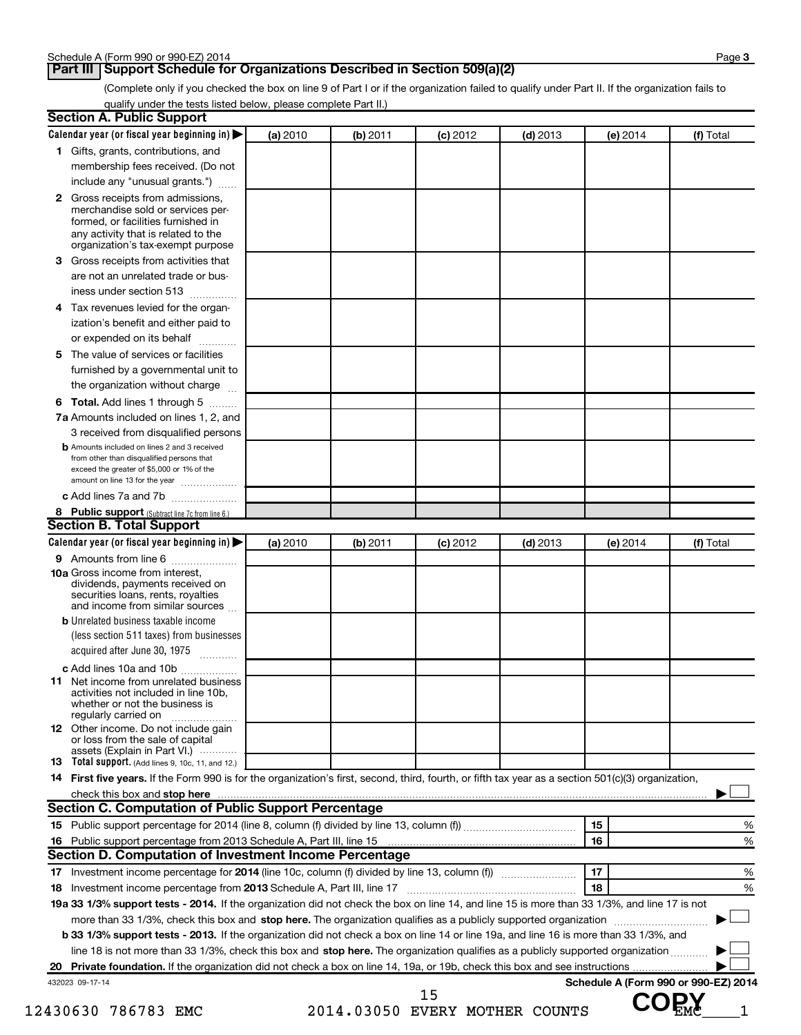## Part III Support Schedule for Organizations Described in Section 509(a)(2)

(Complete only if you checked the box on line 9 of Part I or if the organization failed to qualify under Part II. If the organization fails to qualify under the tests listed below, please complete Part II.)

### Section A. Public Support

| Calendar year (or fiscal year beginning in) ▶ | (a) 2010 | (b) 2011 | (c) 2012 | (d) 2013 | (e) 2014 | (f) Total |
|---|---|---|---|---|---|---|
| 1 Gifts, grants, contributions, and membership fees received. (Do not include any "unusual grants.") | | | | | | |
| 2 Gross receipts from admissions, merchandise sold or services performed, or facilities furnished in any activity that is related to the organization's tax-exempt purpose | | | | | | |
| 3 Gross receipts from activities that are not an unrelated trade or business under section 513 | | | | | | |
| 4 Tax revenues levied for the organization's benefit and either paid to or expended on its behalf | | | | | | |
| 5 The value of services or facilities furnished by a governmental unit to the organization without charge | | | | | | |
| 6 **Total.** Add lines 1 through 5 | | | | | | |
| 7a Amounts included on lines 1, 2, and 3 received from disqualified persons | | | | | | |
| b Amounts included on lines 2 and 3 received from other than disqualified persons that exceed the greater of $5,000 or 1% of the amount on line 13 for the year | | | | | | |
| c Add lines 7a and 7b | | | | | | |
| 8 **Public support** (Subtract line 7c from line 6.) | | | | | | |

### Section B. Total Support

| Calendar year (or fiscal year beginning in) ▶ | (a) 2010 | (b) 2011 | (c) 2012 | (d) 2013 | (e) 2014 | (f) Total |
|---|---|---|---|---|---|---|
| 9 Amounts from line 6 | | | | | | |
| 10a Gross income from interest, dividends, payments received on securities loans, rents, royalties and income from similar sources | | | | | | |
| b Unrelated business taxable income (less section 511 taxes) from businesses acquired after June 30, 1975 | | | | | | |
| c Add lines 10a and 10b | | | | | | |
| 11 Net income from unrelated business activities not included in line 10b, whether or not the business is regularly carried on | | | | | | |
| 12 Other income. Do not include gain or loss from the sale of capital assets (Explain in Part VI.) | | | | | | |
| 13 **Total support.** (Add lines 9, 10c, 11, and 12.) | | | | | | |

14 **First five years.** If the Form 990 is for the organization's first, second, third, fourth, or fifth tax year as a section 501(c)(3) organization, check this box and **stop here** ▶ ☐

### Section C. Computation of Public Support Percentage

| | | | |
|---|---|---|---|
| 15 | Public support percentage for 2014 (line 8, column (f) divided by line 13, column (f)) | 15 | % |
| 16 | Public support percentage from 2013 Schedule A, Part III, line 15 | 16 | % |

### Section D. Computation of Investment Income Percentage

| | | | |
|---|---|---|---|
| 17 | Investment income percentage for **2014** (line 10c, column (f) divided by line 13, column (f)) | 17 | % |
| 18 | Investment income percentage from **2013** Schedule A, Part III, line 17 | 18 | % |

**19a 33 1/3% support tests - 2014.** If the organization did not check the box on line 14, and line 15 is more than 33 1/3%, and line 17 is not more than 33 1/3%, check this box and **stop here.** The organization qualifies as a publicly supported organization ▶ ☐

**b 33 1/3% support tests - 2013.** If the organization did not check a box on line 14 or line 19a, and line 16 is more than 33 1/3%, and line 18 is not more than 33 1/3%, check this box and **stop here.** The organization qualifies as a publicly supported organization ▶ ☐

**20 Private foundation.** If the organization did not check a box on line 14, 19a, or 19b, check this box and see instructions ▶ ☐

432023 09-17-14

**Schedule A (Form 990 or 990-EZ) 2014**

12430630 786783 EMC 2014.03050 EVERY MOTHER COUNTS EMC____1

COPY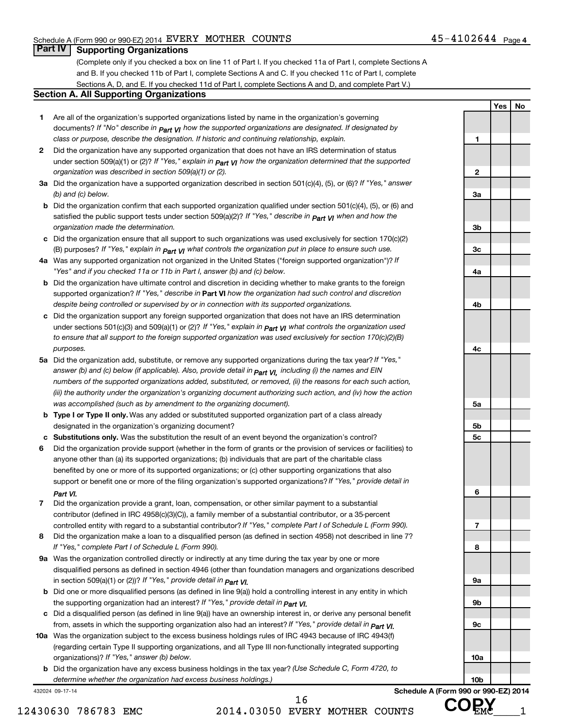Schedule A (Form 990 or 990-EZ) 2014 EVERY MOTHER COUNTS 45-4102644 Page 4

## Part IV Supporting Organizations

(Complete only if you checked a box on line 11 of Part I. If you checked 11a of Part I, complete Sections A and B. If you checked 11b of Part I, complete Sections A and C. If you checked 11c of Part I, complete Sections A, D, and E. If you checked 11d of Part I, complete Sections A and D, and complete Part V.)

### Section A. All Supporting Organizations

| | | Line | Yes | No |
|---|---|---|---|---|
| **1** | Are all of the organization's supported organizations listed by name in the organization's governing documents? *If "No" describe in Part VI how the supported organizations are designated. If designated by class or purpose, describe the designation. If historic and continuing relationship, explain.* | 1 | | |
| **2** | Did the organization have any supported organization that does not have an IRS determination of status under section 509(a)(1) or (2)? *If "Yes," explain in Part VI how the organization determined that the supported organization was described in section 509(a)(1) or (2).* | 2 | | |
| **3a** | Did the organization have a supported organization described in section 501(c)(4), (5), or (6)? *If "Yes," answer (b) and (c) below.* | 3a | | |
| **b** | Did the organization confirm that each supported organization qualified under section 501(c)(4), (5), or (6) and satisfied the public support tests under section 509(a)(2)? *If "Yes," describe in Part VI when and how the organization made the determination.* | 3b | | |
| **c** | Did the organization ensure that all support to such organizations was used exclusively for section 170(c)(2)(B) purposes? *If "Yes," explain in Part VI what controls the organization put in place to ensure such use.* | 3c | | |
| **4a** | Was any supported organization not organized in the United States ("foreign supported organization")? *If "Yes" and if you checked 11a or 11b in Part I, answer (b) and (c) below.* | 4a | | |
| **b** | Did the organization have ultimate control and discretion in deciding whether to make grants to the foreign supported organization? *If "Yes," describe in* **Part VI** *how the organization had such control and discretion despite being controlled or supervised by or in connection with its supported organizations.* | 4b | | |
| **c** | Did the organization support any foreign supported organization that does not have an IRS determination under sections 501(c)(3) and 509(a)(1) or (2)? *If "Yes," explain in Part VI what controls the organization used to ensure that all support to the foreign supported organization was used exclusively for section 170(c)(2)(B) purposes.* | 4c | | |
| **5a** | Did the organization add, substitute, or remove any supported organizations during the tax year? *If "Yes," answer (b) and (c) below (if applicable). Also, provide detail in Part VI, including (i) the names and EIN numbers of the supported organizations added, substituted, or removed, (ii) the reasons for each such action, (iii) the authority under the organization's organizing document authorizing such action, and (iv) how the action was accomplished (such as by amendment to the organizing document).* | 5a | | |
| **b** | **Type I or Type II only.** Was any added or substituted supported organization part of a class already designated in the organization's organizing document? | 5b | | |
| **c** | **Substitutions only.** Was the substitution the result of an event beyond the organization's control? | 5c | | |
| **6** | Did the organization provide support (whether in the form of grants or the provision of services or facilities) to anyone other than (a) its supported organizations; (b) individuals that are part of the charitable class benefited by one or more of its supported organizations; or (c) other supporting organizations that also support or benefit one or more of the filing organization's supported organizations? *If "Yes," provide detail in Part VI.* | 6 | | |
| **7** | Did the organization provide a grant, loan, compensation, or other similar payment to a substantial contributor (defined in IRC 4958(c)(3)(C)), a family member of a substantial contributor, or a 35-percent controlled entity with regard to a substantial contributor? *If "Yes," complete Part I of Schedule L (Form 990).* | 7 | | |
| **8** | Did the organization make a loan to a disqualified person (as defined in section 4958) not described in line 7? *If "Yes," complete Part I of Schedule L (Form 990).* | 8 | | |
| **9a** | Was the organization controlled directly or indirectly at any time during the tax year by one or more disqualified persons as defined in section 4946 (other than foundation managers and organizations described in section 509(a)(1) or (2))? *If "Yes," provide detail in Part VI.* | 9a | | |
| **b** | Did one or more disqualified persons (as defined in line 9(a)) hold a controlling interest in any entity in which the supporting organization had an interest? *If "Yes," provide detail in Part VI.* | 9b | | |
| **c** | Did a disqualified person (as defined in line 9(a)) have an ownership interest in, or derive any personal benefit from, assets in which the supporting organization also had an interest? *If "Yes," provide detail in Part VI.* | 9c | | |
| **10a** | Was the organization subject to the excess business holdings rules of IRC 4943 because of IRC 4943(f) (regarding certain Type II supporting organizations, and all Type III non-functionally integrated supporting organizations)? *If "Yes," answer (b) below.* | 10a | | |
| **b** | Did the organization have any excess business holdings in the tax year? *(Use Schedule C, Form 4720, to determine whether the organization had excess business holdings.)* | 10b | | |

432024 09-17-14 **Schedule A (Form 990 or 990-EZ) 2014**

12430630 786783 EMC 2014.03050 EVERY MOTHER COUNTS EMC____1

COPY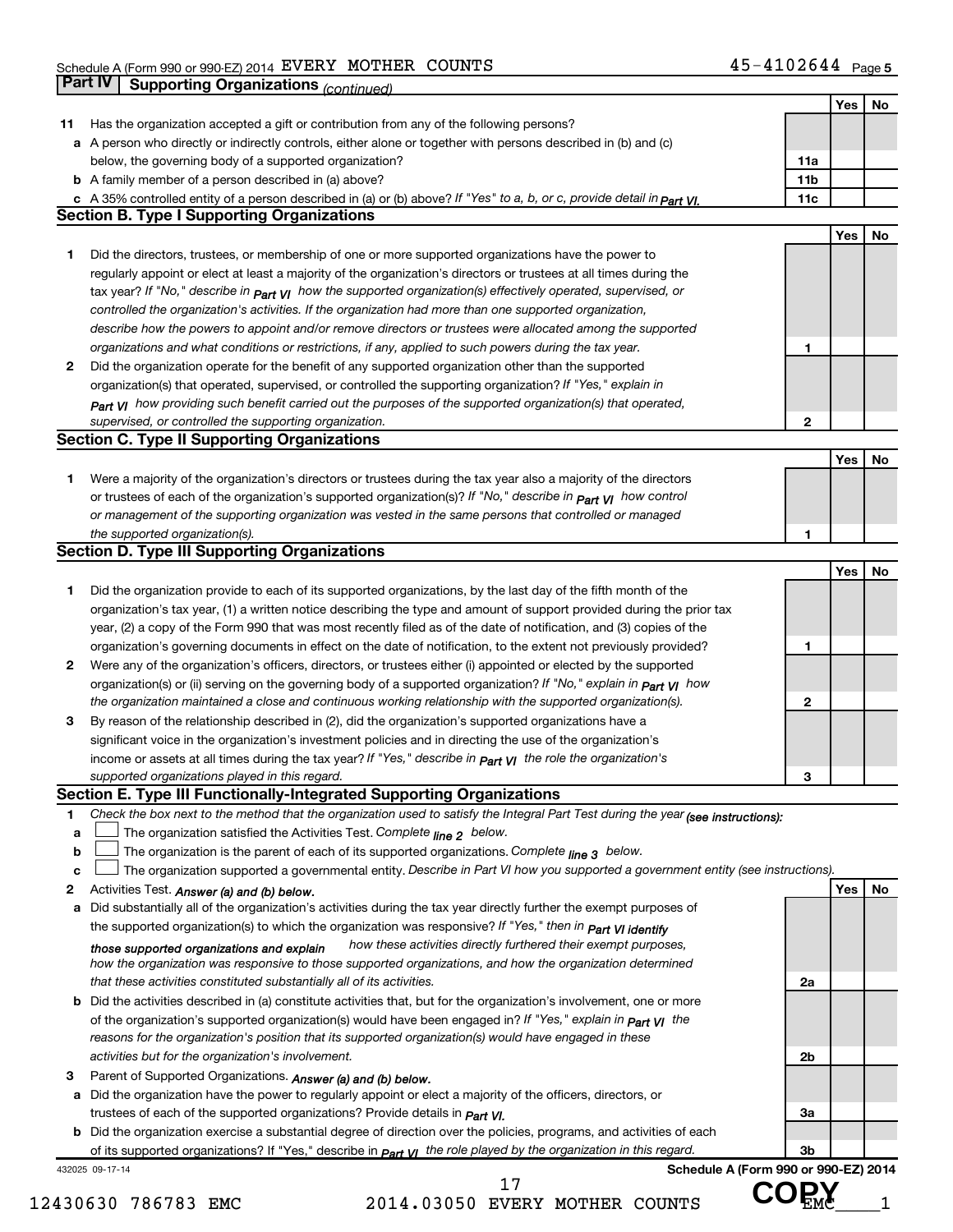Schedule A (Form 990 or 990-EZ) 2014 EVERY MOTHER COUNTS 45-4102644 Page 5

## Part IV Supporting Organizations *(continued)*

| | | | Yes | No |
|---|---|---|---|---|
| **11** | Has the organization accepted a gift or contribution from any of the following persons? | | | |
| **a** | A person who directly or indirectly controls, either alone or together with persons described in (b) and (c) below, the governing body of a supported organization? | **11a** | | |
| **b** | A family member of a person described in (a) above? | **11b** | | |
| **c** | A 35% controlled entity of a person described in (a) or (b) above? *If "Yes" to a, b, or c, provide detail in Part VI.* | **11c** | | |

### Section B. Type I Supporting Organizations

| | | | Yes | No |
|---|---|---|---|---|
| **1** | Did the directors, trustees, or membership of one or more supported organizations have the power to regularly appoint or elect at least a majority of the organization's directors or trustees at all times during the tax year? *If "No," describe in Part VI how the supported organization(s) effectively operated, supervised, or controlled the organization's activities. If the organization had more than one supported organization, describe how the powers to appoint and/or remove directors or trustees were allocated among the supported organizations and what conditions or restrictions, if any, applied to such powers during the tax year.* | **1** | | |
| **2** | Did the organization operate for the benefit of any supported organization other than the supported organization(s) that operated, supervised, or controlled the supporting organization? *If "Yes," explain in Part VI how providing such benefit carried out the purposes of the supported organization(s) that operated, supervised, or controlled the supporting organization.* | **2** | | |

### Section C. Type II Supporting Organizations

| | | | Yes | No |
|---|---|---|---|---|
| **1** | Were a majority of the organization's directors or trustees during the tax year also a majority of the directors or trustees of each of the organization's supported organization(s)? *If "No," describe in Part VI how control or management of the supporting organization was vested in the same persons that controlled or managed the supported organization(s).* | **1** | | |

### Section D. Type III Supporting Organizations

| | | | Yes | No |
|---|---|---|---|---|
| **1** | Did the organization provide to each of its supported organizations, by the last day of the fifth month of the organization's tax year, (1) a written notice describing the type and amount of support provided during the prior tax year, (2) a copy of the Form 990 that was most recently filed as of the date of notification, and (3) copies of the organization's governing documents in effect on the date of notification, to the extent not previously provided? | **1** | | |
| **2** | Were any of the organization's officers, directors, or trustees either (i) appointed or elected by the supported organization(s) or (ii) serving on the governing body of a supported organization? *If "No," explain in Part VI how the organization maintained a close and continuous working relationship with the supported organization(s).* | **2** | | |
| **3** | By reason of the relationship described in (2), did the organization's supported organizations have a significant voice in the organization's investment policies and in directing the use of the organization's income or assets at all times during the tax year? *If "Yes," describe in Part VI the role the organization's supported organizations played in this regard.* | **3** | | |

### Section E. Type III Functionally-Integrated Supporting Organizations

**1** *Check the box next to the method that the organization used to satisfy the Integral Part Test during the year (see instructions):*

- **a** ☐ The organization satisfied the Activities Test. *Complete line 2 below.*
- **b** ☐ The organization is the parent of each of its supported organizations. *Complete line 3 below.*
- **c** ☐ The organization supported a governmental entity. *Describe in Part VI how you supported a government entity (see instructions).*

| | | | Yes | No |
|---|---|---|---|---|
| **2** | Activities Test. *Answer (a) and (b) below.* | | | |
| **a** | Did substantially all of the organization's activities during the tax year directly further the exempt purposes of the supported organization(s) to which the organization was responsive? *If "Yes," then in Part VI identify those supported organizations and explain how these activities directly furthered their exempt purposes, how the organization was responsive to those supported organizations, and how the organization determined that these activities constituted substantially all of its activities.* | **2a** | | |
| **b** | Did the activities described in (a) constitute activities that, but for the organization's involvement, one or more of the organization's supported organization(s) would have been engaged in? *If "Yes," explain in Part VI the reasons for the organization's position that its supported organization(s) would have engaged in these activities but for the organization's involvement.* | **2b** | | |
| **3** | Parent of Supported Organizations. *Answer (a) and (b) below.* | | | |
| **a** | Did the organization have the power to regularly appoint or elect a majority of the officers, directors, or trustees of each of the supported organizations? *Provide details in Part VI.* | **3a** | | |
| **b** | Did the organization exercise a substantial degree of direction over the policies, programs, and activities of each of its supported organizations? If "Yes," describe in *Part VI the role played by the organization in this regard.* | **3b** | | |

432025 09-17-14 **Schedule A (Form 990 or 990-EZ) 2014**

12430630 786783 EMC 2014.03050 EVERY MOTHER COUNTS EMC____1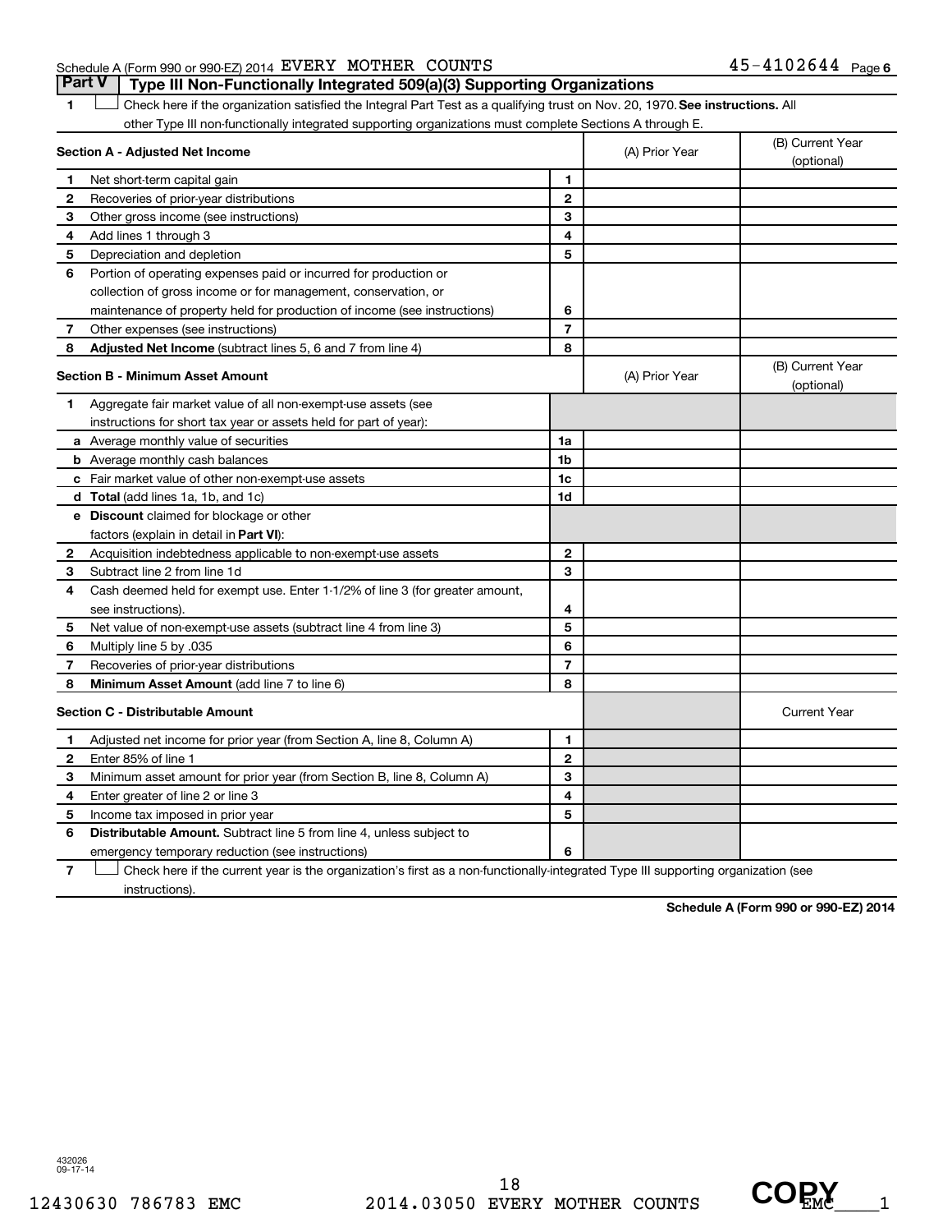Schedule A (Form 990 or 990-EZ) 2014 EVERY MOTHER COUNTS 45-4102644 Page 6

## Part V Type III Non-Functionally Integrated 509(a)(3) Supporting Organizations

1 ☐ Check here if the organization satisfied the Integral Part Test as a qualifying trust on Nov. 20, 1970. **See instructions.** All other Type III non-functionally integrated supporting organizations must complete Sections A through E.

| **Section A - Adjusted Net Income** | | (A) Prior Year | (B) Current Year (optional) |
|---|---|---|---|
| 1 Net short-term capital gain | 1 | | |
| 2 Recoveries of prior-year distributions | 2 | | |
| 3 Other gross income (see instructions) | 3 | | |
| 4 Add lines 1 through 3 | 4 | | |
| 5 Depreciation and depletion | 5 | | |
| 6 Portion of operating expenses paid or incurred for production or collection of gross income or for management, conservation, or maintenance of property held for production of income (see instructions) | 6 | | |
| 7 Other expenses (see instructions) | 7 | | |
| 8 **Adjusted Net Income** (subtract lines 5, 6 and 7 from line 4) | 8 | | |

| **Section B - Minimum Asset Amount** | | (A) Prior Year | (B) Current Year (optional) |
|---|---|---|---|
| 1 Aggregate fair market value of all non-exempt-use assets (see instructions for short tax year or assets held for part of year): | | | |
| a Average monthly value of securities | 1a | | |
| b Average monthly cash balances | 1b | | |
| c Fair market value of other non-exempt-use assets | 1c | | |
| d **Total** (add lines 1a, 1b, and 1c) | 1d | | |
| e **Discount** claimed for blockage or other factors (explain in detail in **Part VI**): | | | |
| 2 Acquisition indebtedness applicable to non-exempt-use assets | 2 | | |
| 3 Subtract line 2 from line 1d | 3 | | |
| 4 Cash deemed held for exempt use. Enter 1-1/2% of line 3 (for greater amount, see instructions). | 4 | | |
| 5 Net value of non-exempt-use assets (subtract line 4 from line 3) | 5 | | |
| 6 Multiply line 5 by .035 | 6 | | |
| 7 Recoveries of prior-year distributions | 7 | | |
| 8 **Minimum Asset Amount** (add line 7 to line 6) | 8 | | |

| **Section C - Distributable Amount** | | | Current Year |
|---|---|---|---|
| 1 Adjusted net income for prior year (from Section A, line 8, Column A) | 1 | | |
| 2 Enter 85% of line 1 | 2 | | |
| 3 Minimum asset amount for prior year (from Section B, line 8, Column A) | 3 | | |
| 4 Enter greater of line 2 or line 3 | 4 | | |
| 5 Income tax imposed in prior year | 5 | | |
| 6 **Distributable Amount.** Subtract line 5 from line 4, unless subject to emergency temporary reduction (see instructions) | 6 | | |

7 ☐ Check here if the current year is the organization's first as a non-functionally-integrated Type III supporting organization (see instructions).

**Schedule A (Form 990 or 990-EZ) 2014**

432026 09-17-14

12430630 786783 EMC 2014.03050 EVERY MOTHER COUNTS EMC____1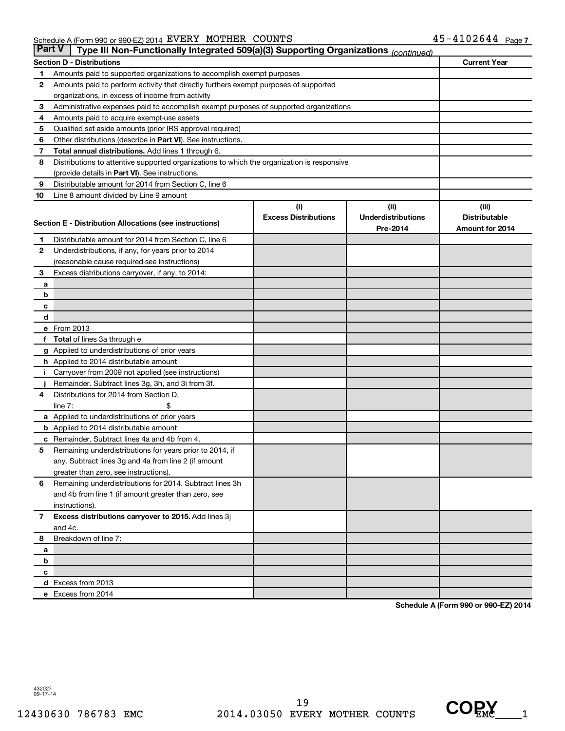Schedule A (Form 990 or 990-EZ) 2014 EVERY MOTHER COUNTS 45-4102644 Page 7

## Part V Type III Non-Functionally Integrated 509(a)(3) Supporting Organizations *(continued)*

| Section D - Distributions | | Current Year |
|---|---|---|
| 1 | Amounts paid to supported organizations to accomplish exempt purposes | |
| 2 | Amounts paid to perform activity that directly furthers exempt purposes of supported organizations, in excess of income from activity | |
| 3 | Administrative expenses paid to accomplish exempt purposes of supported organizations | |
| 4 | Amounts paid to acquire exempt-use assets | |
| 5 | Qualified set-aside amounts (prior IRS approval required) | |
| 6 | Other distributions (describe in **Part VI**). See instructions. | |
| 7 | **Total annual distributions.** Add lines 1 through 6. | |
| 8 | Distributions to attentive supported organizations to which the organization is responsive (provide details in **Part VI**). See instructions. | |
| 9 | Distributable amount for 2014 from Section C, line 6 | |
| 10 | Line 8 amount divided by Line 9 amount | |

| Section E - Distribution Allocations (see instructions) | | (i) Excess Distributions | (ii) Underdistributions Pre-2014 | (iii) Distributable Amount for 2014 |
|---|---|---|---|---|
| 1 | Distributable amount for 2014 from Section C, line 6 | | | |
| 2 | Underdistributions, if any, for years prior to 2014 (reasonable cause required-see instructions) | | | |
| 3 | Excess distributions carryover, if any, to 2014: | | | |
| a | | | | |
| b | | | | |
| c | | | | |
| d | | | | |
| e | From 2013 | | | |
| f | **Total** of lines 3a through e | | | |
| g | Applied to underdistributions of prior years | | | |
| h | Applied to 2014 distributable amount | | | |
| i | Carryover from 2009 not applied (see instructions) | | | |
| j | Remainder. Subtract lines 3g, 3h, and 3i from 3f. | | | |
| 4 | Distributions for 2014 from Section D, line 7: $ | | | |
| a | Applied to underdistributions of prior years | | | |
| b | Applied to 2014 distributable amount | | | |
| c | Remainder. Subtract lines 4a and 4b from 4. | | | |
| 5 | Remaining underdistributions for years prior to 2014, if any. Subtract lines 3g and 4a from line 2 (if amount greater than zero, see instructions). | | | |
| 6 | Remaining underdistributions for 2014. Subtract lines 3h and 4b from line 1 (if amount greater than zero, see instructions). | | | |
| 7 | **Excess distributions carryover to 2015.** Add lines 3j and 4c. | | | |
| 8 | Breakdown of line 7: | | | |
| a | | | | |
| b | | | | |
| c | | | | |
| d | Excess from 2013 | | | |
| e | Excess from 2014 | | | |

**Schedule A (Form 990 or 990-EZ) 2014**

432027
09-17-14

12430630 786783 EMC 2014.03050 EVERY MOTHER COUNTS EMC____1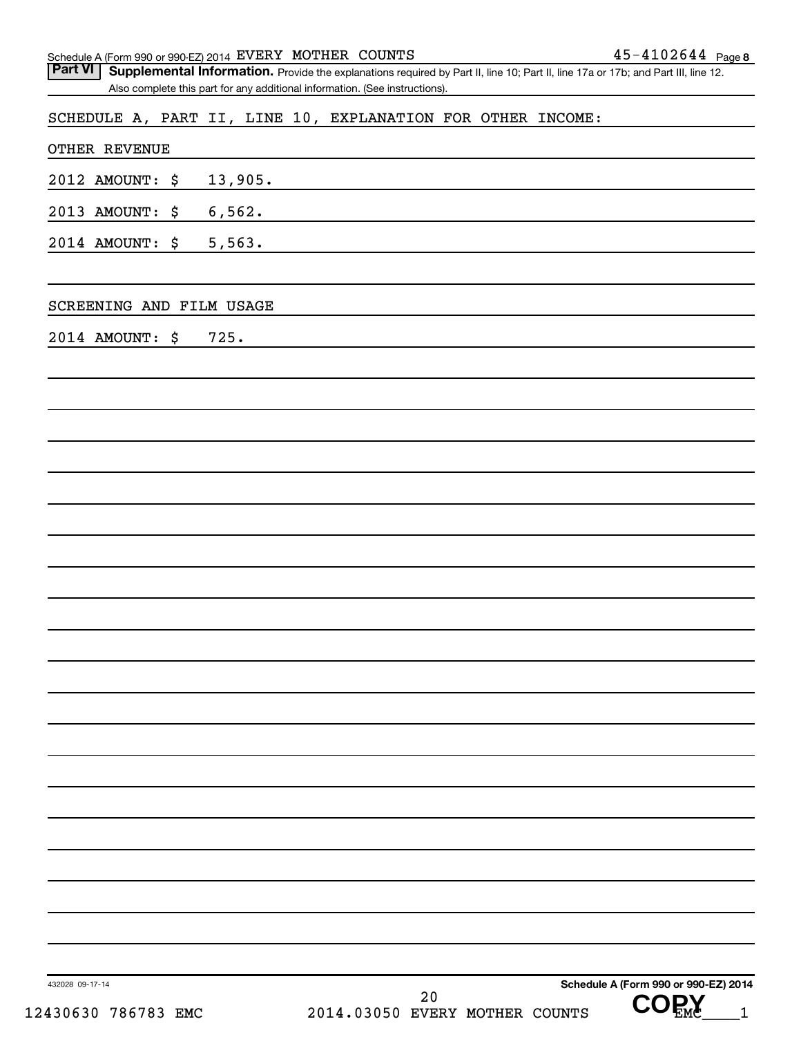**Part VI** **Supplemental Information.** Provide the explanations required by Part II, line 10; Part II, line 17a or 17b; and Part III, line 12. Also complete this part for any additional information. (See instructions).

SCHEDULE A, PART II, LINE 10, EXPLANATION FOR OTHER INCOME:

OTHER REVENUE

2012 AMOUNT: $ 13,905.

2013 AMOUNT: $ 6,562.

2014 AMOUNT: $ 5,563.

SCREENING AND FILM USAGE

2014 AMOUNT: $ 725.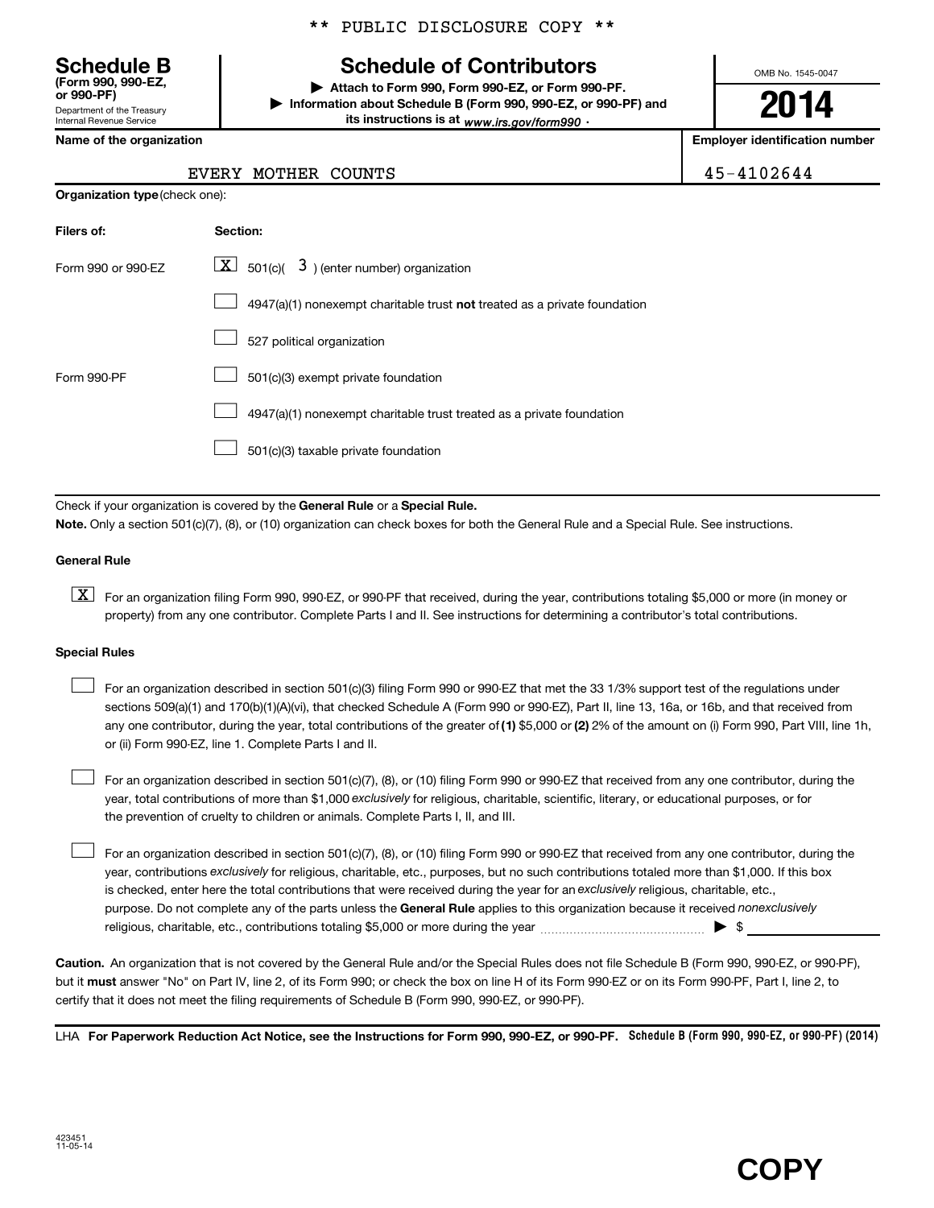\*\* PUBLIC DISCLOSURE COPY \*\*

**Schedule B**
**(Form 990, 990-EZ, or 990-PF)**
Department of the Treasury
Internal Revenue Service

# Schedule of Contributors

▶ **Attach to Form 990, Form 990-EZ, or Form 990-PF.**
▶ **Information about Schedule B (Form 990, 990-EZ, or 990-PF) and its instructions is at** *www.irs.gov/form990* .

OMB No. 1545-0047

**2014**

| **Name of the organization** | **Employer identification number** |
|---|---|
| EVERY MOTHER COUNTS | 45-4102644 |

**Organization type** (check one):

| **Filers of:** | **Section:** |
|---|---|
| Form 990 or 990-EZ | [X] 501(c)( 3 ) (enter number) organization |
| | [ ] 4947(a)(1) nonexempt charitable trust **not** treated as a private foundation |
| | [ ] 527 political organization |
| Form 990-PF | [ ] 501(c)(3) exempt private foundation |
| | [ ] 4947(a)(1) nonexempt charitable trust treated as a private foundation |
| | [ ] 501(c)(3) taxable private foundation |

Check if your organization is covered by the **General Rule** or a **Special Rule.**

**Note.** Only a section 501(c)(7), (8), or (10) organization can check boxes for both the General Rule and a Special Rule. See instructions.

**General Rule**

[X] For an organization filing Form 990, 990-EZ, or 990-PF that received, during the year, contributions totaling $5,000 or more (in money or property) from any one contributor. Complete Parts I and II. See instructions for determining a contributor's total contributions.

**Special Rules**

[ ] For an organization described in section 501(c)(3) filing Form 990 or 990-EZ that met the 33 1/3% support test of the regulations under sections 509(a)(1) and 170(b)(1)(A)(vi), that checked Schedule A (Form 990 or 990-EZ), Part II, line 13, 16a, or 16b, and that received from any one contributor, during the year, total contributions of the greater of **(1)** $5,000 or **(2)** 2% of the amount on (i) Form 990, Part VIII, line 1h, or (ii) Form 990-EZ, line 1. Complete Parts I and II.

[ ] For an organization described in section 501(c)(7), (8), or (10) filing Form 990 or 990-EZ that received from any one contributor, during the year, total contributions of more than $1,000 *exclusively* for religious, charitable, scientific, literary, or educational purposes, or for the prevention of cruelty to children or animals. Complete Parts I, II, and III.

[ ] For an organization described in section 501(c)(7), (8), or (10) filing Form 990 or 990-EZ that received from any one contributor, during the year, contributions *exclusively* for religious, charitable, etc., purposes, but no such contributions totaled more than $1,000. If this box is checked, enter here the total contributions that were received during the year for an *exclusively* religious, charitable, etc., purpose. Do not complete any of the parts unless the **General Rule** applies to this organization because it received *nonexclusively* religious, charitable, etc., contributions totaling $5,000 or more during the year ▶ $ ________

**Caution.** An organization that is not covered by the General Rule and/or the Special Rules does not file Schedule B (Form 990, 990-EZ, or 990-PF), but it **must** answer "No" on Part IV, line 2, of its Form 990; or check the box on line H of its Form 990-EZ or on its Form 990-PF, Part I, line 2, to certify that it does not meet the filing requirements of Schedule B (Form 990, 990-EZ, or 990-PF).

LHA **For Paperwork Reduction Act Notice, see the Instructions for Form 990, 990-EZ, or 990-PF.** **Schedule B (Form 990, 990-EZ, or 990-PF) (2014)**

423451
11-05-14

**COPY**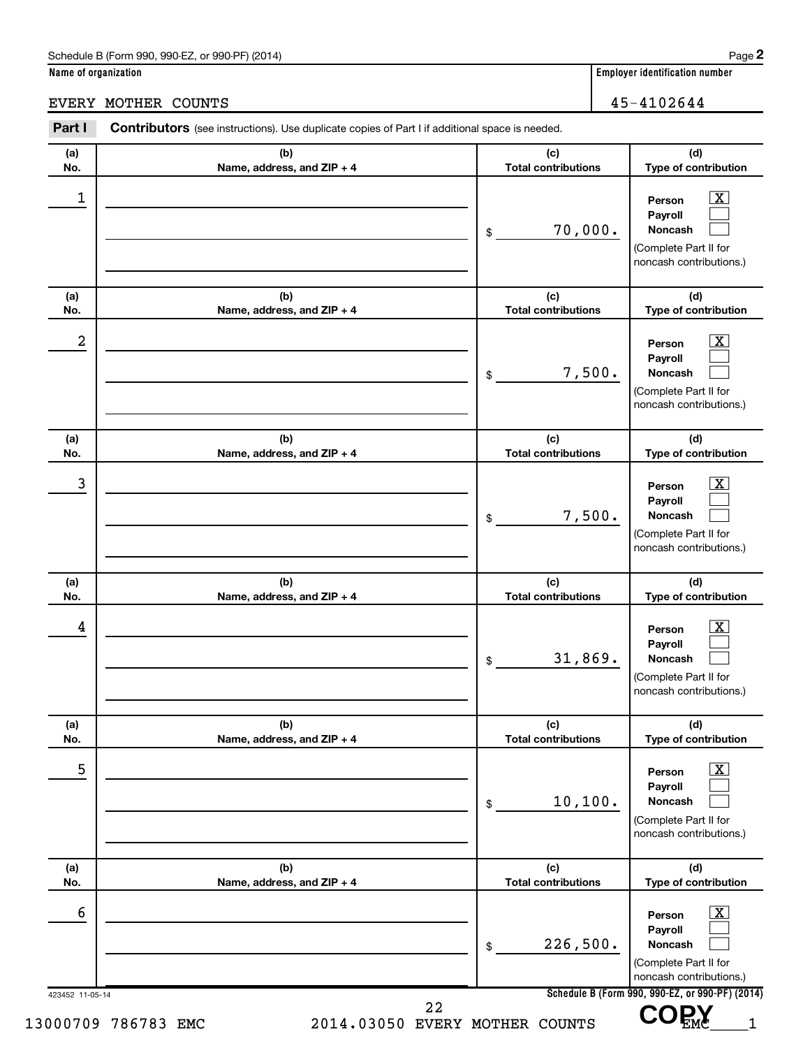Schedule B (Form 990, 990-EZ, or 990-PF) (2014)

**Name of organization**

EVERY MOTHER COUNTS

**Employer identification number**

45-4102644

**Part I** **Contributors** (see instructions). Use duplicate copies of Part I if additional space is needed.

| (a) No. | (b) Name, address, and ZIP + 4 | (c) Total contributions | (d) Type of contribution |
|---|---|---|---|
| 1 | | $ 70,000. | Person [X] Payroll [ ] Noncash [ ] (Complete Part II for noncash contributions.) |
| 2 | | $ 7,500. | Person [X] Payroll [ ] Noncash [ ] (Complete Part II for noncash contributions.) |
| 3 | | $ 7,500. | Person [X] Payroll [ ] Noncash [ ] (Complete Part II for noncash contributions.) |
| 4 | | $ 31,869. | Person [X] Payroll [ ] Noncash [ ] (Complete Part II for noncash contributions.) |
| 5 | | $ 10,100. | Person [X] Payroll [ ] Noncash [ ] (Complete Part II for noncash contributions.) |
| 6 | | $ 226,500. | Person [X] Payroll [ ] Noncash [ ] (Complete Part II for noncash contributions.) |

423452 11-05-14

**Schedule B (Form 990, 990-EZ, or 990-PF) (2014)**

13000709 786783 EMC 2014.03050 EVERY MOTHER COUNTS EMC____1

COPY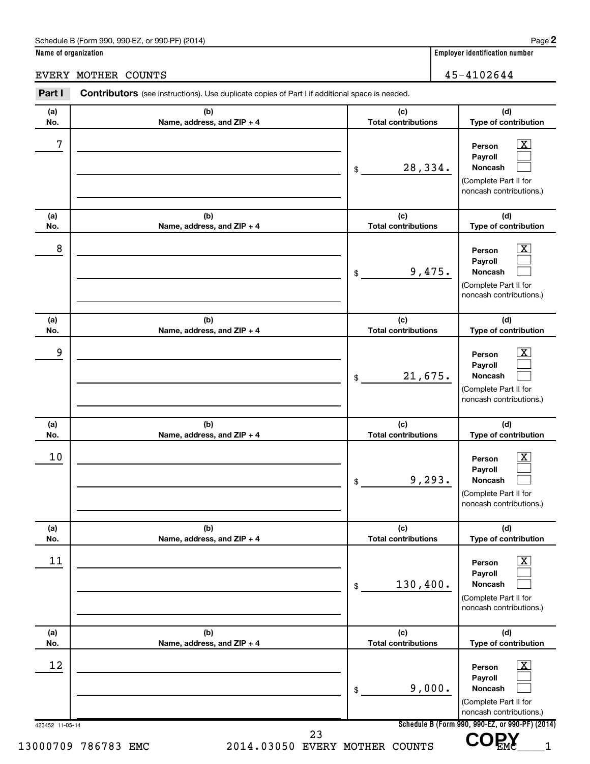Schedule B (Form 990, 990-EZ, or 990-PF) (2014) Page **2**

**Name of organization** EVERY MOTHER COUNTS

**Employer identification number** 45-4102644

**Part I** **Contributors** (see instructions). Use duplicate copies of Part I if additional space is needed.

| (a) No. | (b) Name, address, and ZIP + 4 | (c) Total contributions | (d) Type of contribution |
|---|---|---|---|
| 7 | | $ 28,334. | Person [X] Payroll [ ] Noncash [ ] (Complete Part II for noncash contributions.) |
| 8 | | $ 9,475. | Person [X] Payroll [ ] Noncash [ ] (Complete Part II for noncash contributions.) |
| 9 | | $ 21,675. | Person [X] Payroll [ ] Noncash [ ] (Complete Part II for noncash contributions.) |
| 10 | | $ 9,293. | Person [X] Payroll [ ] Noncash [ ] (Complete Part II for noncash contributions.) |
| 11 | | $ 130,400. | Person [X] Payroll [ ] Noncash [ ] (Complete Part II for noncash contributions.) |
| 12 | | $ 9,000. | Person [X] Payroll [ ] Noncash [ ] (Complete Part II for noncash contributions.) |

423452 11-05-14

**Schedule B (Form 990, 990-EZ, or 990-PF) (2014)**

13000709 786783 EMC 2014.03050 EVERY MOTHER COUNTS EMC____1

**COPY**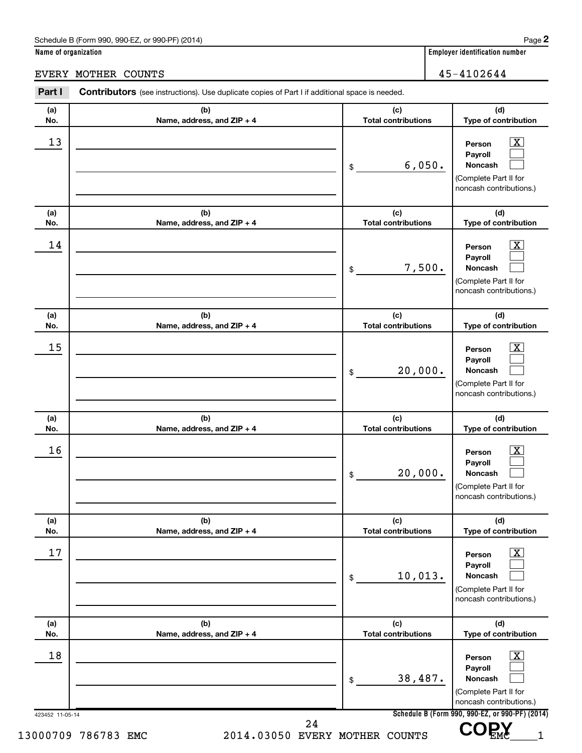Schedule B (Form 990, 990-EZ, or 990-PF) (2014)

**Name of organization**

EVERY MOTHER COUNTS

**Employer identification number**

45-4102644

**Part I** **Contributors** (see instructions). Use duplicate copies of Part I if additional space is needed.

| (a) No. | (b) Name, address, and ZIP + 4 | (c) Total contributions | (d) Type of contribution |
|---|---|---|---|
| 13 | | $ 6,050. | Person [X] Payroll [ ] Noncash [ ] (Complete Part II for noncash contributions.) |
| 14 | | $ 7,500. | Person [X] Payroll [ ] Noncash [ ] (Complete Part II for noncash contributions.) |
| 15 | | $ 20,000. | Person [X] Payroll [ ] Noncash [ ] (Complete Part II for noncash contributions.) |
| 16 | | $ 20,000. | Person [X] Payroll [ ] Noncash [ ] (Complete Part II for noncash contributions.) |
| 17 | | $ 10,013. | Person [X] Payroll [ ] Noncash [ ] (Complete Part II for noncash contributions.) |
| 18 | | $ 38,487. | Person [X] Payroll [ ] Noncash [ ] (Complete Part II for noncash contributions.) |

423452 11-05-14

**Schedule B (Form 990, 990-EZ, or 990-PF) (2014)**

13000709 786783 EMC 2014.03050 EVERY MOTHER COUNTS EMC____1

COPY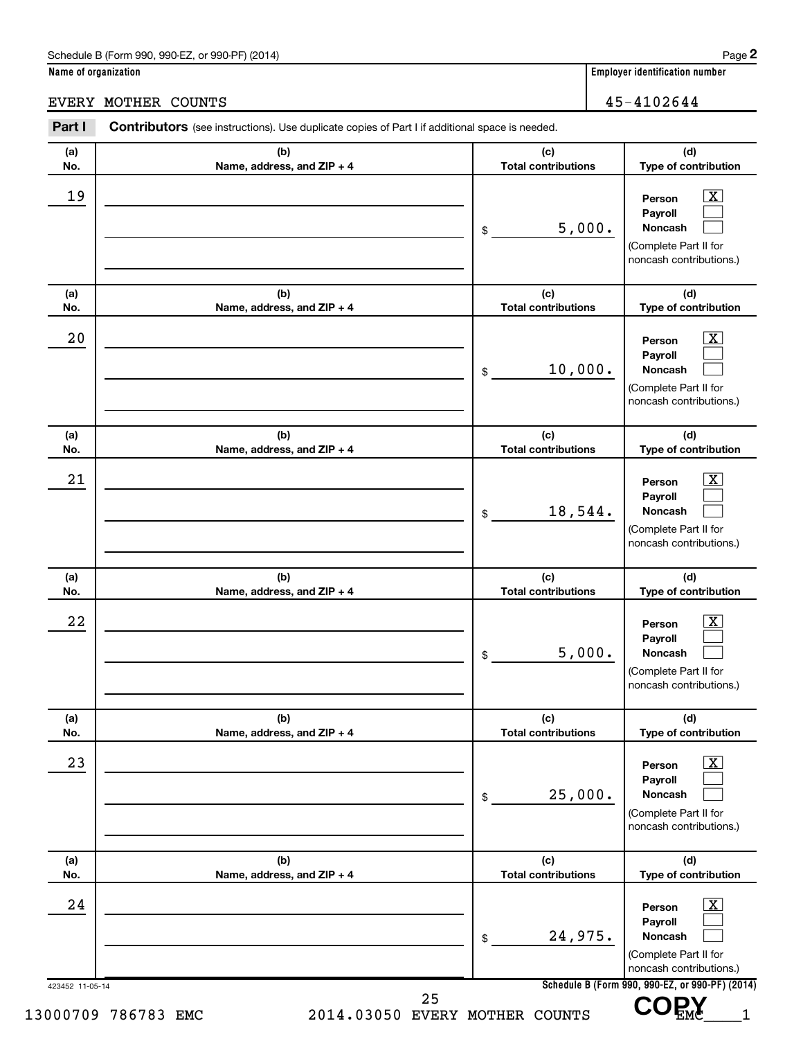Schedule B (Form 990, 990-EZ, or 990-PF) (2014)

**Name of organization**

EVERY MOTHER COUNTS

**Employer identification number**

45-4102644

**Part I** **Contributors** (see instructions). Use duplicate copies of Part I if additional space is needed.

| (a) No. | (b) Name, address, and ZIP + 4 | (c) Total contributions | (d) Type of contribution |
|---|---|---|---|
| 19 | | $ 5,000. | Person [X] Payroll [ ] Noncash [ ] (Complete Part II for noncash contributions.) |
| 20 | | $ 10,000. | Person [X] Payroll [ ] Noncash [ ] (Complete Part II for noncash contributions.) |
| 21 | | $ 18,544. | Person [X] Payroll [ ] Noncash [ ] (Complete Part II for noncash contributions.) |
| 22 | | $ 5,000. | Person [X] Payroll [ ] Noncash [ ] (Complete Part II for noncash contributions.) |
| 23 | | $ 25,000. | Person [X] Payroll [ ] Noncash [ ] (Complete Part II for noncash contributions.) |
| 24 | | $ 24,975. | Person [X] Payroll [ ] Noncash [ ] (Complete Part II for noncash contributions.) |

423452 11-05-14

Schedule B (Form 990, 990-EZ, or 990-PF) (2014)

13000709 786783 EMC 2014.03050 EVERY MOTHER COUNTS EMC____1

COPY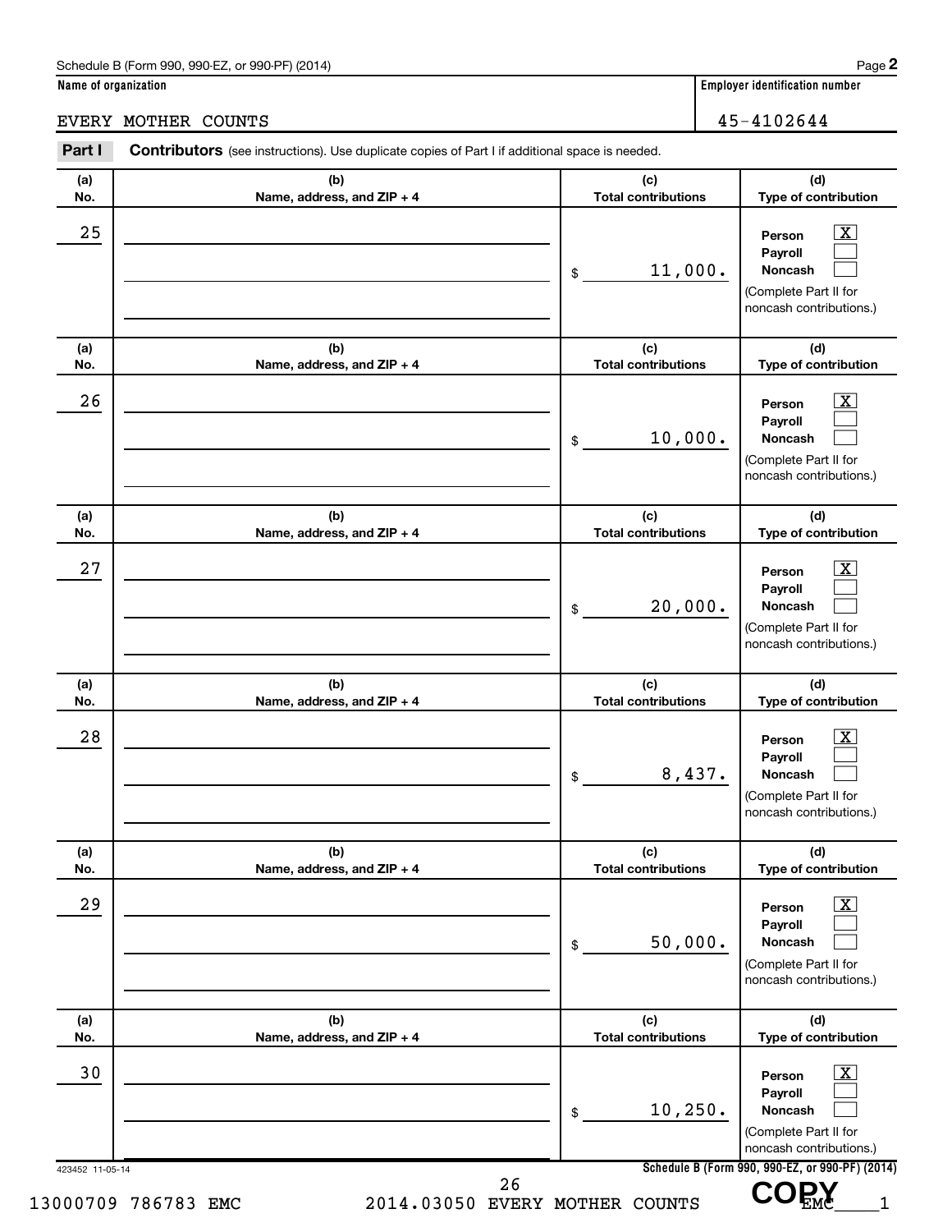Schedule B (Form 990, 990-EZ, or 990-PF) (2014)

**Name of organization**

EVERY MOTHER COUNTS

**Employer identification number**

45-4102644

**Part I** **Contributors** (see instructions). Use duplicate copies of Part I if additional space is needed.

| (a) No. | (b) Name, address, and ZIP + 4 | (c) Total contributions | (d) Type of contribution |
|---|---|---|---|
| 25 | | $ 11,000. | Person [X] Payroll [ ] Noncash [ ] (Complete Part II for noncash contributions.) |
| 26 | | $ 10,000. | Person [X] Payroll [ ] Noncash [ ] (Complete Part II for noncash contributions.) |
| 27 | | $ 20,000. | Person [X] Payroll [ ] Noncash [ ] (Complete Part II for noncash contributions.) |
| 28 | | $ 8,437. | Person [X] Payroll [ ] Noncash [ ] (Complete Part II for noncash contributions.) |
| 29 | | $ 50,000. | Person [X] Payroll [ ] Noncash [ ] (Complete Part II for noncash contributions.) |
| 30 | | $ 10,250. | Person [X] Payroll [ ] Noncash [ ] (Complete Part II for noncash contributions.) |

423452 11-05-14

**Schedule B (Form 990, 990-EZ, or 990-PF) (2014)**

13000709 786783 EMC 2014.03050 EVERY MOTHER COUNTS EMC____1

COPY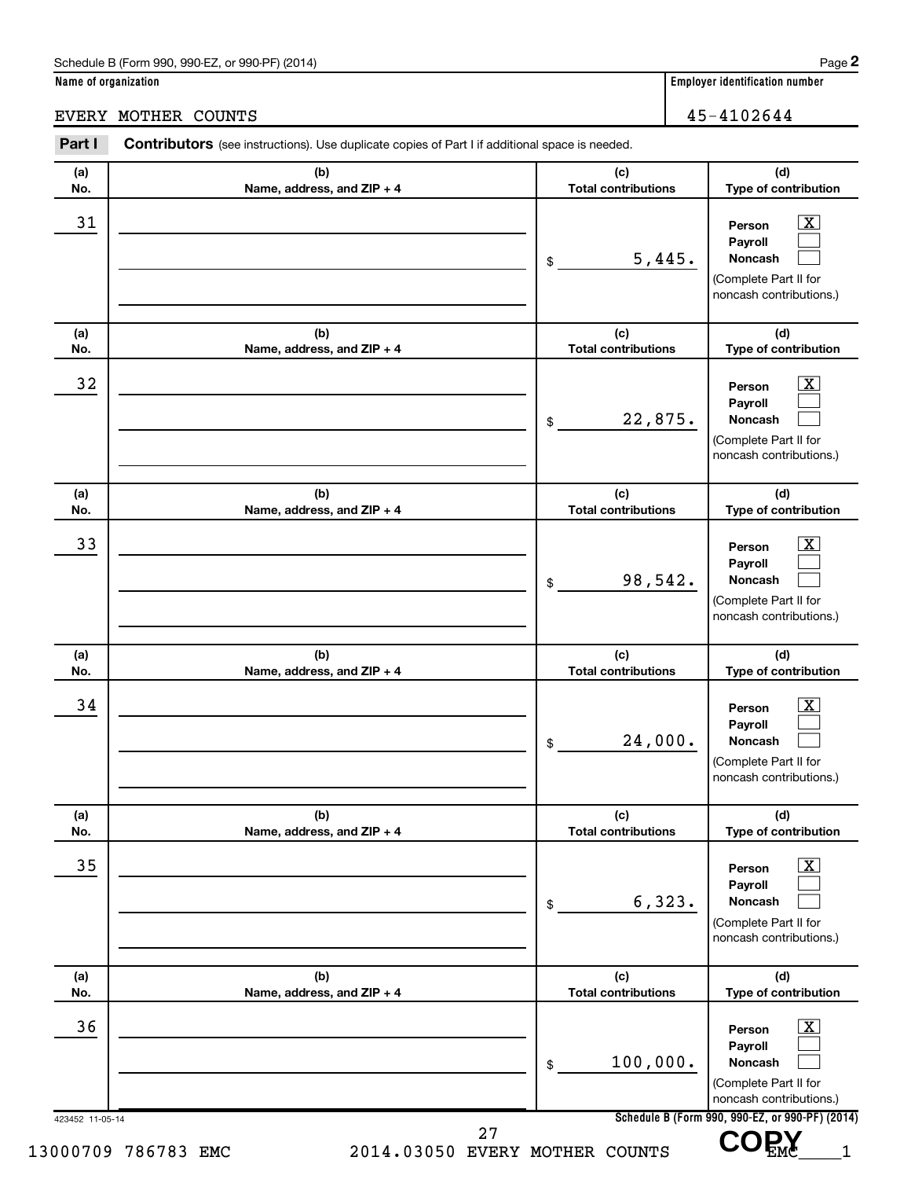Schedule B (Form 990, 990-EZ, or 990-PF) (2014) Page **2**

**Name of organization**

EVERY MOTHER COUNTS

**Employer identification number**

45-4102644

**Part I** **Contributors** (see instructions). Use duplicate copies of Part I if additional space is needed.

| (a) No. | (b) Name, address, and ZIP + 4 | (c) Total contributions | (d) Type of contribution |
|---|---|---|---|
| 31 | | $ 5,445. | Person [X] Payroll [ ] Noncash [ ] (Complete Part II for noncash contributions.) |
| 32 | | $ 22,875. | Person [X] Payroll [ ] Noncash [ ] (Complete Part II for noncash contributions.) |
| 33 | | $ 98,542. | Person [X] Payroll [ ] Noncash [ ] (Complete Part II for noncash contributions.) |
| 34 | | $ 24,000. | Person [X] Payroll [ ] Noncash [ ] (Complete Part II for noncash contributions.) |
| 35 | | $ 6,323. | Person [X] Payroll [ ] Noncash [ ] (Complete Part II for noncash contributions.) |
| 36 | | $ 100,000. | Person [X] Payroll [ ] Noncash [ ] (Complete Part II for noncash contributions.) |

423452 11-05-14

Schedule B (Form 990, 990-EZ, or 990-PF) (2014)

13000709 786783 EMC 2014.03050 EVERY MOTHER COUNTS EMC____1

COPY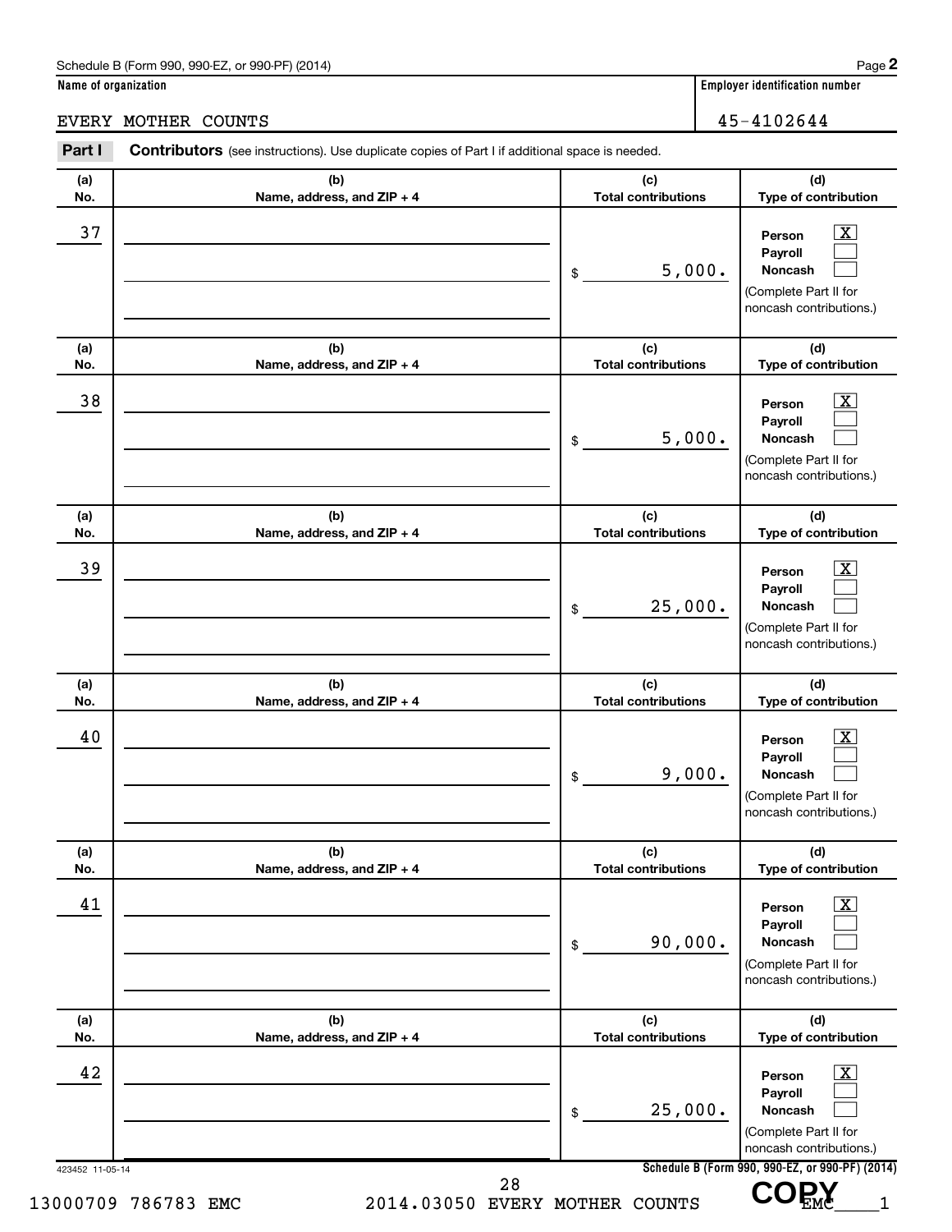Schedule B (Form 990, 990-EZ, or 990-PF) (2014) Page **2**

**Name of organization**

EVERY MOTHER COUNTS

**Employer identification number**

45-4102644

**Part I** **Contributors** (see instructions). Use duplicate copies of Part I if additional space is needed.

| (a) No. | (b) Name, address, and ZIP + 4 | (c) Total contributions | (d) Type of contribution |
|---|---|---|---|
| 37 | | $ 5,000. | Person [X] Payroll [ ] Noncash [ ] (Complete Part II for noncash contributions.) |
| 38 | | $ 5,000. | Person [X] Payroll [ ] Noncash [ ] (Complete Part II for noncash contributions.) |
| 39 | | $ 25,000. | Person [X] Payroll [ ] Noncash [ ] (Complete Part II for noncash contributions.) |
| 40 | | $ 9,000. | Person [X] Payroll [ ] Noncash [ ] (Complete Part II for noncash contributions.) |
| 41 | | $ 90,000. | Person [X] Payroll [ ] Noncash [ ] (Complete Part II for noncash contributions.) |
| 42 | | $ 25,000. | Person [X] Payroll [ ] Noncash [ ] (Complete Part II for noncash contributions.) |

423452 11-05-14

**Schedule B (Form 990, 990-EZ, or 990-PF) (2014)**

13000709 786783 EMC 2014.03050 EVERY MOTHER COUNTS EMC____1

COPY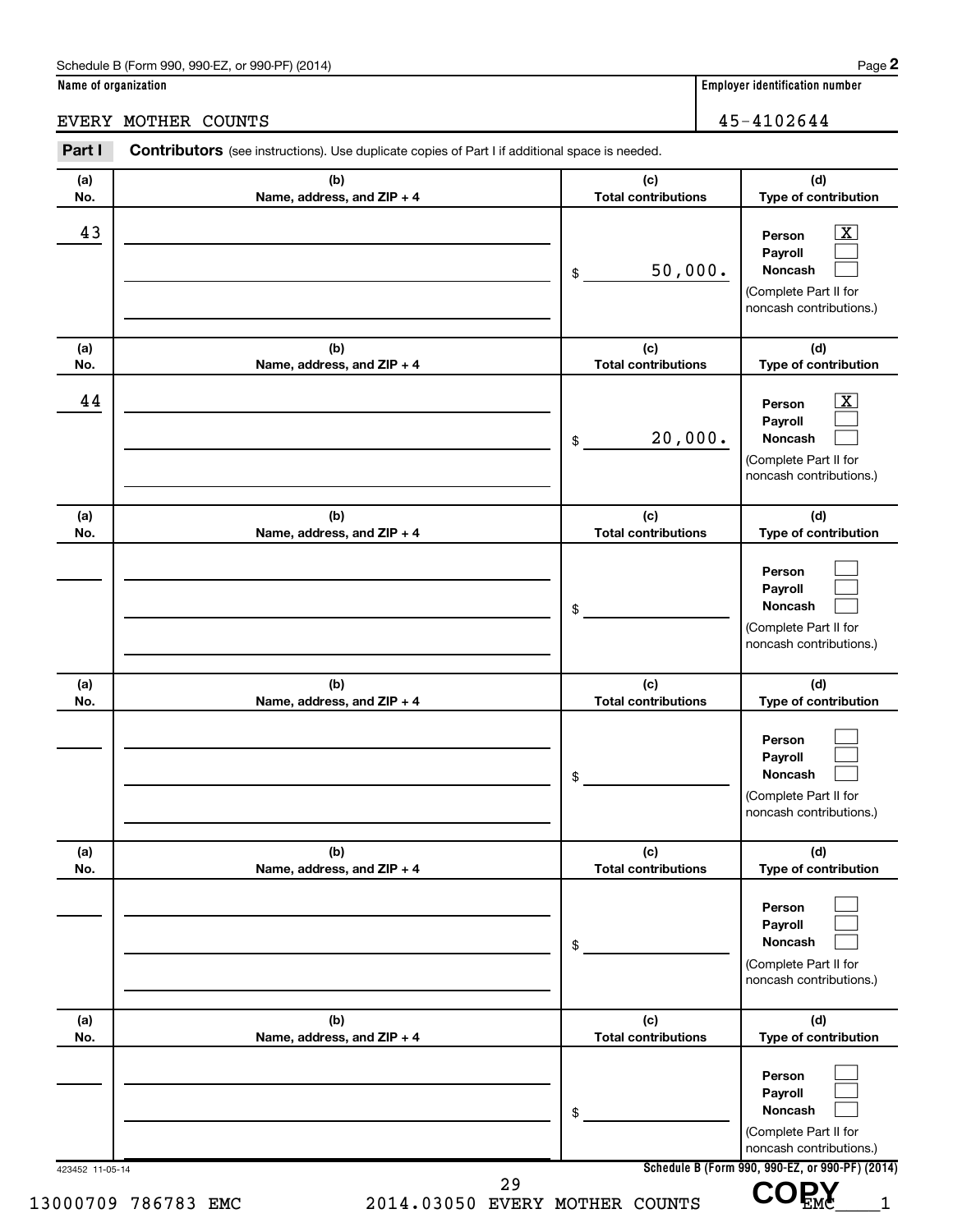Schedule B (Form 990, 990-EZ, or 990-PF) (2014)

**Name of organization**

EVERY MOTHER COUNTS

**Employer identification number**

45-4102644

**Part I** **Contributors** (see instructions). Use duplicate copies of Part I if additional space is needed.

| (a) No. | (b) Name, address, and ZIP + 4 | (c) Total contributions | (d) Type of contribution |
|---|---|---|---|
| 43 | | $ 50,000. | Person [X] Payroll [ ] Noncash [ ] (Complete Part II for noncash contributions.) |
| 44 | | $ 20,000. | Person [X] Payroll [ ] Noncash [ ] (Complete Part II for noncash contributions.) |
| | | $ | Person [ ] Payroll [ ] Noncash [ ] (Complete Part II for noncash contributions.) |
| | | $ | Person [ ] Payroll [ ] Noncash [ ] (Complete Part II for noncash contributions.) |
| | | $ | Person [ ] Payroll [ ] Noncash [ ] (Complete Part II for noncash contributions.) |
| | | $ | Person [ ] Payroll [ ] Noncash [ ] (Complete Part II for noncash contributions.) |

423452 11-05-14

**Schedule B (Form 990, 990-EZ, or 990-PF) (2014)**

13000709 786783 EMC 2014.03050 EVERY MOTHER COUNTS EMC____1

COPY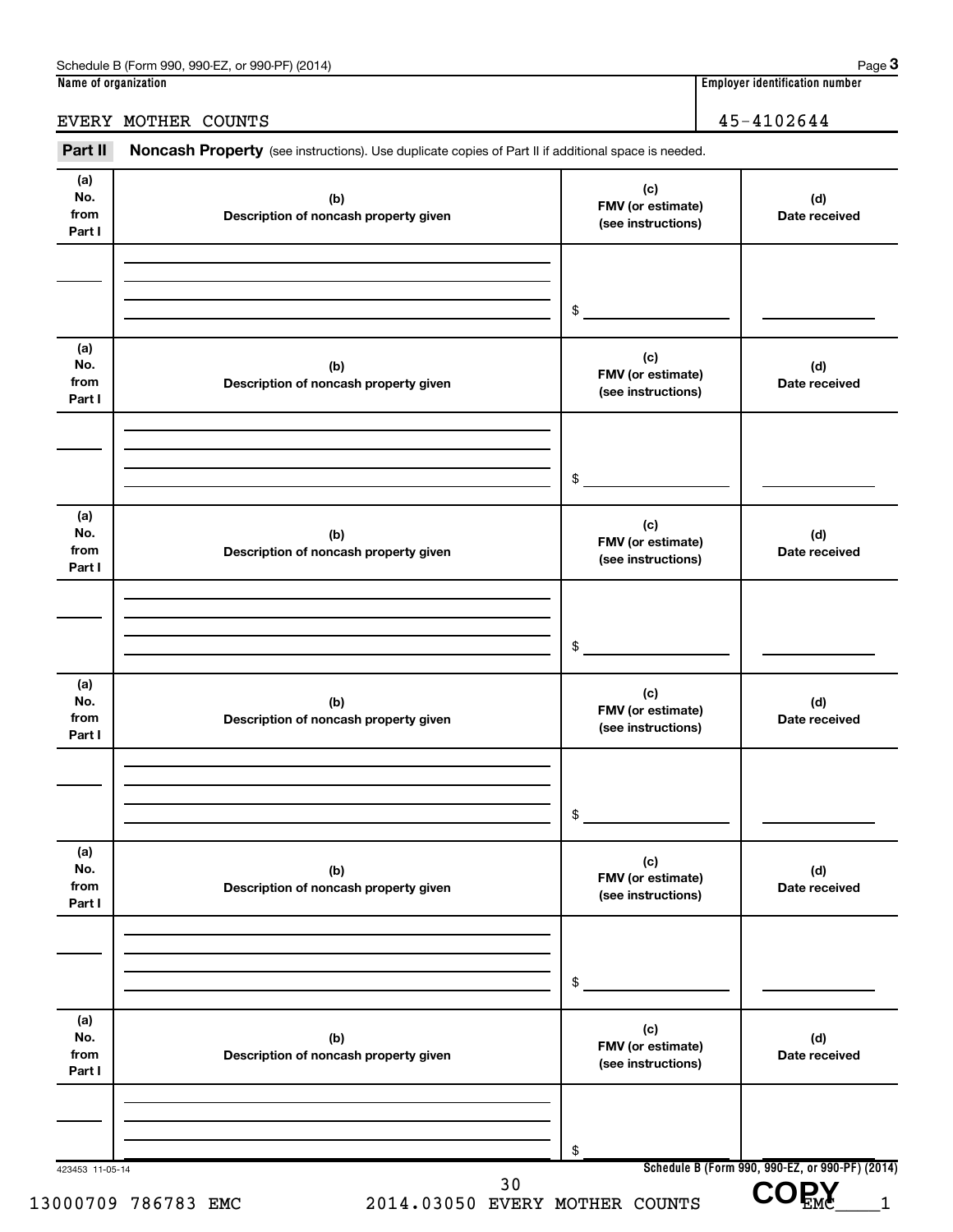Schedule B (Form 990, 990-EZ, or 990-PF) (2014) Page **3**

**Name of organization** | **Employer identification number**

EVERY MOTHER COUNTS | 45-4102644

**Part II** **Noncash Property** (see instructions). Use duplicate copies of Part II if additional space is needed.

| (a) No. from Part I | (b) Description of noncash property given | (c) FMV (or estimate) (see instructions) | (d) Date received |
|---|---|---|---|
| | | $ | |
| | | $ | |
| | | $ | |
| | | $ | |
| | | $ | |
| | | $ | |

423453 11-05-14

**Schedule B (Form 990, 990-EZ, or 990-PF) (2014)**

13000709 786783 EMC 2014.03050 EVERY MOTHER COUNTS EMC____1

COPY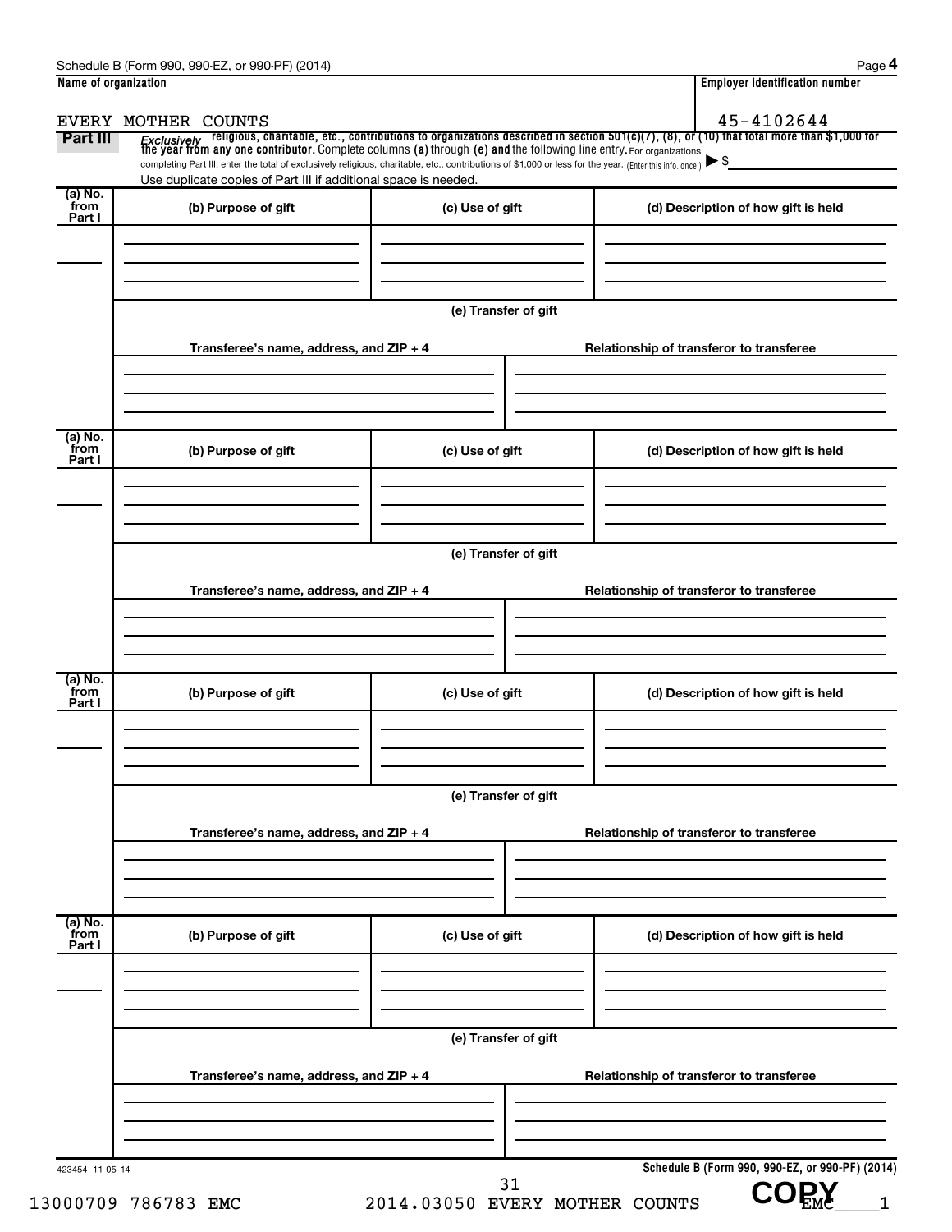Schedule B (Form 990, 990-EZ, or 990-PF) (2014)

| Name of organization | Employer identification number |
|---|---|
| EVERY MOTHER COUNTS | 45-4102644 |

**Part III** *Exclusively* religious, charitable, etc., contributions to organizations described in section 501(c)(7), (8), or (10) that total more than $1,000 for the year from any one contributor. Complete columns **(a)** through **(e)** and the following line entry. For organizations completing Part III, enter the total of exclusively religious, charitable, etc., contributions of $1,000 or less for the year. (Enter this info. once.) ▶ $

Use duplicate copies of Part III if additional space is needed.

| (a) No. from Part I | (b) Purpose of gift | (c) Use of gift | (d) Description of how gift is held |
|---|---|---|---|
| | | | |

**(e) Transfer of gift**

| Transferee's name, address, and ZIP + 4 | Relationship of transferor to transferee |
|---|---|
| | |

| (a) No. from Part I | (b) Purpose of gift | (c) Use of gift | (d) Description of how gift is held |
|---|---|---|---|
| | | | |

**(e) Transfer of gift**

| Transferee's name, address, and ZIP + 4 | Relationship of transferor to transferee |
|---|---|
| | |

| (a) No. from Part I | (b) Purpose of gift | (c) Use of gift | (d) Description of how gift is held |
|---|---|---|---|
| | | | |

**(e) Transfer of gift**

| Transferee's name, address, and ZIP + 4 | Relationship of transferor to transferee |
|---|---|
| | |

| (a) No. from Part I | (b) Purpose of gift | (c) Use of gift | (d) Description of how gift is held |
|---|---|---|---|
| | | | |

**(e) Transfer of gift**

| Transferee's name, address, and ZIP + 4 | Relationship of transferor to transferee |
|---|---|
| | |

423454 11-05-14

**Schedule B (Form 990, 990-EZ, or 990-PF) (2014)**

13000709 786783 EMC 2014.03050 EVERY MOTHER COUNTS EMC\_\_\_\_1

COPY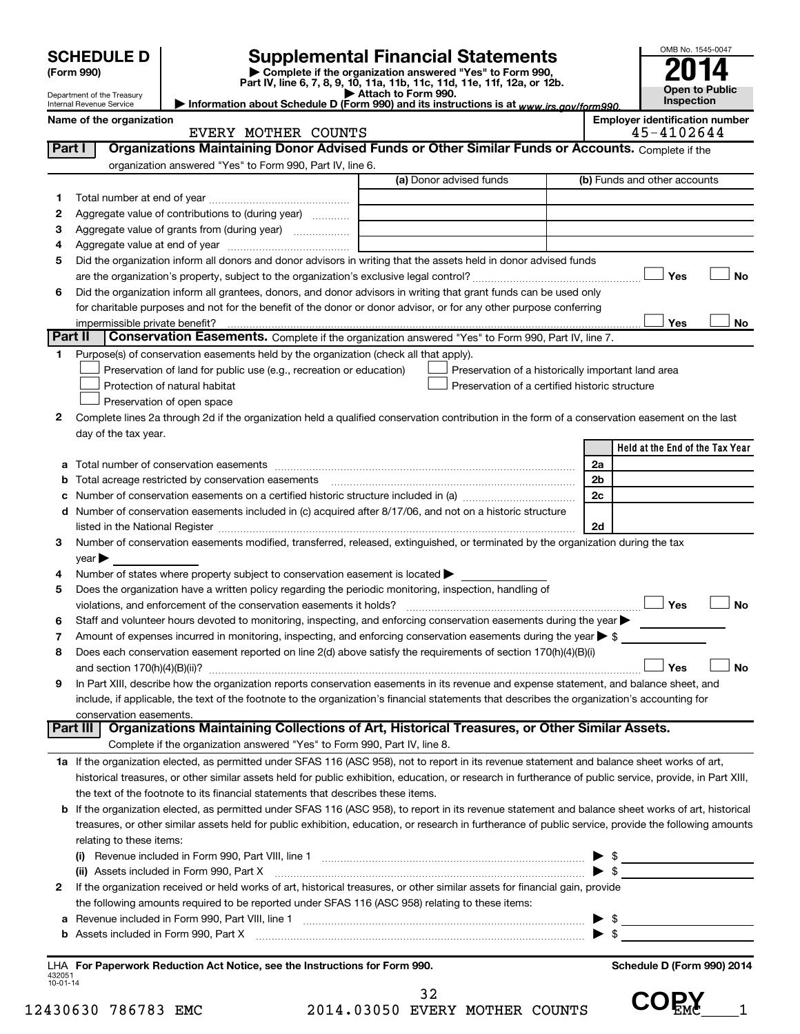# SCHEDULE D (Form 990)

Department of the Treasury
Internal Revenue Service

## Supplemental Financial Statements

▶ Complete if the organization answered "Yes" to Form 990, Part IV, line 6, 7, 8, 9, 10, 11a, 11b, 11c, 11d, 11e, 11f, 12a, or 12b.

▶ Attach to Form 990.

▶ Information about Schedule D (Form 990) and its instructions is at www.irs.gov/form990.

OMB No. 1545-0047

**2014**

**Open to Public Inspection**

**Name of the organization:** EVERY MOTHER COUNTS

**Employer identification number:** 45-4102644

## Part I Organizations Maintaining Donor Advised Funds or Other Similar Funds or Accounts.

Complete if the organization answered "Yes" to Form 990, Part IV, line 6.

| | | (a) Donor advised funds | (b) Funds and other accounts |
|---|---|---|---|
| 1 | Total number at end of year | | |
| 2 | Aggregate value of contributions to (during year) | | |
| 3 | Aggregate value of grants from (during year) | | |
| 4 | Aggregate value at end of year | | |

5 Did the organization inform all donors and donor advisors in writing that the assets held in donor advised funds are the organization's property, subject to the organization's exclusive legal control? ☐ Yes ☐ No

6 Did the organization inform all grantees, donors, and donor advisors in writing that grant funds can be used only for charitable purposes and not for the benefit of the donor or donor advisor, or for any other purpose conferring impermissible private benefit? ☐ Yes ☐ No

## Part II Conservation Easements.

Complete if the organization answered "Yes" to Form 990, Part IV, line 7.

1 Purpose(s) of conservation easements held by the organization (check all that apply).

- ☐ Preservation of land for public use (e.g., recreation or education)
- ☐ Protection of natural habitat
- ☐ Preservation of open space
- ☐ Preservation of a historically important land area
- ☐ Preservation of a certified historic structure

2 Complete lines 2a through 2d if the organization held a qualified conservation contribution in the form of a conservation easement on the last day of the tax year.

| | | | Held at the End of the Tax Year |
|---|---|---|---|
| a | Total number of conservation easements | 2a | |
| b | Total acreage restricted by conservation easements | 2b | |
| c | Number of conservation easements on a certified historic structure included in (a) | 2c | |
| d | Number of conservation easements included in (c) acquired after 8/17/06, and not on a historic structure listed in the National Register | 2d | |

3 Number of conservation easements modified, transferred, released, extinguished, or terminated by the organization during the tax year ▶

4 Number of states where property subject to conservation easement is located ▶

5 Does the organization have a written policy regarding the periodic monitoring, inspection, handling of violations, and enforcement of the conservation easements it holds? ☐ Yes ☐ No

6 Staff and volunteer hours devoted to monitoring, inspecting, and enforcing conservation easements during the year ▶

7 Amount of expenses incurred in monitoring, inspecting, and enforcing conservation easements during the year ▶ $

8 Does each conservation easement reported on line 2(d) above satisfy the requirements of section 170(h)(4)(B)(i) and section 170(h)(4)(B)(ii)? ☐ Yes ☐ No

9 In Part XIII, describe how the organization reports conservation easements in its revenue and expense statement, and balance sheet, and include, if applicable, the text of the footnote to the organization's financial statements that describes the organization's accounting for conservation easements.

## Part III Organizations Maintaining Collections of Art, Historical Treasures, or Other Similar Assets.

Complete if the organization answered "Yes" to Form 990, Part IV, line 8.

1a If the organization elected, as permitted under SFAS 116 (ASC 958), not to report in its revenue statement and balance sheet works of art, historical treasures, or other similar assets held for public exhibition, education, or research in furtherance of public service, provide, in Part XIII, the text of the footnote to its financial statements that describes these items.

b If the organization elected, as permitted under SFAS 116 (ASC 958), to report in its revenue statement and balance sheet works of art, historical treasures, or other similar assets held for public exhibition, education, or research in furtherance of public service, provide the following amounts relating to these items:

(i) Revenue included in Form 990, Part VIII, line 1 ▶ $

(ii) Assets included in Form 990, Part X ▶ $

2 If the organization received or held works of art, historical treasures, or other similar assets for financial gain, provide the following amounts required to be reported under SFAS 116 (ASC 958) relating to these items:

a Revenue included in Form 990, Part VIII, line 1 ▶ $

b Assets included in Form 990, Part X ▶ $

LHA For Paperwork Reduction Act Notice, see the Instructions for Form 990.

Schedule D (Form 990) 2014

432051
10-01-14

12430630 786783 EMC 2014.03050 EVERY MOTHER COUNTS EMC___1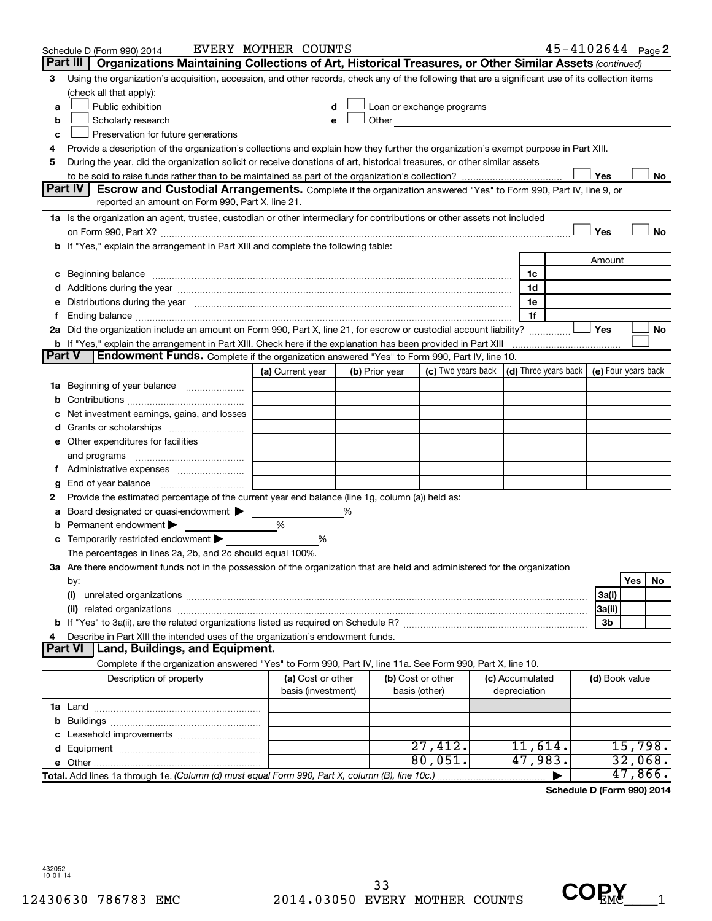Schedule D (Form 990) 2014 EVERY MOTHER COUNTS 45-4102644 Page 2

## Part III Organizations Maintaining Collections of Art, Historical Treasures, or Other Similar Assets *(continued)*

**3** Using the organization's acquisition, accession, and other records, check any of the following that are a significant use of its collection items (check all that apply):

- **a** ☐ Public exhibition
- **b** ☐ Scholarly research
- **c** ☐ Preservation for future generations
- **d** ☐ Loan or exchange programs
- **e** ☐ Other

**4** Provide a description of the organization's collections and explain how they further the organization's exempt purpose in Part XIII.

**5** During the year, did the organization solicit or receive donations of art, historical treasures, or other similar assets to be sold to raise funds rather than to be maintained as part of the organization's collection? ☐ Yes ☐ No

## Part IV Escrow and Custodial Arrangements.

Complete if the organization answered "Yes" to Form 990, Part IV, line 9, or reported an amount on Form 990, Part X, line 21.

**1a** Is the organization an agent, trustee, custodian or other intermediary for contributions or other assets not included on Form 990, Part X? ☐ Yes ☐ No

**b** If "Yes," explain the arrangement in Part XIII and complete the following table:

| | | Amount |
|---|---|---|
| **c** Beginning balance | 1c | |
| **d** Additions during the year | 1d | |
| **e** Distributions during the year | 1e | |
| **f** Ending balance | 1f | |

**2a** Did the organization include an amount on Form 990, Part X, line 21, for escrow or custodial account liability? ☐ Yes ☐ No

**b** If "Yes," explain the arrangement in Part XIII. Check here if the explanation has been provided in Part XIII ☐

## Part V Endowment Funds.

Complete if the organization answered "Yes" to Form 990, Part IV, line 10.

| | (a) Current year | (b) Prior year | (c) Two years back | (d) Three years back | (e) Four years back |
|---|---|---|---|---|---|
| **1a** Beginning of year balance | | | | | |
| **b** Contributions | | | | | |
| **c** Net investment earnings, gains, and losses | | | | | |
| **d** Grants or scholarships | | | | | |
| **e** Other expenditures for facilities and programs | | | | | |
| **f** Administrative expenses | | | | | |
| **g** End of year balance | | | | | |

**2** Provide the estimated percentage of the current year end balance (line 1g, column (a)) held as:

- **a** Board designated or quasi-endowment ▶ ______ %
- **b** Permanent endowment ▶ ______ %
- **c** Temporarily restricted endowment ▶ ______ %

The percentages in lines 2a, 2b, and 2c should equal 100%.

**3a** Are there endowment funds not in the possession of the organization that are held and administered for the organization by:

| | | Yes | No |
|---|---|---|---|
| **(i)** unrelated organizations | 3a(i) | | |
| **(ii)** related organizations | 3a(ii) | | |
| **b** If "Yes" to 3a(ii), are the related organizations listed as required on Schedule R? | 3b | | |

**4** Describe in Part XIII the intended uses of the organization's endowment funds.

## Part VI Land, Buildings, and Equipment.

Complete if the organization answered "Yes" to Form 990, Part IV, line 11a. See Form 990, Part X, line 10.

| Description of property | (a) Cost or other basis (investment) | (b) Cost or other basis (other) | (c) Accumulated depreciation | (d) Book value |
|---|---|---|---|---|
| **1a** Land | | | | |
| **b** Buildings | | | | |
| **c** Leasehold improvements | | | | |
| **d** Equipment | | 27,412. | 11,614. | 15,798. |
| **e** Other | | 80,051. | 47,983. | 32,068. |
| **Total.** Add lines 1a through 1e. *(Column (d) must equal Form 990, Part X, column (B), line 10c.)* | | | ▶ | 47,866. |

**Schedule D (Form 990) 2014**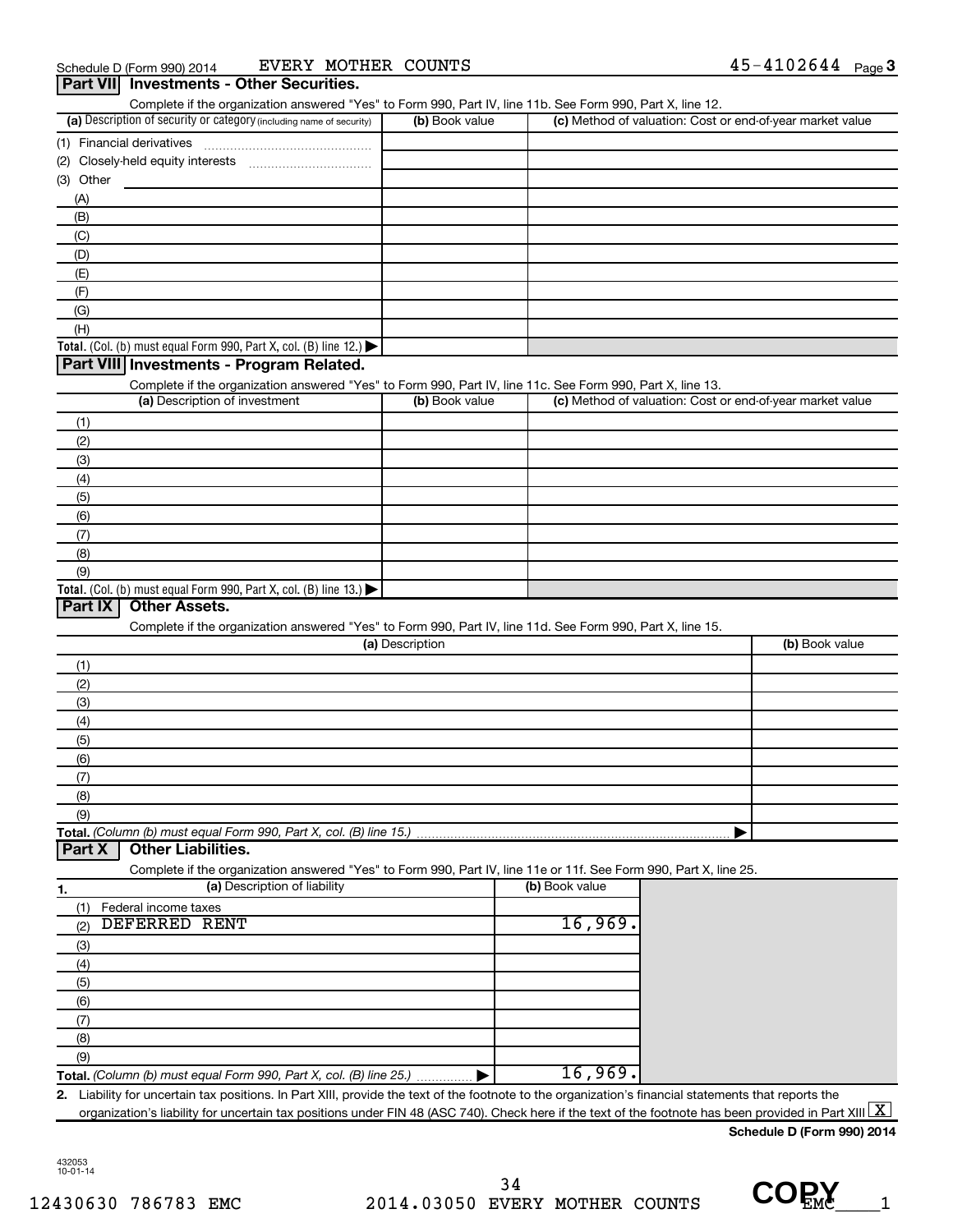Schedule D (Form 990) 2014 EVERY MOTHER COUNTS 45-4102644 Page 3

## Part VII Investments - Other Securities.

Complete if the organization answered "Yes" to Form 990, Part IV, line 11b. See Form 990, Part X, line 12.

| (a) Description of security or category (including name of security) | (b) Book value | (c) Method of valuation: Cost or end-of-year market value |
|---|---|---|
| (1) Financial derivatives | | |
| (2) Closely-held equity interests | | |
| (3) Other | | |
| (A) | | |
| (B) | | |
| (C) | | |
| (D) | | |
| (E) | | |
| (F) | | |
| (G) | | |
| (H) | | |
| **Total.** (Col. (b) must equal Form 990, Part X, col. (B) line 12.) ▶ | | |

## Part VIII Investments - Program Related.

Complete if the organization answered "Yes" to Form 990, Part IV, line 11c. See Form 990, Part X, line 13.

| (a) Description of investment | (b) Book value | (c) Method of valuation: Cost or end-of-year market value |
|---|---|---|
| (1) | | |
| (2) | | |
| (3) | | |
| (4) | | |
| (5) | | |
| (6) | | |
| (7) | | |
| (8) | | |
| (9) | | |
| **Total.** (Col. (b) must equal Form 990, Part X, col. (B) line 13.) ▶ | | |

## Part IX Other Assets.

Complete if the organization answered "Yes" to Form 990, Part IV, line 11d. See Form 990, Part X, line 15.

| (a) Description | (b) Book value |
|---|---|
| (1) | |
| (2) | |
| (3) | |
| (4) | |
| (5) | |
| (6) | |
| (7) | |
| (8) | |
| (9) | |
| **Total.** *(Column (b) must equal Form 990, Part X, col. (B) line 15.)* ▶ | |

## Part X Other Liabilities.

Complete if the organization answered "Yes" to Form 990, Part IV, line 11e or 11f. See Form 990, Part X, line 25.

| 1. (a) Description of liability | (b) Book value |
|---|---|
| (1) Federal income taxes | |
| (2) DEFERRED RENT | 16,969. |
| (3) | |
| (4) | |
| (5) | |
| (6) | |
| (7) | |
| (8) | |
| (9) | |
| **Total.** *(Column (b) must equal Form 990, Part X, col. (B) line 25.)* ▶ | 16,969. |

**2.** Liability for uncertain tax positions. In Part XIII, provide the text of the footnote to the organization's financial statements that reports the organization's liability for uncertain tax positions under FIN 48 (ASC 740). Check here if the text of the footnote has been provided in Part XIII [X]

**Schedule D (Form 990) 2014**

432053
10-01-14

12430630 786783 EMC 2014.03050 EVERY MOTHER COUNTS EMC____1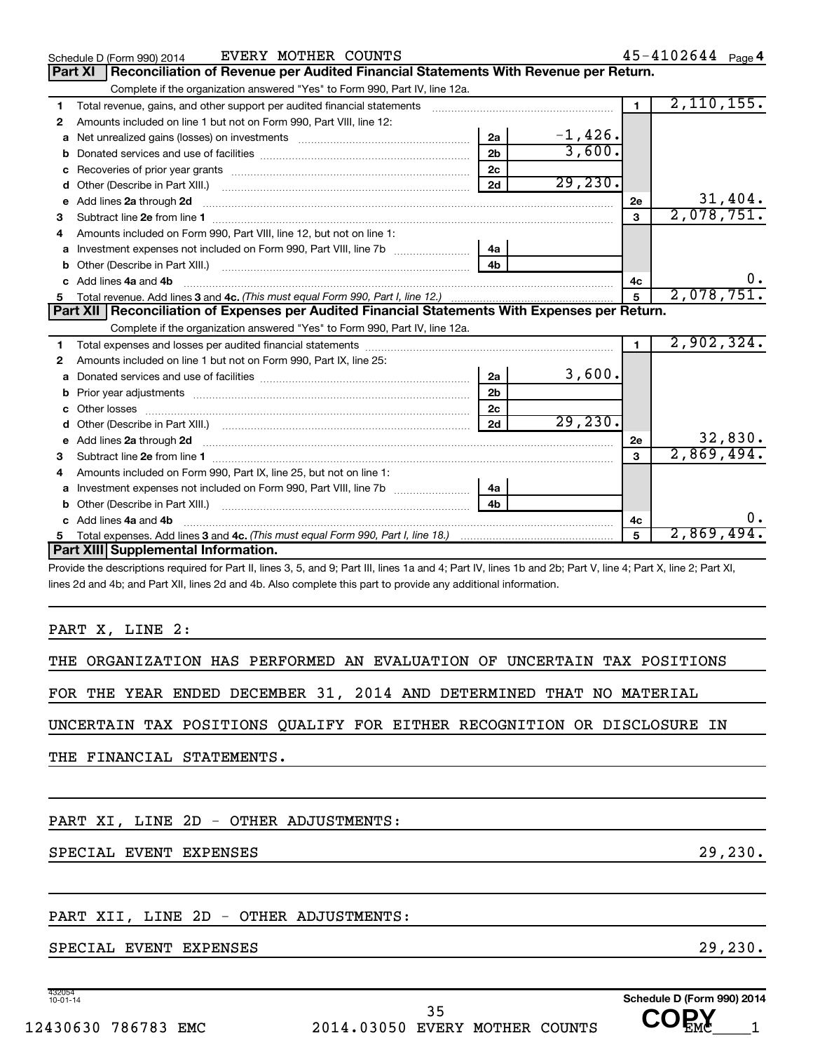Schedule D (Form 990) 2014 EVERY MOTHER COUNTS 45-4102644 Page 4

## Part XI Reconciliation of Revenue per Audited Financial Statements With Revenue per Return.

Complete if the organization answered "Yes" to Form 990, Part IV, line 12a.

| | | | | | |
|---|---|---|---|---|---|
| 1 | Total revenue, gains, and other support per audited financial statements | | | 1 | 2,110,155. |
| 2 | Amounts included on line 1 but not on Form 990, Part VIII, line 12: | | | | |
| a | Net unrealized gains (losses) on investments | 2a | -1,426. | | |
| b | Donated services and use of facilities | 2b | 3,600. | | |
| c | Recoveries of prior year grants | 2c | | | |
| d | Other (Describe in Part XIII.) | 2d | 29,230. | | |
| e | Add lines 2a through 2d | | | 2e | 31,404. |
| 3 | Subtract line 2e from line 1 | | | 3 | 2,078,751. |
| 4 | Amounts included on Form 990, Part VIII, line 12, but not on line 1: | | | | |
| a | Investment expenses not included on Form 990, Part VIII, line 7b | 4a | | | |
| b | Other (Describe in Part XIII.) | 4b | | | |
| c | Add lines 4a and 4b | | | 4c | 0. |
| 5 | Total revenue. Add lines 3 and 4c. *(This must equal Form 990, Part I, line 12.)* | | | 5 | 2,078,751. |

## Part XII Reconciliation of Expenses per Audited Financial Statements With Expenses per Return.

Complete if the organization answered "Yes" to Form 990, Part IV, line 12a.

| | | | | | |
|---|---|---|---|---|---|
| 1 | Total expenses and losses per audited financial statements | | | 1 | 2,902,324. |
| 2 | Amounts included on line 1 but not on Form 990, Part IX, line 25: | | | | |
| a | Donated services and use of facilities | 2a | 3,600. | | |
| b | Prior year adjustments | 2b | | | |
| c | Other losses | 2c | | | |
| d | Other (Describe in Part XIII.) | 2d | 29,230. | | |
| e | Add lines 2a through 2d | | | 2e | 32,830. |
| 3 | Subtract line 2e from line 1 | | | 3 | 2,869,494. |
| 4 | Amounts included on Form 990, Part IX, line 25, but not on line 1: | | | | |
| a | Investment expenses not included on Form 990, Part VIII, line 7b | 4a | | | |
| b | Other (Describe in Part XIII.) | 4b | | | |
| c | Add lines 4a and 4b | | | 4c | 0. |
| 5 | Total expenses. Add lines 3 and 4c. *(This must equal Form 990, Part I, line 18.)* | | | 5 | 2,869,494. |

## Part XIII Supplemental Information.

Provide the descriptions required for Part II, lines 3, 5, and 9; Part III, lines 1a and 4; Part IV, lines 1b and 2b; Part V, line 4; Part X, line 2; Part XI, lines 2d and 4b; and Part XII, lines 2d and 4b. Also complete this part to provide any additional information.

PART X, LINE 2:

THE ORGANIZATION HAS PERFORMED AN EVALUATION OF UNCERTAIN TAX POSITIONS FOR THE YEAR ENDED DECEMBER 31, 2014 AND DETERMINED THAT NO MATERIAL UNCERTAIN TAX POSITIONS QUALIFY FOR EITHER RECOGNITION OR DISCLOSURE IN THE FINANCIAL STATEMENTS.

PART XI, LINE 2D - OTHER ADJUSTMENTS:

SPECIAL EVENT EXPENSES 29,230.

PART XII, LINE 2D - OTHER ADJUSTMENTS:

SPECIAL EVENT EXPENSES 29,230.

432054 10-01-14 Schedule D (Form 990) 2014

12430630 786783 EMC 2014.03050 EVERY MOTHER COUNTS EMC____1

COPY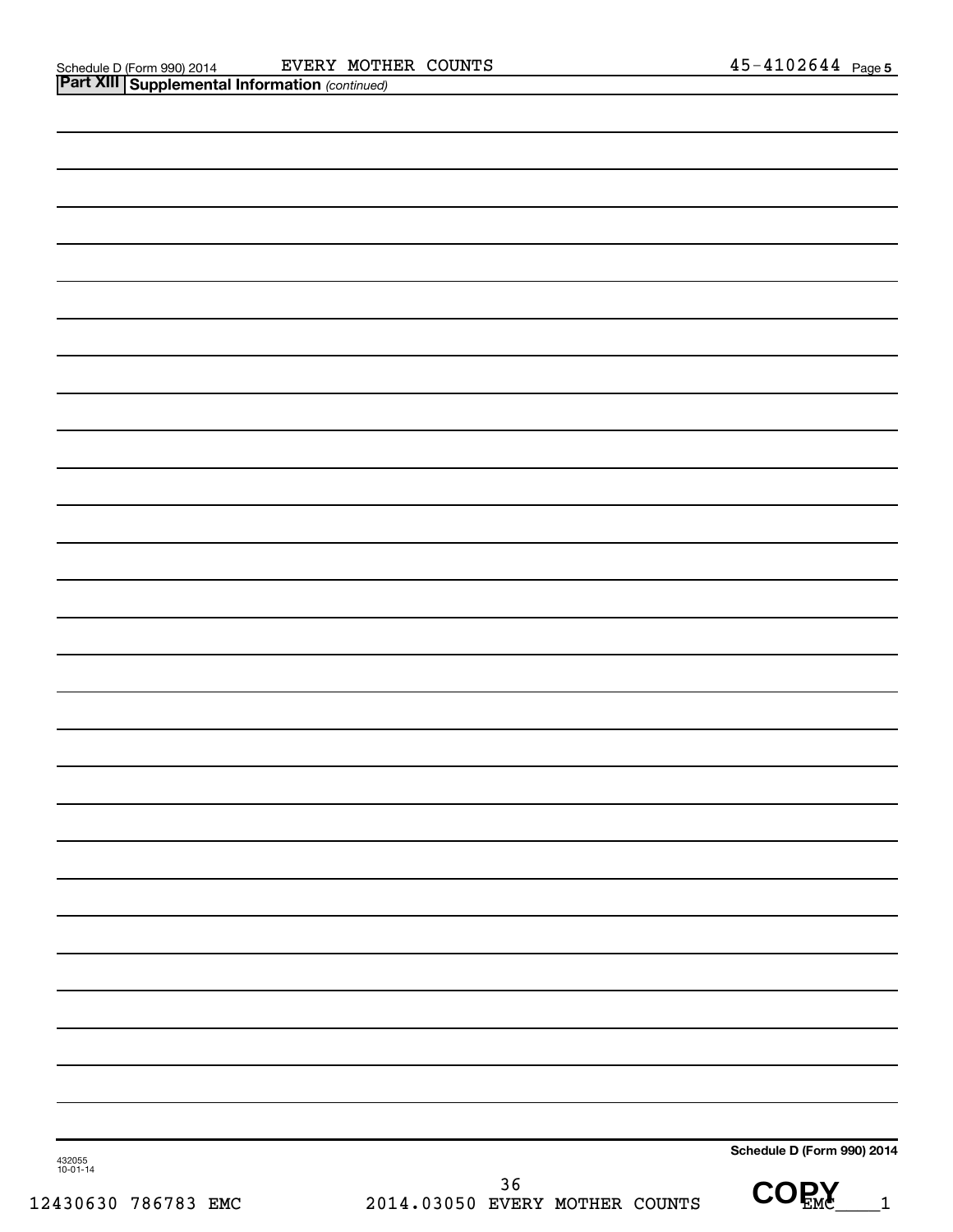Schedule D (Form 990) 2014 EVERY MOTHER COUNTS 45-4102644 Page 5

## Part XIII Supplemental Information *(continued)*

Schedule D (Form 990) 2014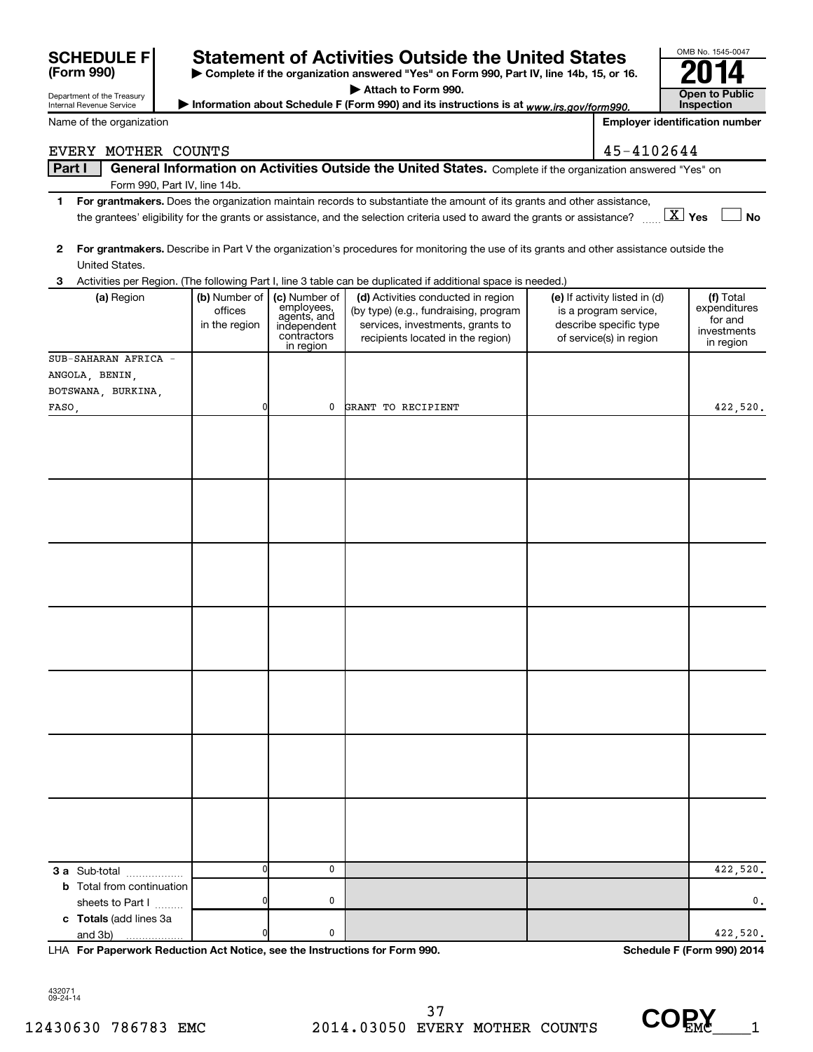**SCHEDULE F (Form 990)**

Department of the Treasury
Internal Revenue Service

# Statement of Activities Outside the United States

▶ Complete if the organization answered "Yes" on Form 990, Part IV, line 14b, 15, or 16.

▶ Attach to Form 990.

▶ Information about Schedule F (Form 990) and its instructions is at www.irs.gov/form990.

OMB No. 1545-0047

**2014**

**Open to Public Inspection**

Name of the organization: EVERY MOTHER COUNTS

Employer identification number: 45-4102644

**Part I** **General Information on Activities Outside the United States.** Complete if the organization answered "Yes" on Form 990, Part IV, line 14b.

1 **For grantmakers.** Does the organization maintain records to substantiate the amount of its grants and other assistance, the grantees' eligibility for the grants or assistance, and the selection criteria used to award the grants or assistance? [X] Yes [ ] No

2 **For grantmakers.** Describe in Part V the organization's procedures for monitoring the use of its grants and other assistance outside the United States.

3 Activities per Region. (The following Part I, line 3 table can be duplicated if additional space is needed.)

| (a) Region | (b) Number of offices in the region | (c) Number of employees, agents, and independent contractors in region | (d) Activities conducted in region (by type) (e.g., fundraising, program services, investments, grants to recipients located in the region) | (e) If activity listed in (d) is a program service, describe specific type of service(s) in region | (f) Total expenditures for and investments in region |
|---|---|---|---|---|---|
| SUB-SAHARAN AFRICA - ANGOLA, BENIN, BOTSWANA, BURKINA, FASO, | 0 | 0 | GRANT TO RECIPIENT | | 422,520. |
| | | | | | |
| | | | | | |
| | | | | | |
| | | | | | |
| | | | | | |
| | | | | | |
| | | | | | |
| **3 a** Sub-total | 0 | 0 | | | 422,520. |
| **b** Total from continuation sheets to Part I | 0 | 0 | | | 0. |
| **c Totals** (add lines 3a and 3b) | 0 | 0 | | | 422,520. |

LHA **For Paperwork Reduction Act Notice, see the Instructions for Form 990.** **Schedule F (Form 990) 2014**

432071 09-24-14

12430630 786783 EMC 2014.03050 EVERY MOTHER COUNTS EMC____1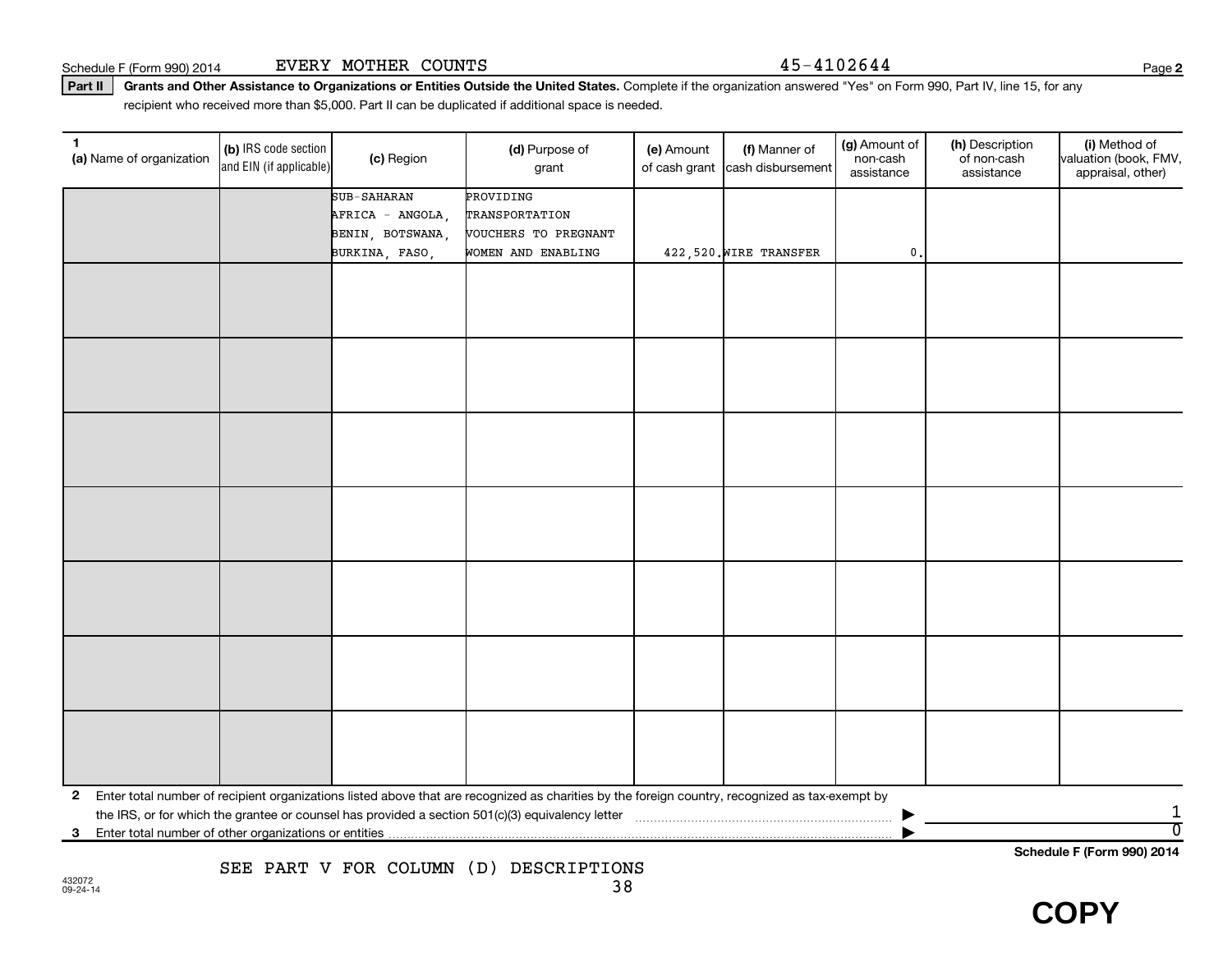Schedule F (Form 990) 2014 EVERY MOTHER COUNTS 45-4102644 Page **2**

**Part II** **Grants and Other Assistance to Organizations or Entities Outside the United States.** Complete if the organization answered "Yes" on Form 990, Part IV, line 15, for any recipient who received more than $5,000. Part II can be duplicated if additional space is needed.

| 1 (a) Name of organization | (b) IRS code section and EIN (if applicable) | (c) Region | (d) Purpose of grant | (e) Amount of cash grant | (f) Manner of cash disbursement | (g) Amount of non-cash assistance | (h) Description of non-cash assistance | (i) Method of valuation (book, FMV, appraisal, other) |
|---|---|---|---|---|---|---|---|---|
| | | SUB-SAHARAN AFRICA - ANGOLA, BENIN, BOTSWANA, BURKINA, FASO, | PROVIDING TRANSPORTATION VOUCHERS TO PREGNANT WOMEN AND ENABLING | 422,520. | WIRE TRANSFER | 0. | | |
| | | | | | | | | |
| | | | | | | | | |
| | | | | | | | | |
| | | | | | | | | |
| | | | | | | | | |
| | | | | | | | | |
| | | | | | | | | |

**2** Enter total number of recipient organizations listed above that are recognized as charities by the foreign country, recognized as tax-exempt by the IRS, or for which the grantee or counsel has provided a section 501(c)(3) equivalency letter ▶ 1

**3** Enter total number of other organizations or entities ▶ 0

**Schedule F (Form 990) 2014**

SEE PART V FOR COLUMN (D) DESCRIPTIONS

432072
09-24-14

**COPY**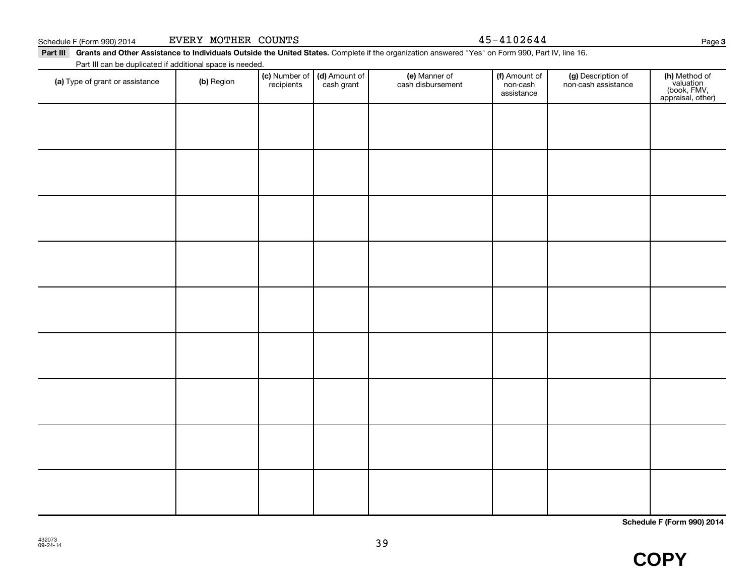Schedule F (Form 990) 2014 EVERY MOTHER COUNTS 45-4102644

**Part III Grants and Other Assistance to Individuals Outside the United States.** Complete if the organization answered "Yes" on Form 990, Part IV, line 16.

Part III can be duplicated if additional space is needed.

| (a) Type of grant or assistance | (b) Region | (c) Number of recipients | (d) Amount of cash grant | (e) Manner of cash disbursement | (f) Amount of non-cash assistance | (g) Description of non-cash assistance | (h) Method of valuation (book, FMV, appraisal, other) |
|---|---|---|---|---|---|---|---|
| | | | | | | | |
| | | | | | | | |
| | | | | | | | |
| | | | | | | | |
| | | | | | | | |
| | | | | | | | |
| | | | | | | | |
| | | | | | | | |
| | | | | | | | |

**Schedule F (Form 990) 2014**

432073
09-24-14

**COPY**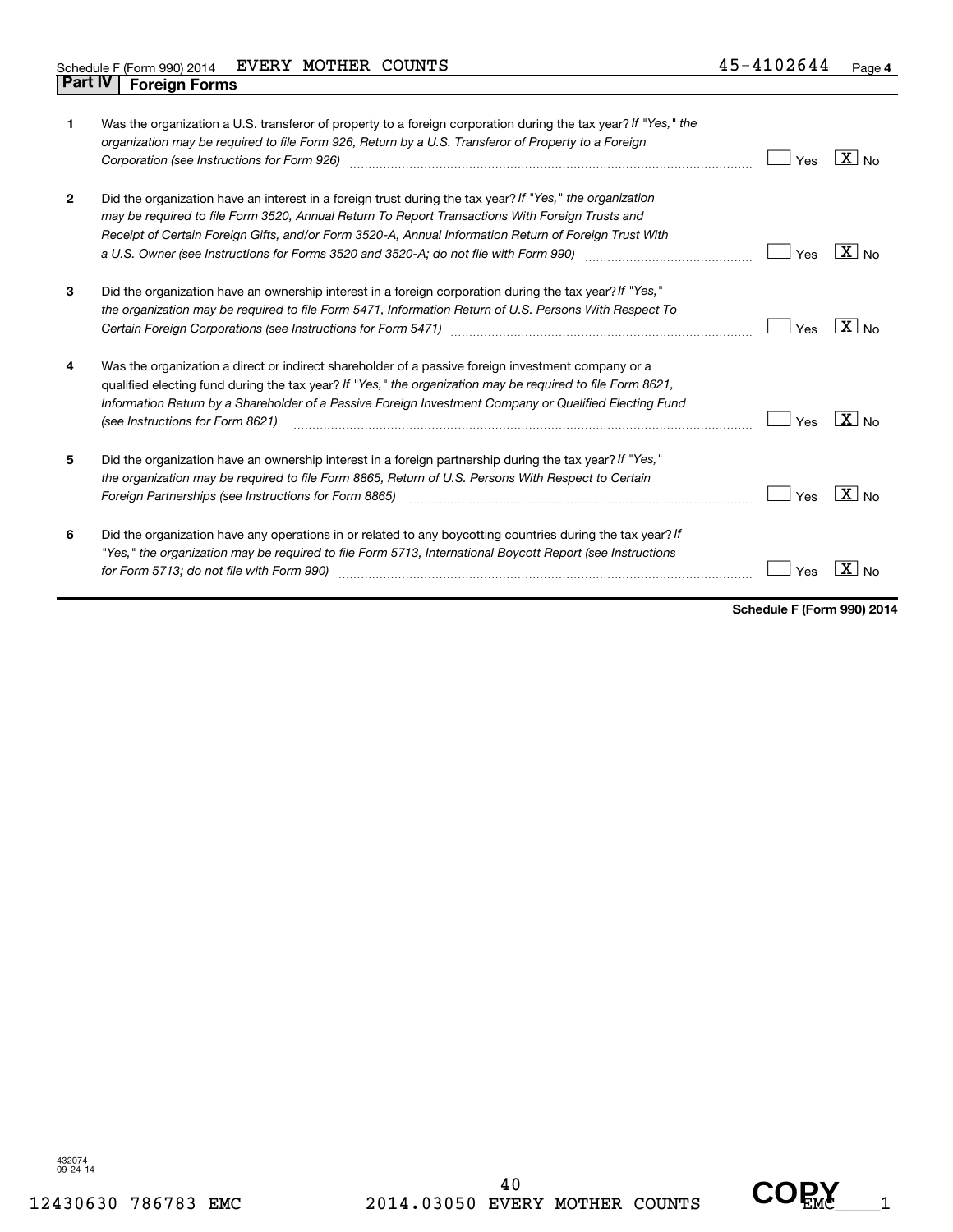Schedule F (Form 990) 2014 EVERY MOTHER COUNTS 45-4102644 Page 4

## Part IV Foreign Forms

| | | Yes | No |
|---|---|---|---|
| 1 | Was the organization a U.S. transferor of property to a foreign corporation during the tax year? *If "Yes," the organization may be required to file Form 926, Return by a U.S. Transferor of Property to a Foreign Corporation (see Instructions for Form 926)* | | X |
| 2 | Did the organization have an interest in a foreign trust during the tax year? *If "Yes," the organization may be required to file Form 3520, Annual Return To Report Transactions With Foreign Trusts and Receipt of Certain Foreign Gifts, and/or Form 3520-A, Annual Information Return of Foreign Trust With a U.S. Owner (see Instructions for Forms 3520 and 3520-A; do not file with Form 990)* | | X |
| 3 | Did the organization have an ownership interest in a foreign corporation during the tax year? *If "Yes," the organization may be required to file Form 5471, Information Return of U.S. Persons With Respect To Certain Foreign Corporations (see Instructions for Form 5471)* | | X |
| 4 | Was the organization a direct or indirect shareholder of a passive foreign investment company or a qualified electing fund during the tax year? *If "Yes," the organization may be required to file Form 8621, Information Return by a Shareholder of a Passive Foreign Investment Company or Qualified Electing Fund (see Instructions for Form 8621)* | | X |
| 5 | Did the organization have an ownership interest in a foreign partnership during the tax year? *If "Yes," the organization may be required to file Form 8865, Return of U.S. Persons With Respect to Certain Foreign Partnerships (see Instructions for Form 8865)* | | X |
| 6 | Did the organization have any operations in or related to any boycotting countries during the tax year? *If "Yes," the organization may be required to file Form 5713, International Boycott Report (see Instructions for Form 5713; do not file with Form 990)* | | X |

**Schedule F (Form 990) 2014**

432074 09-24-14

12430630 786783 EMC 2014.03050 EVERY MOTHER COUNTS EMC____1

COPY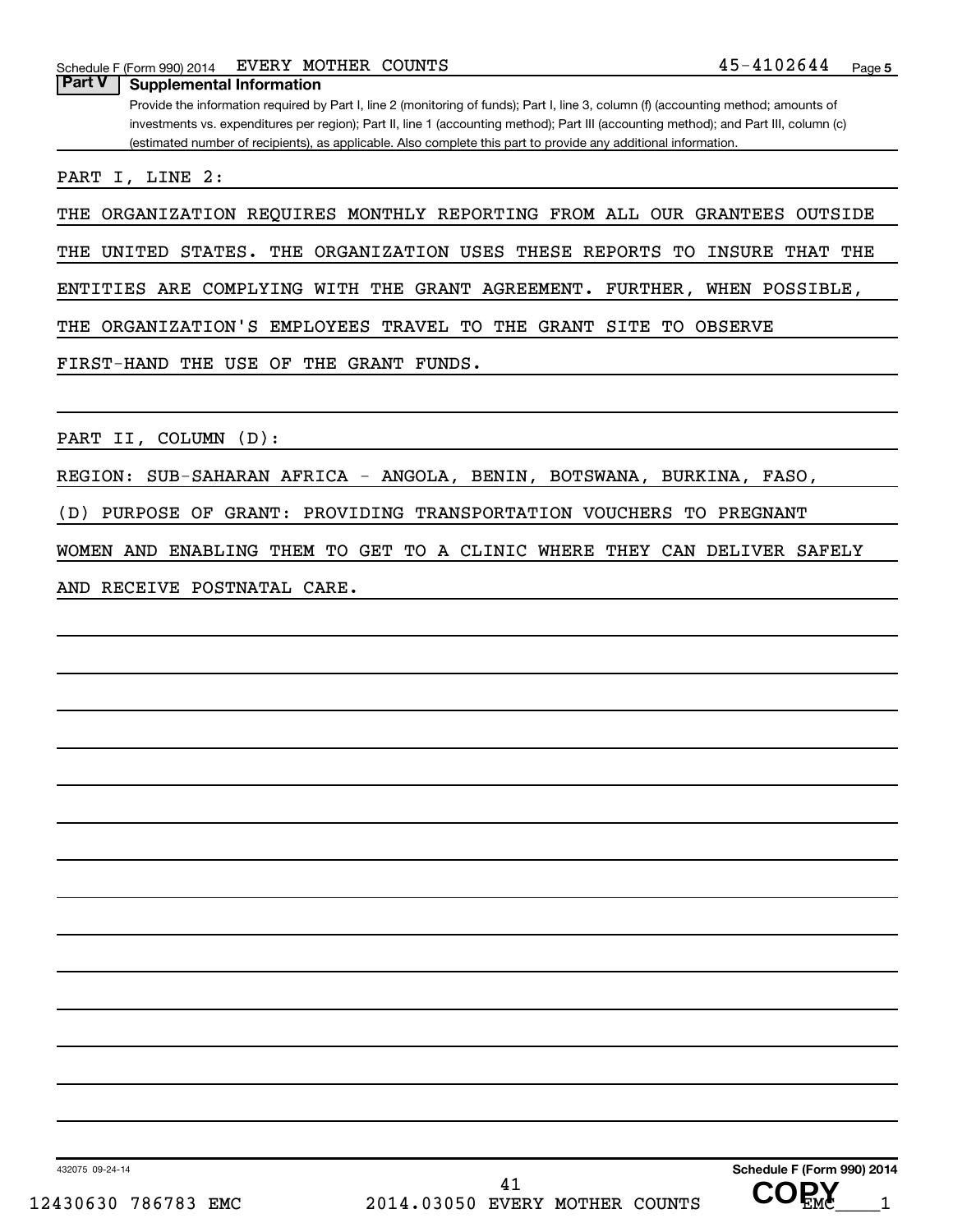Schedule F (Form 990) 2014 EVERY MOTHER COUNTS 45-4102644 Page 5

## Part V Supplemental Information

Provide the information required by Part I, line 2 (monitoring of funds); Part I, line 3, column (f) (accounting method; amounts of investments vs. expenditures per region); Part II, line 1 (accounting method); Part III (accounting method); and Part III, column (c) (estimated number of recipients), as applicable. Also complete this part to provide any additional information.

PART I, LINE 2:

THE ORGANIZATION REQUIRES MONTHLY REPORTING FROM ALL OUR GRANTEES OUTSIDE THE UNITED STATES. THE ORGANIZATION USES THESE REPORTS TO INSURE THAT THE ENTITIES ARE COMPLYING WITH THE GRANT AGREEMENT. FURTHER, WHEN POSSIBLE, THE ORGANIZATION'S EMPLOYEES TRAVEL TO THE GRANT SITE TO OBSERVE FIRST-HAND THE USE OF THE GRANT FUNDS.

PART II, COLUMN (D):

REGION: SUB-SAHARAN AFRICA - ANGOLA, BENIN, BOTSWANA, BURKINA, FASO,

(D) PURPOSE OF GRANT: PROVIDING TRANSPORTATION VOUCHERS TO PREGNANT WOMEN AND ENABLING THEM TO GET TO A CLINIC WHERE THEY CAN DELIVER SAFELY AND RECEIVE POSTNATAL CARE.

432075 09-24-14 Schedule F (Form 990) 2014

12430630 786783 EMC 2014.03050 EVERY MOTHER COUNTS EMC____1

COPY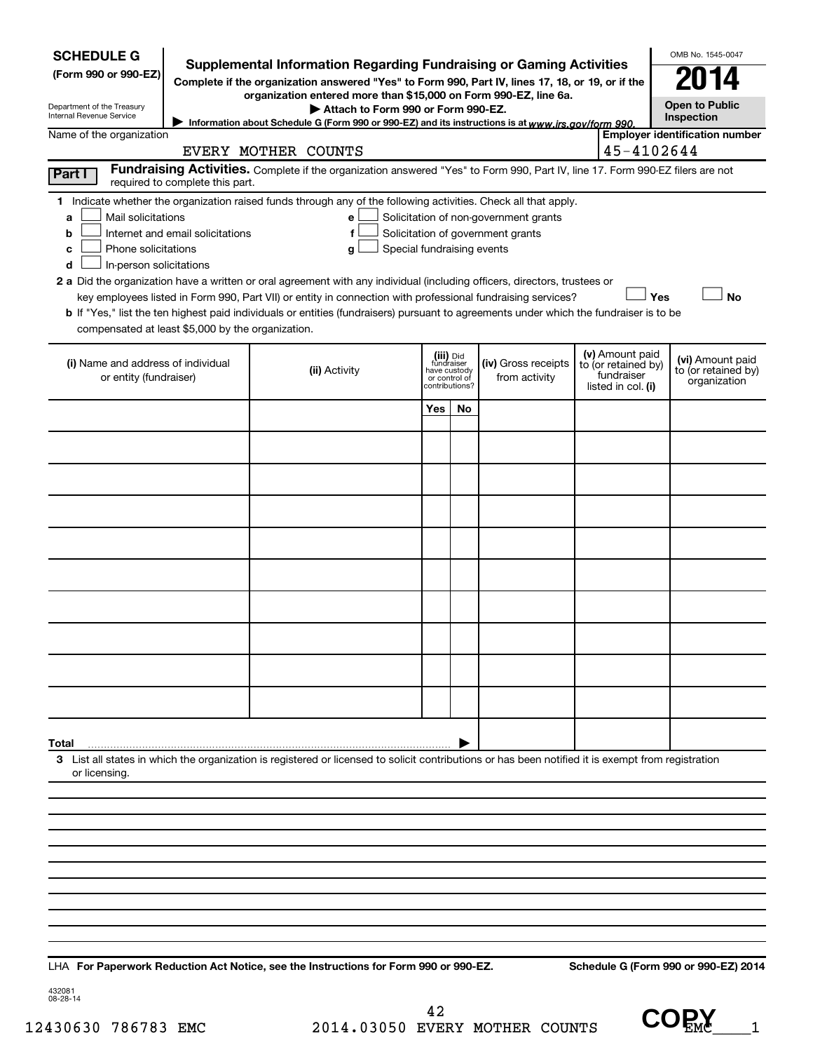**SCHEDULE G**
**(Form 990 or 990-EZ)**

Department of the Treasury
Internal Revenue Service

# Supplemental Information Regarding Fundraising or Gaming Activities

**Complete if the organization answered "Yes" to Form 990, Part IV, lines 17, 18, or 19, or if the organization entered more than $15,000 on Form 990-EZ, line 6a.**

**▶ Attach to Form 990 or Form 990-EZ.**

**▶ Information about Schedule G (Form 990 or 990-EZ) and its instructions is at www.irs.gov/form 990.**

OMB No. 1545-0047

**2014**

**Open to Public Inspection**

Name of the organization: EVERY MOTHER COUNTS

**Employer identification number:** 45-4102644

**Part I** **Fundraising Activities.** Complete if the organization answered "Yes" to Form 990, Part IV, line 17. Form 990-EZ filers are not required to complete this part.

**1** Indicate whether the organization raised funds through any of the following activities. Check all that apply.

- **a** ☐ Mail solicitations
- **b** ☐ Internet and email solicitations
- **c** ☐ Phone solicitations
- **d** ☐ In-person solicitations
- **e** ☐ Solicitation of non-government grants
- **f** ☐ Solicitation of government grants
- **g** ☐ Special fundraising events

**2 a** Did the organization have a written or oral agreement with any individual (including officers, directors, trustees or key employees listed in Form 990, Part VII) or entity in connection with professional fundraising services? ☐ **Yes** ☐ **No**

**b** If "Yes," list the ten highest paid individuals or entities (fundraisers) pursuant to agreements under which the fundraiser is to be compensated at least $5,000 by the organization.

| (i) Name and address of individual or entity (fundraiser) | (ii) Activity | (iii) Did fundraiser have custody or control of contributions? | | (iv) Gross receipts from activity | (v) Amount paid to (or retained by) fundraiser listed in col. (i) | (vi) Amount paid to (or retained by) organization |
|---|---|---|---|---|---|---|
| | | Yes | No | | | |
| | | | | | | |
| | | | | | | |
| | | | | | | |
| | | | | | | |
| | | | | | | |
| | | | | | | |
| | | | | | | |
| | | | | | | |
| | | | | | | |
| | | | | | | |
| **Total** ▶ | | | | | | |

**3** List all states in which the organization is registered or licensed to solicit contributions or has been notified it is exempt from registration or licensing.

LHA **For Paperwork Reduction Act Notice, see the Instructions for Form 990 or 990-EZ.** **Schedule G (Form 990 or 990-EZ) 2014**

432081
08-28-14

12430630 786783 EMC 2014.03050 EVERY MOTHER COUNTS EMC____1

COPY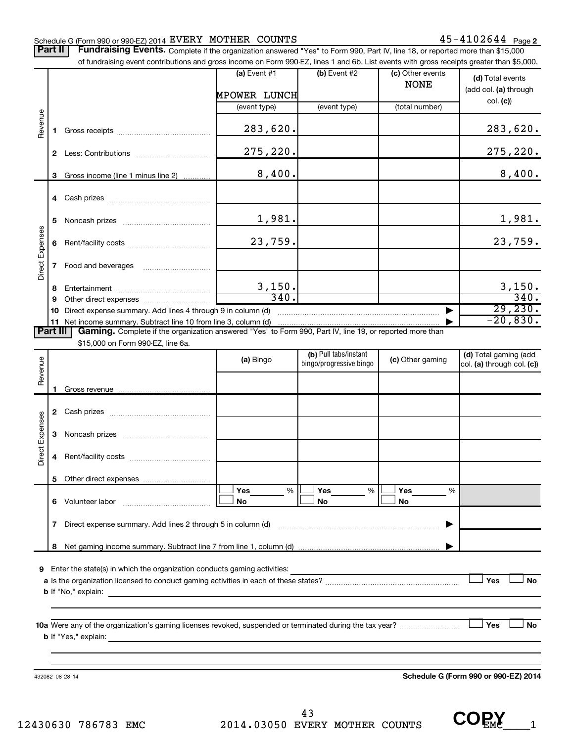Schedule G (Form 990 or 990-EZ) 2014 EVERY MOTHER COUNTS 45-4102644 Page 2

**Part II** **Fundraising Events.** Complete if the organization answered "Yes" to Form 990, Part IV, line 18, or reported more than $15,000 of fundraising event contributions and gross income on Form 990-EZ, lines 1 and 6b. List events with gross receipts greater than $5,000.

| | | (a) Event #1 | (b) Event #2 | (c) Other events | (d) Total events (add col. (a) through col. (c)) |
|---|---|---|---|---|---|
| | | MPOWER LUNCH | | NONE | |
| | | (event type) | (event type) | (total number) | |
| Revenue | 1 Gross receipts | 283,620. | | | 283,620. |
| | 2 Less: Contributions | 275,220. | | | 275,220. |
| | 3 Gross income (line 1 minus line 2) | 8,400. | | | 8,400. |
| Direct Expenses | 4 Cash prizes | | | | |
| | 5 Noncash prizes | 1,981. | | | 1,981. |
| | 6 Rent/facility costs | 23,759. | | | 23,759. |
| | 7 Food and beverages | | | | |
| | 8 Entertainment | 3,150. | | | 3,150. |
| | 9 Other direct expenses | 340. | | | 340. |
| | 10 Direct expense summary. Add lines 4 through 9 in column (d) | | | | 29,230. |
| | 11 Net income summary. Subtract line 10 from line 3, column (d) | | | | -20,830. |

**Part III** **Gaming.** Complete if the organization answered "Yes" to Form 990, Part IV, line 19, or reported more than $15,000 on Form 990-EZ, line 6a.

| | | (a) Bingo | (b) Pull tabs/instant bingo/progressive bingo | (c) Other gaming | (d) Total gaming (add col. (a) through col. (c)) |
|---|---|---|---|---|---|
| Revenue | 1 Gross revenue | | | | |
| Direct Expenses | 2 Cash prizes | | | | |
| | 3 Noncash prizes | | | | |
| | 4 Rent/facility costs | | | | |
| | 5 Other direct expenses | | | | |
| | 6 Volunteer labor | ☐ Yes ___ % ☐ No | ☐ Yes ___ % ☐ No | ☐ Yes ___ % ☐ No | |
| | 7 Direct expense summary. Add lines 2 through 5 in column (d) | | | | |
| | 8 Net gaming income summary. Subtract line 7 from line 1, column (d) | | | | |

9 Enter the state(s) in which the organization conducts gaming activities: ______

a Is the organization licensed to conduct gaming activities in each of these states? ☐ Yes ☐ No

b If "No," explain: ______

10a Were any of the organization's gaming licenses revoked, suspended or terminated during the tax year? ☐ Yes ☐ No

b If "Yes," explain: ______

432082 08-28-14 **Schedule G (Form 990 or 990-EZ) 2014**

12430630 786783 EMC 2014.03050 EVERY MOTHER COUNTS EMC____1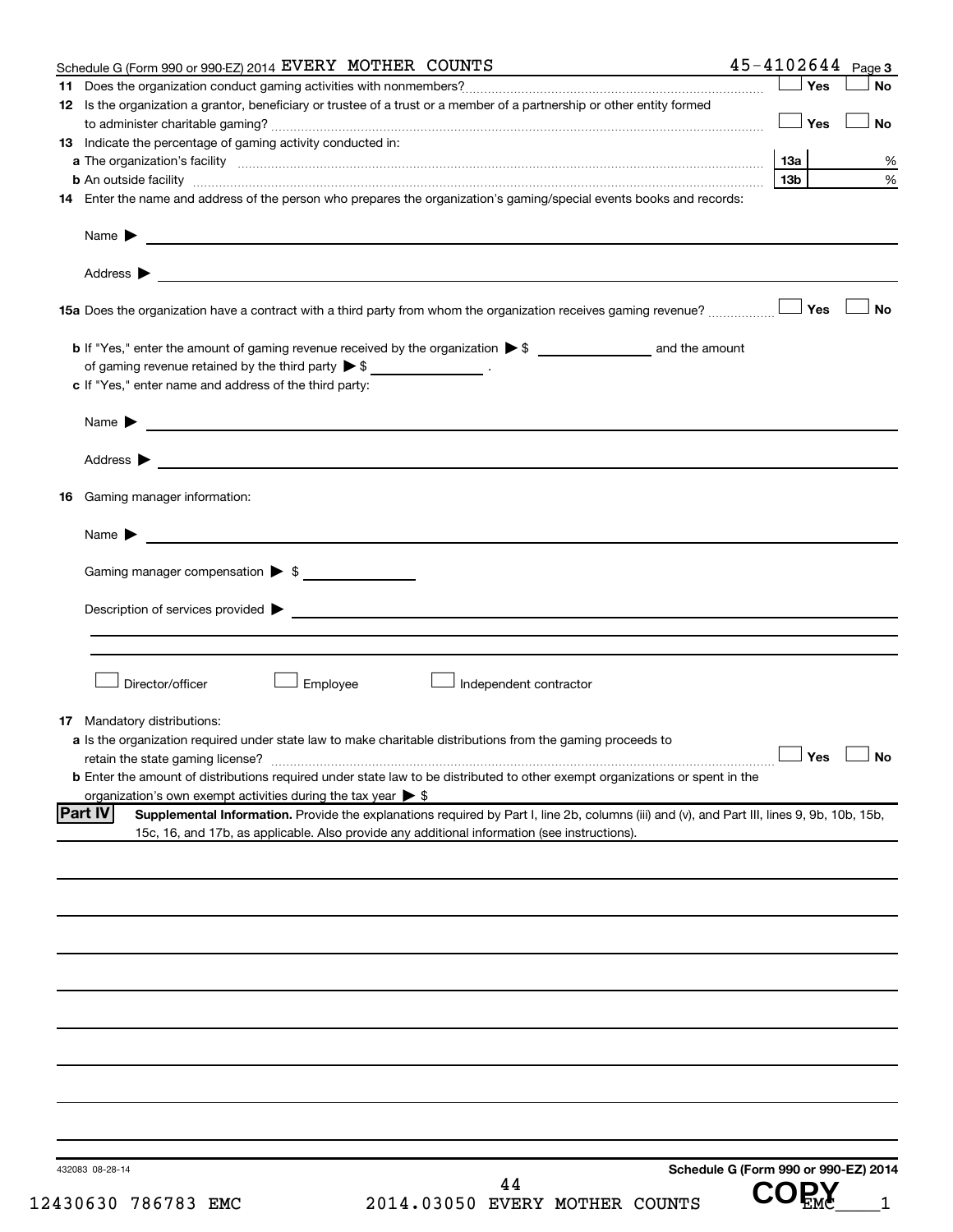Schedule G (Form 990 or 990-EZ) 2014 EVERY MOTHER COUNTS 45-4102644 Page 3

**11** Does the organization conduct gaming activities with nonmembers? ☐ Yes ☐ No

**12** Is the organization a grantor, beneficiary or trustee of a trust or a member of a partnership or other entity formed to administer charitable gaming? ☐ Yes ☐ No

**13** Indicate the percentage of gaming activity conducted in:

**a** The organization's facility **13a** %

**b** An outside facility **13b** %

**14** Enter the name and address of the person who prepares the organization's gaming/special events books and records:

Name ▶

Address ▶

**15a** Does the organization have a contract with a third party from whom the organization receives gaming revenue? ☐ Yes ☐ No

**b** If "Yes," enter the amount of gaming revenue received by the organization ▶ $ ________ and the amount of gaming revenue retained by the third party ▶ $ ________ .

**c** If "Yes," enter name and address of the third party:

Name ▶

Address ▶

**16** Gaming manager information:

Name ▶

Gaming manager compensation ▶ $

Description of services provided ▶

☐ Director/officer ☐ Employee ☐ Independent contractor

**17** Mandatory distributions:

**a** Is the organization required under state law to make charitable distributions from the gaming proceeds to retain the state gaming license? ☐ Yes ☐ No

**b** Enter the amount of distributions required under state law to be distributed to other exempt organizations or spent in the organization's own exempt activities during the tax year ▶ $

**Part IV** **Supplemental Information.** Provide the explanations required by Part I, line 2b, columns (iii) and (v), and Part III, lines 9, 9b, 10b, 15b, 15c, 16, and 17b, as applicable. Also provide any additional information (see instructions).

432083 08-28-14

**Schedule G (Form 990 or 990-EZ) 2014**

12430630 786783 EMC 2014.03050 EVERY MOTHER COUNTS EMC____1

COPY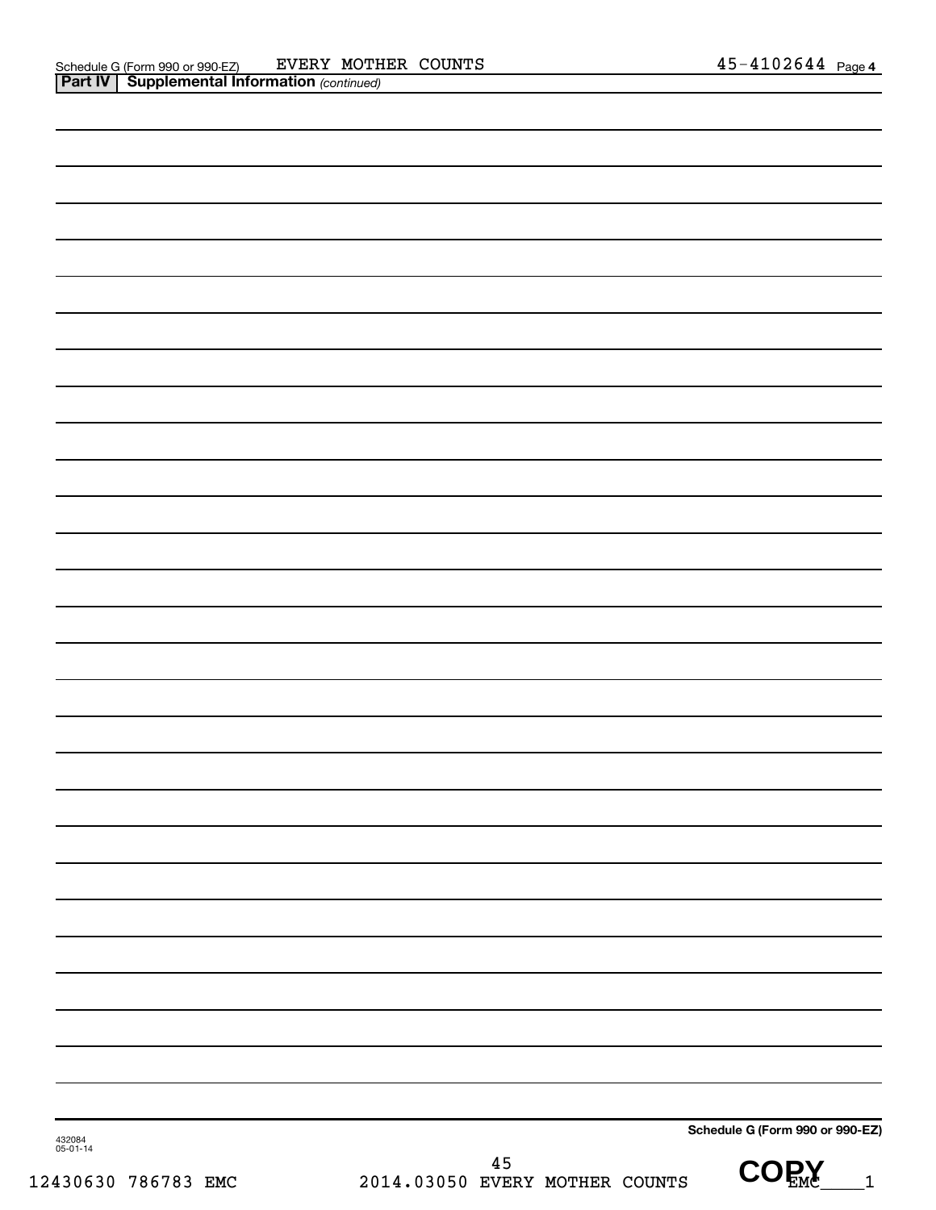Schedule G (Form 990 or 990-EZ) EVERY MOTHER COUNTS 45-4102644 Page 4

**Part IV | Supplemental Information** *(continued)*

**Schedule G (Form 990 or 990-EZ)**

432084
05-01-14

12430630 786783 EMC 2014.03050 EVERY MOTHER COUNTS EMC____1

COPY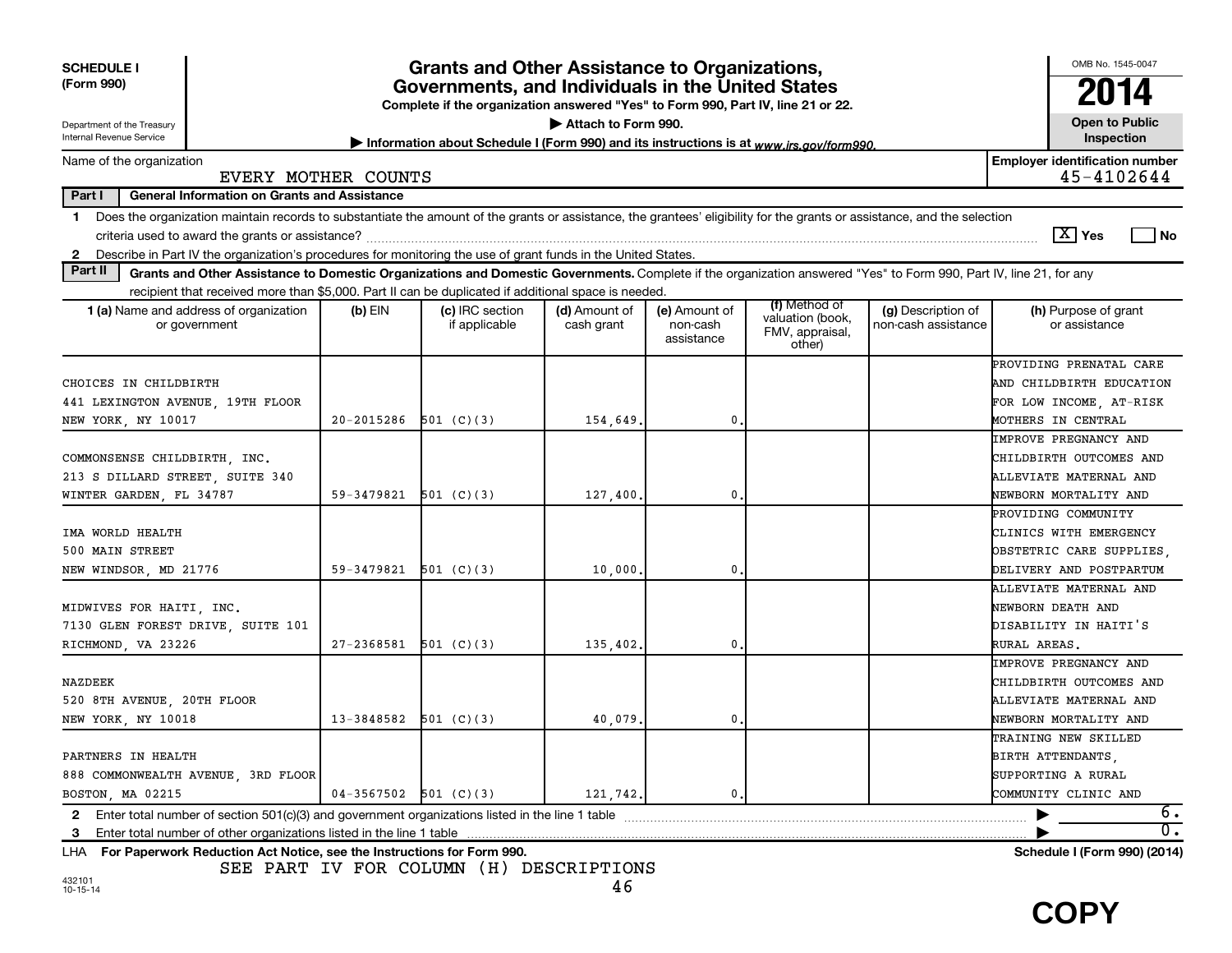**SCHEDULE I (Form 990)**

Department of the Treasury
Internal Revenue Service

# Grants and Other Assistance to Organizations, Governments, and Individuals in the United States

**Complete if the organization answered "Yes" to Form 990, Part IV, line 21 or 22.**

**▶ Attach to Form 990.**

**▶ Information about Schedule I (Form 990) and its instructions is at www.irs.gov/form990.**

OMB No. 1545-0047

**2014**

**Open to Public Inspection**

Name of the organization: EVERY MOTHER COUNTS

**Employer identification number:** 45-4102644

**Part I — General Information on Grants and Assistance**

1 Does the organization maintain records to substantiate the amount of the grants or assistance, the grantees' eligibility for the grants or assistance, and the selection criteria used to award the grants or assistance? [X] Yes [ ] No

2 Describe in Part IV the organization's procedures for monitoring the use of grant funds in the United States.

**Part II — Grants and Other Assistance to Domestic Organizations and Domestic Governments.** Complete if the organization answered "Yes" to Form 990, Part IV, line 21, for any recipient that received more than $5,000. Part II can be duplicated if additional space is needed.

| 1 (a) Name and address of organization or government | (b) EIN | (c) IRC section if applicable | (d) Amount of cash grant | (e) Amount of non-cash assistance | (f) Method of valuation (book, FMV, appraisal, other) | (g) Description of non-cash assistance | (h) Purpose of grant or assistance |
|---|---|---|---|---|---|---|---|
| CHOICES IN CHILDBIRTH<br>441 LEXINGTON AVENUE, 19TH FLOOR<br>NEW YORK, NY 10017 | 20-2015286 | 501 (C)(3) | 154,649. | 0. | | | PROVIDING PRENATAL CARE AND CHILDBIRTH EDUCATION FOR LOW INCOME, AT-RISK MOTHERS IN CENTRAL |
| COMMONSENSE CHILDBIRTH, INC.<br>213 S DILLARD STREET, SUITE 340<br>WINTER GARDEN, FL 34787 | 59-3479821 | 501 (C)(3) | 127,400. | 0. | | | IMPROVE PREGNANCY AND CHILDBIRTH OUTCOMES AND ALLEVIATE MATERNAL AND NEWBORN MORTALITY AND |
| IMA WORLD HEALTH<br>500 MAIN STREET<br>NEW WINDSOR, MD 21776 | 59-3479821 | 501 (C)(3) | 10,000. | 0. | | | PROVIDING COMMUNITY CLINICS WITH EMERGENCY OBSTETRIC CARE SUPPLIES, DELIVERY AND POSTPARTUM |
| MIDWIVES FOR HAITI, INC.<br>7130 GLEN FOREST DRIVE, SUITE 101<br>RICHMOND, VA 23226 | 27-2368581 | 501 (C)(3) | 135,402. | 0. | | | ALLEVIATE MATERNAL AND NEWBORN DEATH AND DISABILITY IN HAITI'S RURAL AREAS. |
| NAZDEEK<br>520 8TH AVENUE, 20TH FLOOR<br>NEW YORK, NY 10018 | 13-3848582 | 501 (C)(3) | 40,079. | 0. | | | IMPROVE PREGNANCY AND CHILDBIRTH OUTCOMES AND ALLEVIATE MATERNAL AND NEWBORN MORTALITY AND |
| PARTNERS IN HEALTH<br>888 COMMONWEALTH AVENUE, 3RD FLOOR<br>BOSTON, MA 02215 | 04-3567502 | 501 (C)(3) | 121,742. | 0. | | | TRAINING NEW SKILLED BIRTH ATTENDANTS, SUPPORTING A RURAL COMMUNITY CLINIC AND |

2 Enter total number of section 501(c)(3) and government organizations listed in the line 1 table ▶ 6.

3 Enter total number of other organizations listed in the line 1 table ▶ 0.

LHA **For Paperwork Reduction Act Notice, see the Instructions for Form 990.** **Schedule I (Form 990) (2014)**

SEE PART IV FOR COLUMN (H) DESCRIPTIONS

432101
10-15-14

**COPY**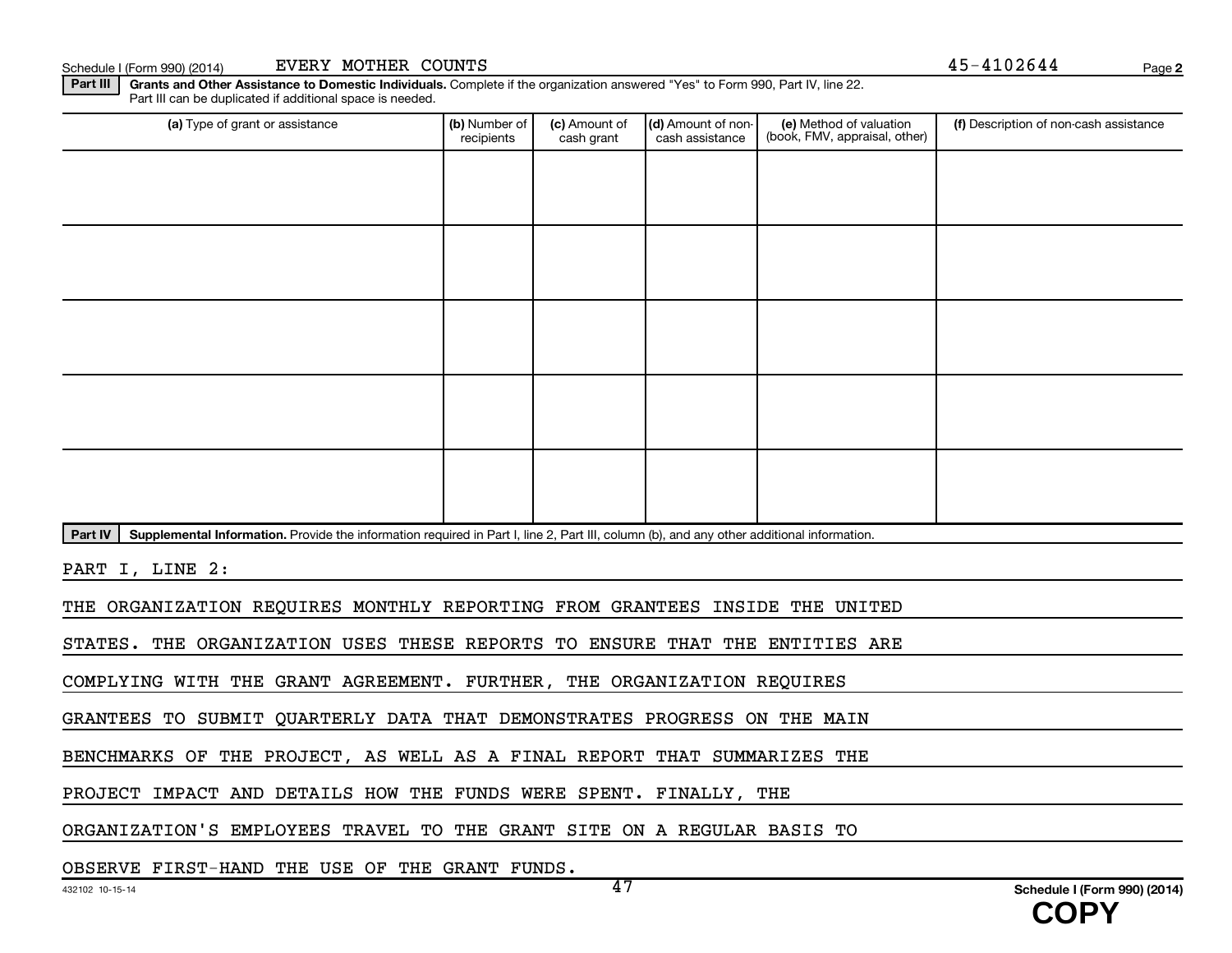Schedule I (Form 990) (2014) EVERY MOTHER COUNTS 45-4102644

**Part III** **Grants and Other Assistance to Domestic Individuals.** Complete if the organization answered "Yes" to Form 990, Part IV, line 22. Part III can be duplicated if additional space is needed.

| (a) Type of grant or assistance | (b) Number of recipients | (c) Amount of cash grant | (d) Amount of non-cash assistance | (e) Method of valuation (book, FMV, appraisal, other) | (f) Description of non-cash assistance |
|---|---|---|---|---|---|
| | | | | | |
| | | | | | |
| | | | | | |
| | | | | | |
| | | | | | |

**Part IV** **Supplemental Information.** Provide the information required in Part I, line 2, Part III, column (b), and any other additional information.

PART I, LINE 2:

THE ORGANIZATION REQUIRES MONTHLY REPORTING FROM GRANTEES INSIDE THE UNITED STATES. THE ORGANIZATION USES THESE REPORTS TO ENSURE THAT THE ENTITIES ARE COMPLYING WITH THE GRANT AGREEMENT. FURTHER, THE ORGANIZATION REQUIRES GRANTEES TO SUBMIT QUARTERLY DATA THAT DEMONSTRATES PROGRESS ON THE MAIN BENCHMARKS OF THE PROJECT, AS WELL AS A FINAL REPORT THAT SUMMARIZES THE PROJECT IMPACT AND DETAILS HOW THE FUNDS WERE SPENT. FINALLY, THE ORGANIZATION'S EMPLOYEES TRAVEL TO THE GRANT SITE ON A REGULAR BASIS TO OBSERVE FIRST-HAND THE USE OF THE GRANT FUNDS.

432102 10-15-14 **Schedule I (Form 990) (2014)**

**COPY**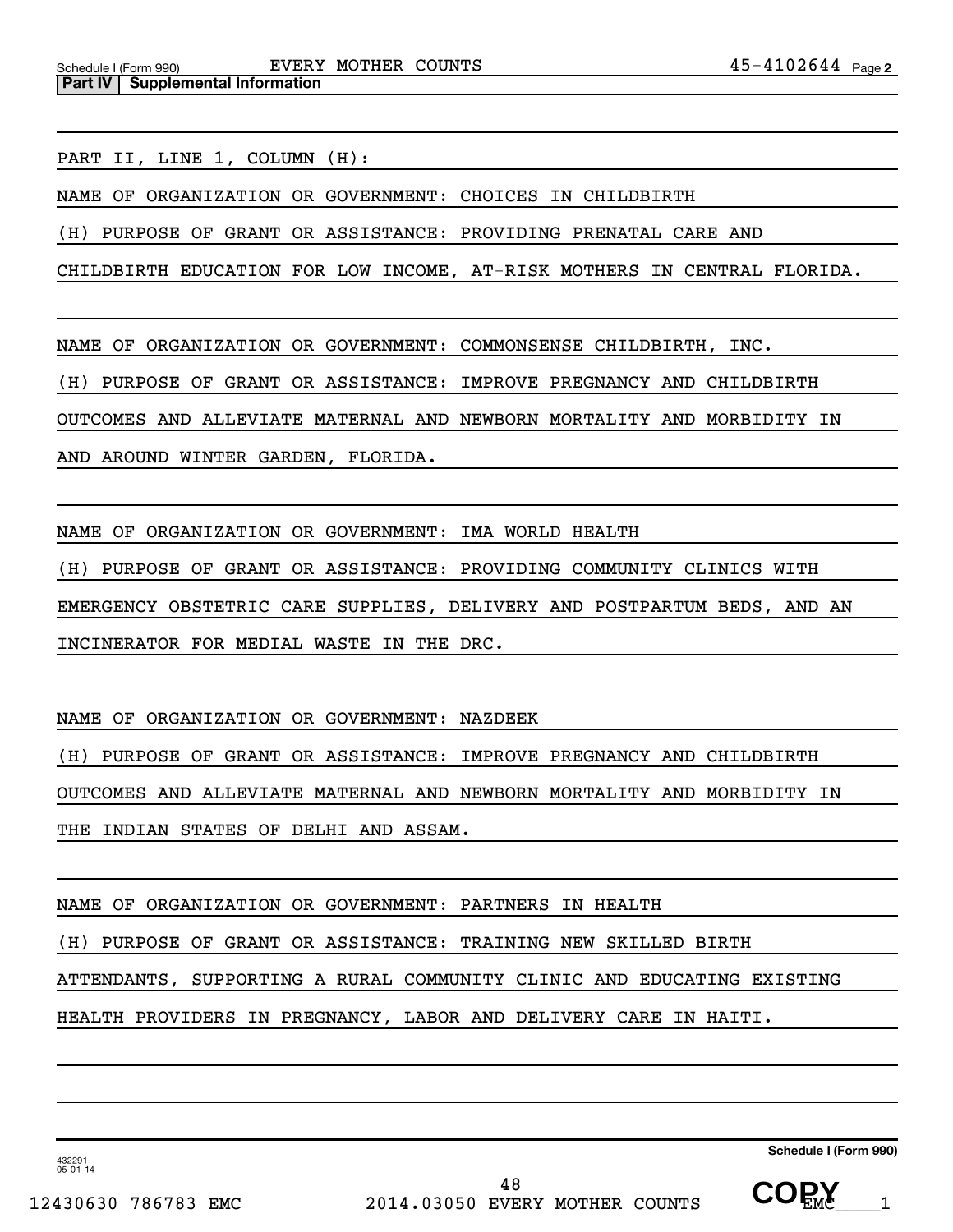**Part IV | Supplemental Information**

PART II, LINE 1, COLUMN (H):

NAME OF ORGANIZATION OR GOVERNMENT: CHOICES IN CHILDBIRTH

(H) PURPOSE OF GRANT OR ASSISTANCE: PROVIDING PRENATAL CARE AND CHILDBIRTH EDUCATION FOR LOW INCOME, AT-RISK MOTHERS IN CENTRAL FLORIDA.

NAME OF ORGANIZATION OR GOVERNMENT: COMMONSENSE CHILDBIRTH, INC.

(H) PURPOSE OF GRANT OR ASSISTANCE: IMPROVE PREGNANCY AND CHILDBIRTH OUTCOMES AND ALLEVIATE MATERNAL AND NEWBORN MORTALITY AND MORBIDITY IN AND AROUND WINTER GARDEN, FLORIDA.

NAME OF ORGANIZATION OR GOVERNMENT: IMA WORLD HEALTH

(H) PURPOSE OF GRANT OR ASSISTANCE: PROVIDING COMMUNITY CLINICS WITH EMERGENCY OBSTETRIC CARE SUPPLIES, DELIVERY AND POSTPARTUM BEDS, AND AN INCINERATOR FOR MEDIAL WASTE IN THE DRC.

NAME OF ORGANIZATION OR GOVERNMENT: NAZDEEK

(H) PURPOSE OF GRANT OR ASSISTANCE: IMPROVE PREGNANCY AND CHILDBIRTH OUTCOMES AND ALLEVIATE MATERNAL AND NEWBORN MORTALITY AND MORBIDITY IN THE INDIAN STATES OF DELHI AND ASSAM.

NAME OF ORGANIZATION OR GOVERNMENT: PARTNERS IN HEALTH

(H) PURPOSE OF GRANT OR ASSISTANCE: TRAINING NEW SKILLED BIRTH ATTENDANTS, SUPPORTING A RURAL COMMUNITY CLINIC AND EDUCATING EXISTING HEALTH PROVIDERS IN PREGNANCY, LABOR AND DELIVERY CARE IN HAITI.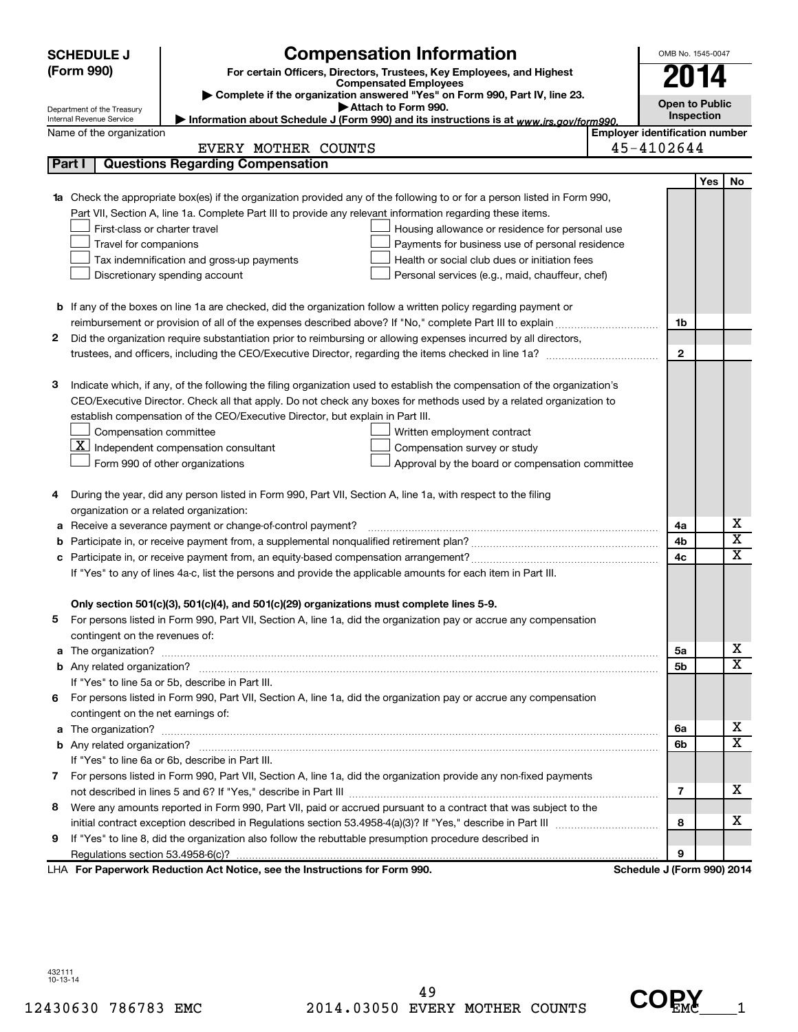**SCHEDULE J (Form 990)**

Department of the Treasury
Internal Revenue Service

# Compensation Information

**For certain Officers, Directors, Trustees, Key Employees, and Highest Compensated Employees**

▶ Complete if the organization answered "Yes" on Form 990, Part IV, line 23.
▶ Attach to Form 990.
▶ Information about Schedule J (Form 990) and its instructions is at *www.irs.gov/form990.*

OMB No. 1545-0047

**2014**

**Open to Public Inspection**

Name of the organization: EVERY MOTHER COUNTS

Employer identification number: 45-4102644

## Part I Questions Regarding Compensation

| | | | Yes | No |
|---|---|---|---|---|
| **1a** | Check the appropriate box(es) if the organization provided any of the following to or for a person listed in Form 990, Part VII, Section A, line 1a. Complete Part III to provide any relevant information regarding these items.<br>☐ First-class or charter travel ☐ Housing allowance or residence for personal use<br>☐ Travel for companions ☐ Payments for business use of personal residence<br>☐ Tax indemnification and gross-up payments ☐ Health or social club dues or initiation fees<br>☐ Discretionary spending account ☐ Personal services (e.g., maid, chauffeur, chef) | | | |
| **b** | If any of the boxes on line 1a are checked, did the organization follow a written policy regarding payment or reimbursement or provision of all of the expenses described above? If "No," complete Part III to explain | 1b | | |
| **2** | Did the organization require substantiation prior to reimbursing or allowing expenses incurred by all directors, trustees, and officers, including the CEO/Executive Director, regarding the items checked in line 1a? | 2 | | |
| **3** | Indicate which, if any, of the following the filing organization used to establish the compensation of the organization's CEO/Executive Director. Check all that apply. Do not check any boxes for methods used by a related organization to establish compensation of the CEO/Executive Director, but explain in Part III.<br>☐ Compensation committee ☐ Written employment contract<br>☒ Independent compensation consultant ☐ Compensation survey or study<br>☐ Form 990 of other organizations ☐ Approval by the board or compensation committee | | | |
| **4** | During the year, did any person listed in Form 990, Part VII, Section A, line 1a, with respect to the filing organization or a related organization: | | | |
| **a** | Receive a severance payment or change-of-control payment? | 4a | | X |
| **b** | Participate in, or receive payment from, a supplemental nonqualified retirement plan? | 4b | | X |
| **c** | Participate in, or receive payment from, an equity-based compensation arrangement? | 4c | | X |
| | If "Yes" to any of lines 4a-c, list the persons and provide the applicable amounts for each item in Part III. | | | |
| | **Only section 501(c)(3), 501(c)(4), and 501(c)(29) organizations must complete lines 5-9.** | | | |
| **5** | For persons listed in Form 990, Part VII, Section A, line 1a, did the organization pay or accrue any compensation contingent on the revenues of: | | | |
| **a** | The organization? | 5a | | X |
| **b** | Any related organization? | 5b | | X |
| | If "Yes" to line 5a or 5b, describe in Part III. | | | |
| **6** | For persons listed in Form 990, Part VII, Section A, line 1a, did the organization pay or accrue any compensation contingent on the net earnings of: | | | |
| **a** | The organization? | 6a | | X |
| **b** | Any related organization? | 6b | | X |
| | If "Yes" to line 6a or 6b, describe in Part III. | | | |
| **7** | For persons listed in Form 990, Part VII, Section A, line 1a, did the organization provide any non-fixed payments not described in lines 5 and 6? If "Yes," describe in Part III | 7 | | X |
| **8** | Were any amounts reported in Form 990, Part VII, paid or accrued pursuant to a contract that was subject to the initial contract exception described in Regulations section 53.4958-4(a)(3)? If "Yes," describe in Part III | 8 | | X |
| **9** | If "Yes" to line 8, did the organization also follow the rebuttable presumption procedure described in Regulations section 53.4958-6(c)? | 9 | | |

LHA **For Paperwork Reduction Act Notice, see the Instructions for Form 990.** **Schedule J (Form 990) 2014**

432111
10-13-14

12430630 786783 EMC 2014.03050 EVERY MOTHER COUNTS EMC____1

COPY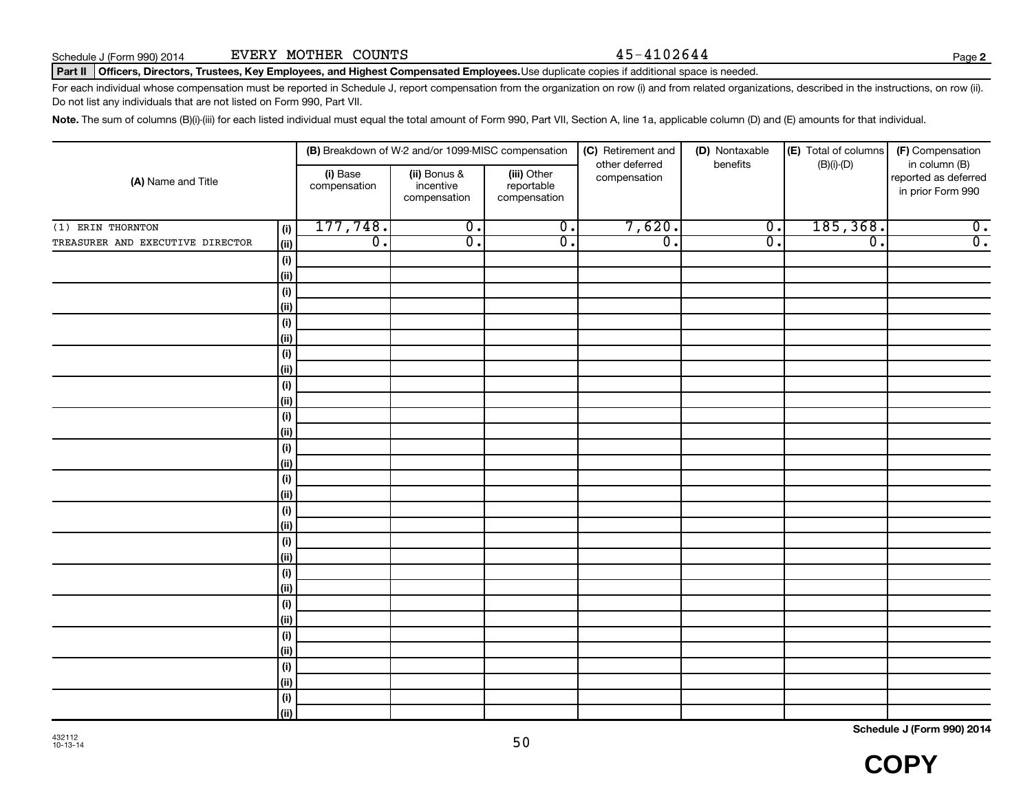Schedule J (Form 990) 2014 EVERY MOTHER COUNTS 45-4102644

**Part II Officers, Directors, Trustees, Key Employees, and Highest Compensated Employees.** Use duplicate copies if additional space is needed.

For each individual whose compensation must be reported in Schedule J, report compensation from the organization on row (i) and from related organizations, described in the instructions, on row (ii). Do not list any individuals that are not listed on Form 990, Part VII.

**Note.** The sum of columns (B)(i)-(iii) for each listed individual must equal the total amount of Form 990, Part VII, Section A, line 1a, applicable column (D) and (E) amounts for that individual.

| (A) Name and Title | | (B) Breakdown of W-2 and/or 1099-MISC compensation | | | (C) Retirement and other deferred compensation | (D) Nontaxable benefits | (E) Total of columns (B)(i)-(D) | (F) Compensation in column (B) reported as deferred in prior Form 990 |
|---|---|---|---|---|---|---|---|---|
| | | (i) Base compensation | (ii) Bonus & incentive compensation | (iii) Other reportable compensation | | | | |
| (1) ERIN THORNTON | (i) | 177,748. | 0. | 0. | 7,620. | 0. | 185,368. | 0. |
| TREASURER AND EXECUTIVE DIRECTOR | (ii) | 0. | 0. | 0. | 0. | 0. | 0. | 0. |

Schedule J (Form 990) 2014

COPY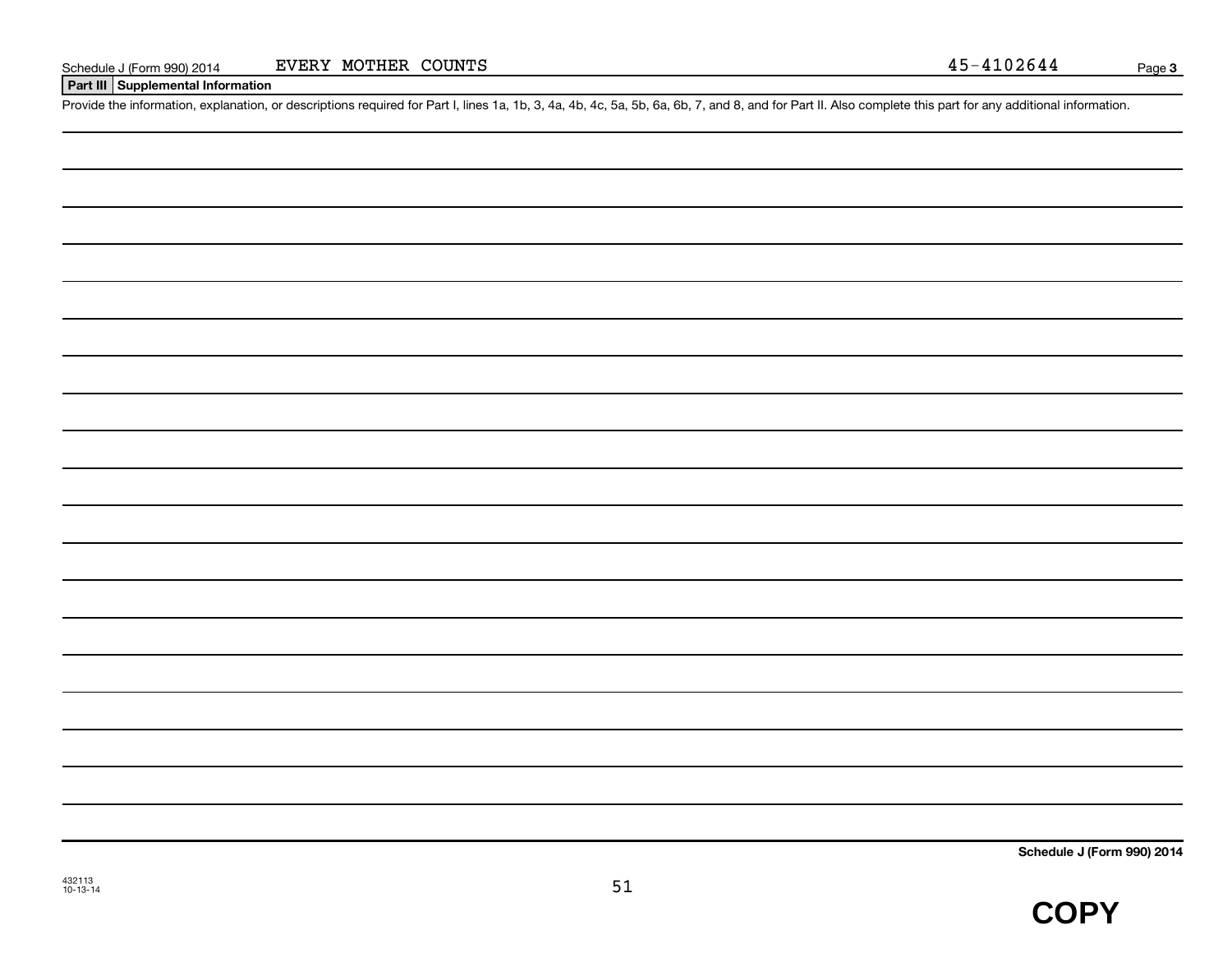Schedule J (Form 990) 2014 EVERY MOTHER COUNTS 45-4102644 Page **3**

**Part III | Supplemental Information**

Provide the information, explanation, or descriptions required for Part I, lines 1a, 1b, 3, 4a, 4b, 4c, 5a, 5b, 6a, 6b, 7, and 8, and for Part II. Also complete this part for any additional information.

**Schedule J (Form 990) 2014**

432113
10-13-14

**COPY**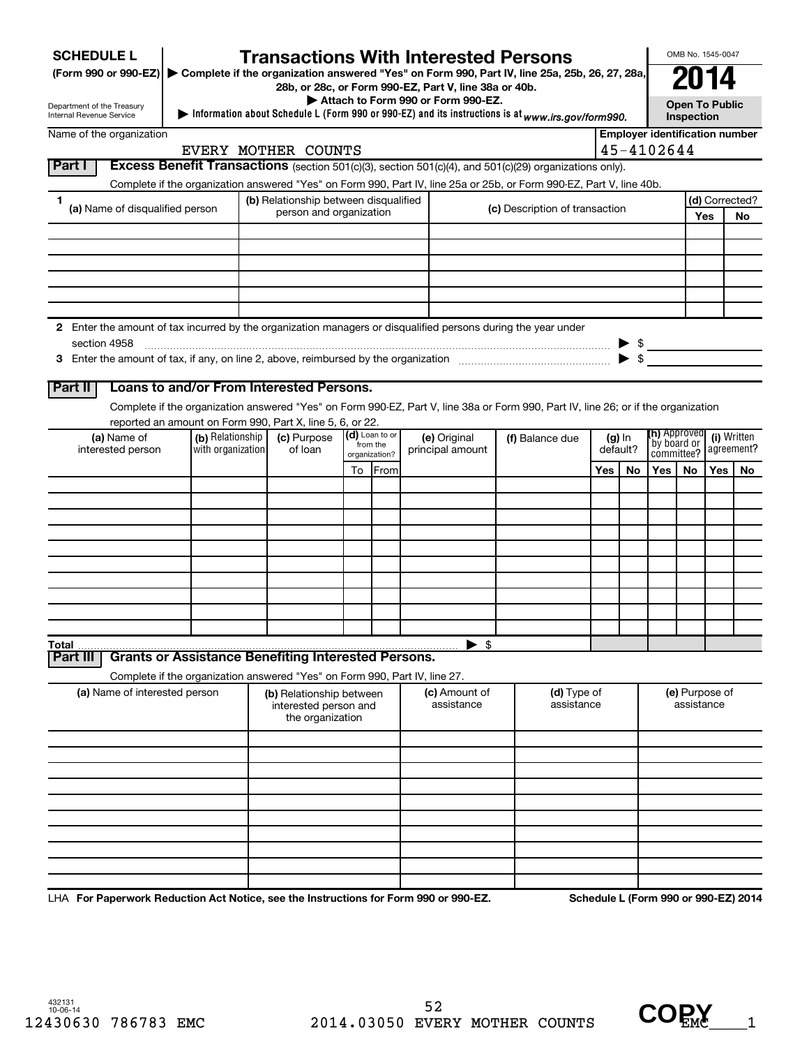**SCHEDULE L**
**(Form 990 or 990-EZ)**

Department of the Treasury
Internal Revenue Service

# Transactions With Interested Persons

▶ Complete if the organization answered "Yes" on Form 990, Part IV, line 25a, 25b, 26, 27, 28a, 28b, or 28c, or Form 990-EZ, Part V, line 38a or 40b.
▶ Attach to Form 990 or Form 990-EZ.
▶ Information about Schedule L (Form 990 or 990-EZ) and its instructions is at *www.irs.gov/form990.*

OMB No. 1545-0047
**2014**
**Open To Public Inspection**

Name of the organization: EVERY MOTHER COUNTS
Employer identification number: 45-4102644

## Part I Excess Benefit Transactions (section 501(c)(3), section 501(c)(4), and 501(c)(29) organizations only).

Complete if the organization answered "Yes" on Form 990, Part IV, line 25a or 25b, or Form 990-EZ, Part V, line 40b.

| 1 (a) Name of disqualified person | (b) Relationship between disqualified person and organization | (c) Description of transaction | (d) Corrected? Yes | No |
|---|---|---|---|---|
| | | | | |
| | | | | |
| | | | | |
| | | | | |
| | | | | |
| | | | | |

2 Enter the amount of tax incurred by the organization managers or disqualified persons during the year under section 4958 ▶ $

3 Enter the amount of tax, if any, on line 2, above, reimbursed by the organization ▶ $

## Part II Loans to and/or From Interested Persons.

Complete if the organization answered "Yes" on Form 990-EZ, Part V, line 38a or Form 990, Part IV, line 26; or if the organization reported an amount on Form 990, Part X, line 5, 6, or 22.

| (a) Name of interested person | (b) Relationship with organization | (c) Purpose of loan | (d) Loan to or from the organization? To | From | (e) Original principal amount | (f) Balance due | (g) In default? Yes | No | (h) Approved by board or committee? Yes | No | (i) Written agreement? Yes | No |
|---|---|---|---|---|---|---|---|---|---|---|---|---|
| | | | | | | | | | | | | |
| | | | | | | | | | | | | |
| | | | | | | | | | | | | |
| | | | | | | | | | | | | |
| | | | | | | | | | | | | |
| | | | | | | | | | | | | |
| | | | | | | | | | | | | |
| | | | | | | | | | | | | |
| | | | | | | | | | | | | |
| | | | | | | | | | | | | |
| **Total** | | | | | ▶ $ | | | | | | | |

## Part III Grants or Assistance Benefiting Interested Persons.

Complete if the organization answered "Yes" on Form 990, Part IV, line 27.

| (a) Name of interested person | (b) Relationship between interested person and the organization | (c) Amount of assistance | (d) Type of assistance | (e) Purpose of assistance |
|---|---|---|---|---|
| | | | | |
| | | | | |
| | | | | |
| | | | | |
| | | | | |
| | | | | |
| | | | | |
| | | | | |
| | | | | |
| | | | | |

LHA **For Paperwork Reduction Act Notice, see the Instructions for Form 990 or 990-EZ.** **Schedule L (Form 990 or 990-EZ) 2014**

432131
10-06-14

12430630 786783 EMC 2014.03050 EVERY MOTHER COUNTS EMC____1

COPY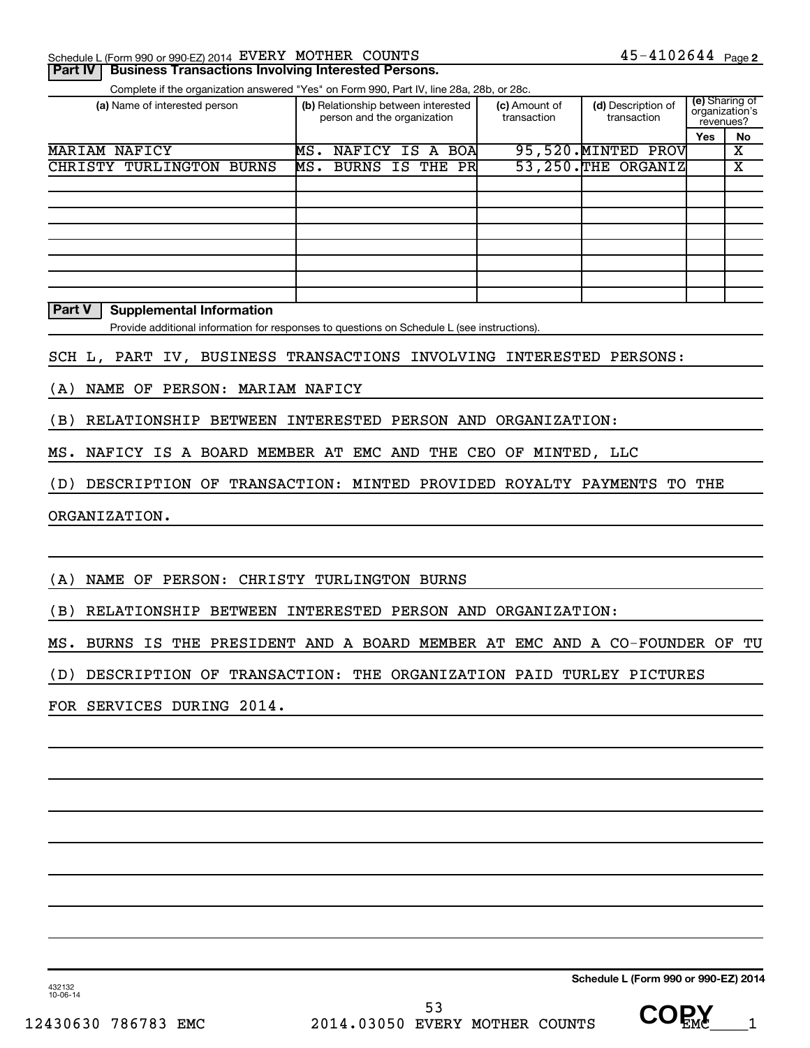Schedule L (Form 990 or 990-EZ) 2014 EVERY MOTHER COUNTS 45-4102644 Page 2

**Part IV | Business Transactions Involving Interested Persons.**

Complete if the organization answered "Yes" on Form 990, Part IV, line 28a, 28b, or 28c.

| (a) Name of interested person | (b) Relationship between interested person and the organization | (c) Amount of transaction | (d) Description of transaction | (e) Sharing of organization's revenues? Yes | No |
|---|---|---|---|---|---|
| MARIAM NAFICY | MS. NAFICY IS A BOA | 95,520. | MINTED PROV | | X |
| CHRISTY TURLINGTON BURNS | MS. BURNS IS THE PR | 53,250. | THE ORGANIZ | | X |

**Part V | Supplemental Information**

Provide additional information for responses to questions on Schedule L (see instructions).

SCH L, PART IV, BUSINESS TRANSACTIONS INVOLVING INTERESTED PERSONS:

(A) NAME OF PERSON: MARIAM NAFICY

(B) RELATIONSHIP BETWEEN INTERESTED PERSON AND ORGANIZATION:

MS. NAFICY IS A BOARD MEMBER AT EMC AND THE CEO OF MINTED, LLC

(D) DESCRIPTION OF TRANSACTION: MINTED PROVIDED ROYALTY PAYMENTS TO THE ORGANIZATION.

(A) NAME OF PERSON: CHRISTY TURLINGTON BURNS

(B) RELATIONSHIP BETWEEN INTERESTED PERSON AND ORGANIZATION:

MS. BURNS IS THE PRESIDENT AND A BOARD MEMBER AT EMC AND A CO-FOUNDER OF TU

(D) DESCRIPTION OF TRANSACTION: THE ORGANIZATION PAID TURLEY PICTURES FOR SERVICES DURING 2014.

Schedule L (Form 990 or 990-EZ) 2014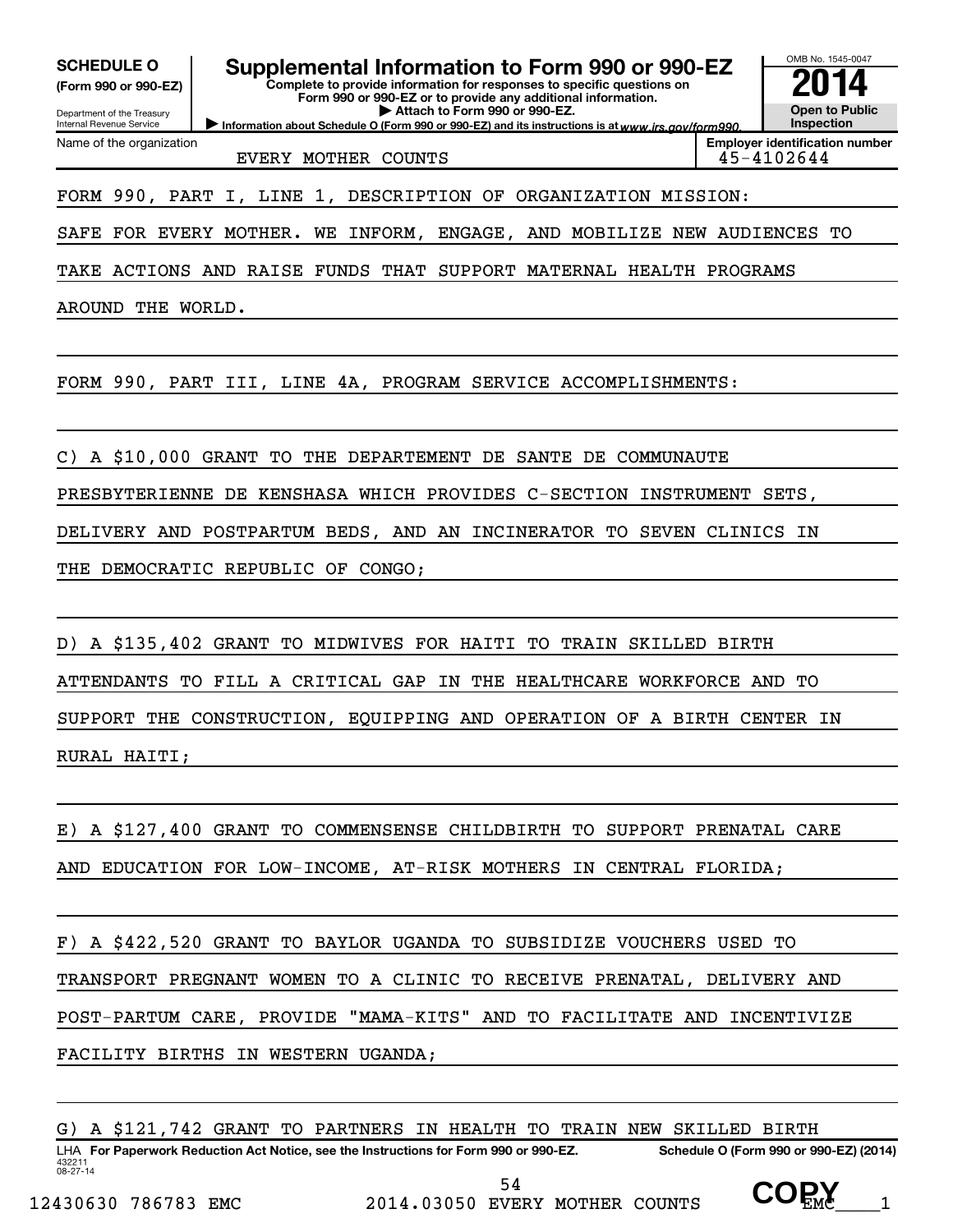**SCHEDULE O**
**(Form 990 or 990-EZ)**

Department of the Treasury
Internal Revenue Service

# Supplemental Information to Form 990 or 990-EZ

**Complete to provide information for responses to specific questions on Form 990 or 990-EZ or to provide any additional information.**
**▶ Attach to Form 990 or 990-EZ.**
**▶ Information about Schedule O (Form 990 or 990-EZ) and its instructions is at** *www.irs.gov/form990.*

OMB No. 1545-0047
**2014**
**Open to Public Inspection**

| Name of the organization | Employer identification number |
|---|---|
| EVERY MOTHER COUNTS | 45-4102644 |

FORM 990, PART I, LINE 1, DESCRIPTION OF ORGANIZATION MISSION:

SAFE FOR EVERY MOTHER. WE INFORM, ENGAGE, AND MOBILIZE NEW AUDIENCES TO TAKE ACTIONS AND RAISE FUNDS THAT SUPPORT MATERNAL HEALTH PROGRAMS AROUND THE WORLD.

FORM 990, PART III, LINE 4A, PROGRAM SERVICE ACCOMPLISHMENTS:

C) A $10,000 GRANT TO THE DEPARTEMENT DE SANTE DE COMMUNAUTE PRESBYTERIENNE DE KENSHASA WHICH PROVIDES C-SECTION INSTRUMENT SETS, DELIVERY AND POSTPARTUM BEDS, AND AN INCINERATOR TO SEVEN CLINICS IN THE DEMOCRATIC REPUBLIC OF CONGO;

D) A $135,402 GRANT TO MIDWIVES FOR HAITI TO TRAIN SKILLED BIRTH ATTENDANTS TO FILL A CRITICAL GAP IN THE HEALTHCARE WORKFORCE AND TO SUPPORT THE CONSTRUCTION, EQUIPPING AND OPERATION OF A BIRTH CENTER IN RURAL HAITI;

E) A $127,400 GRANT TO COMMENSENSE CHILDBIRTH TO SUPPORT PRENATAL CARE AND EDUCATION FOR LOW-INCOME, AT-RISK MOTHERS IN CENTRAL FLORIDA;

F) A $422,520 GRANT TO BAYLOR UGANDA TO SUBSIDIZE VOUCHERS USED TO TRANSPORT PREGNANT WOMEN TO A CLINIC TO RECEIVE PRENATAL, DELIVERY AND POST-PARTUM CARE, PROVIDE "MAMA-KITS" AND TO FACILITATE AND INCENTIVIZE FACILITY BIRTHS IN WESTERN UGANDA;

G) A $121,742 GRANT TO PARTNERS IN HEALTH TO TRAIN NEW SKILLED BIRTH

LHA **For Paperwork Reduction Act Notice, see the Instructions for Form 990 or 990-EZ.** **Schedule O (Form 990 or 990-EZ) (2014)**
432211
08-27-14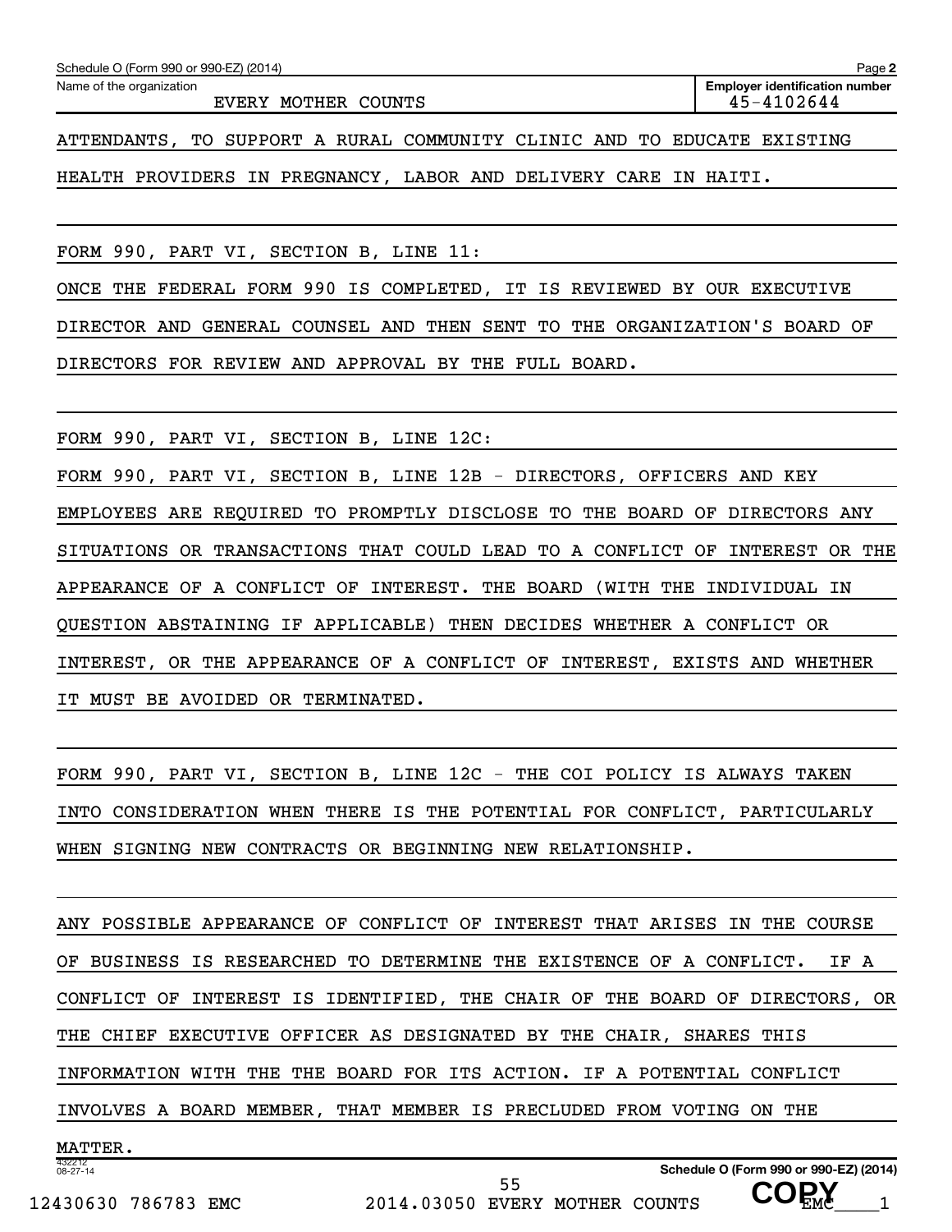Schedule O (Form 990 or 990-EZ) (2014)

Name of the organization: EVERY MOTHER COUNTS

Employer identification number: 45-4102644

ATTENDANTS, TO SUPPORT A RURAL COMMUNITY CLINIC AND TO EDUCATE EXISTING HEALTH PROVIDERS IN PREGNANCY, LABOR AND DELIVERY CARE IN HAITI.

FORM 990, PART VI, SECTION B, LINE 11:

ONCE THE FEDERAL FORM 990 IS COMPLETED, IT IS REVIEWED BY OUR EXECUTIVE DIRECTOR AND GENERAL COUNSEL AND THEN SENT TO THE ORGANIZATION'S BOARD OF DIRECTORS FOR REVIEW AND APPROVAL BY THE FULL BOARD.

FORM 990, PART VI, SECTION B, LINE 12C:

FORM 990, PART VI, SECTION B, LINE 12B - DIRECTORS, OFFICERS AND KEY EMPLOYEES ARE REQUIRED TO PROMPTLY DISCLOSE TO THE BOARD OF DIRECTORS ANY SITUATIONS OR TRANSACTIONS THAT COULD LEAD TO A CONFLICT OF INTEREST OR THE APPEARANCE OF A CONFLICT OF INTEREST. THE BOARD (WITH THE INDIVIDUAL IN QUESTION ABSTAINING IF APPLICABLE) THEN DECIDES WHETHER A CONFLICT OR INTEREST, OR THE APPEARANCE OF A CONFLICT OF INTEREST, EXISTS AND WHETHER IT MUST BE AVOIDED OR TERMINATED.

FORM 990, PART VI, SECTION B, LINE 12C - THE COI POLICY IS ALWAYS TAKEN INTO CONSIDERATION WHEN THERE IS THE POTENTIAL FOR CONFLICT, PARTICULARLY WHEN SIGNING NEW CONTRACTS OR BEGINNING NEW RELATIONSHIP.

ANY POSSIBLE APPEARANCE OF CONFLICT OF INTEREST THAT ARISES IN THE COURSE OF BUSINESS IS RESEARCHED TO DETERMINE THE EXISTENCE OF A CONFLICT. IF A CONFLICT OF INTEREST IS IDENTIFIED, THE CHAIR OF THE BOARD OF DIRECTORS, OR THE CHIEF EXECUTIVE OFFICER AS DESIGNATED BY THE CHAIR, SHARES THIS INFORMATION WITH THE THE BOARD FOR ITS ACTION. IF A POTENTIAL CONFLICT INVOLVES A BOARD MEMBER, THAT MEMBER IS PRECLUDED FROM VOTING ON THE MATTER.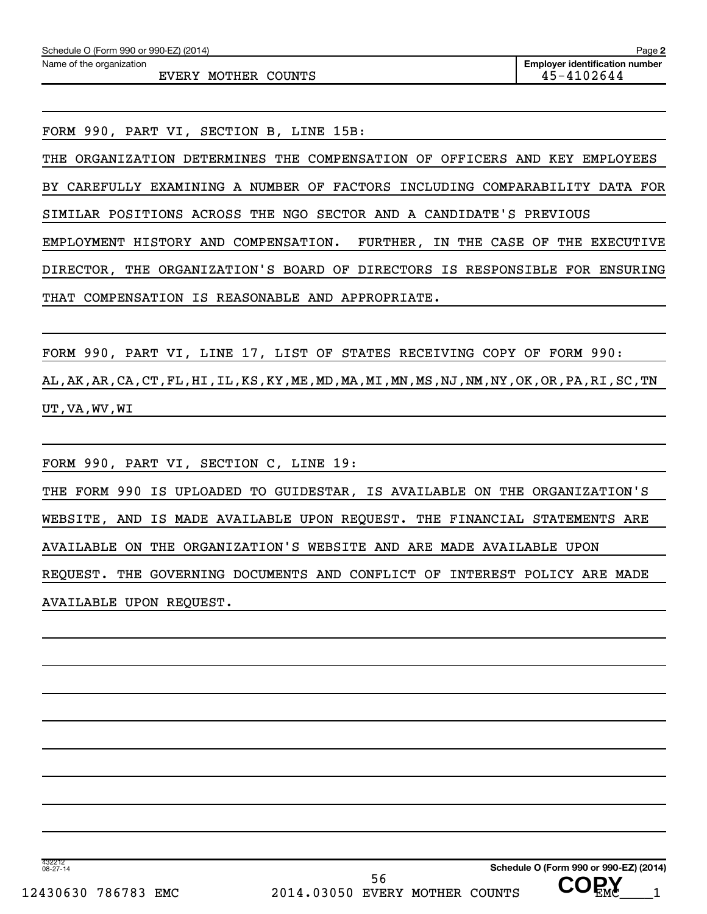Name of the organization: EVERY MOTHER COUNTS

Employer identification number: 45-4102644

FORM 990, PART VI, SECTION B, LINE 15B:

THE ORGANIZATION DETERMINES THE COMPENSATION OF OFFICERS AND KEY EMPLOYEES BY CAREFULLY EXAMINING A NUMBER OF FACTORS INCLUDING COMPARABILITY DATA FOR SIMILAR POSITIONS ACROSS THE NGO SECTOR AND A CANDIDATE'S PREVIOUS EMPLOYMENT HISTORY AND COMPENSATION. FURTHER, IN THE CASE OF THE EXECUTIVE DIRECTOR, THE ORGANIZATION'S BOARD OF DIRECTORS IS RESPONSIBLE FOR ENSURING THAT COMPENSATION IS REASONABLE AND APPROPRIATE.

FORM 990, PART VI, LINE 17, LIST OF STATES RECEIVING COPY OF FORM 990:

AL,AK,AR,CA,CT,FL,HI,IL,KS,KY,ME,MD,MA,MI,MN,MS,NJ,NM,NY,OK,OR,PA,RI,SC,TN UT,VA,WV,WI

FORM 990, PART VI, SECTION C, LINE 19:

THE FORM 990 IS UPLOADED TO GUIDESTAR, IS AVAILABLE ON THE ORGANIZATION'S WEBSITE, AND IS MADE AVAILABLE UPON REQUEST. THE FINANCIAL STATEMENTS ARE AVAILABLE ON THE ORGANIZATION'S WEBSITE AND ARE MADE AVAILABLE UPON REQUEST. THE GOVERNING DOCUMENTS AND CONFLICT OF INTEREST POLICY ARE MADE AVAILABLE UPON REQUEST.